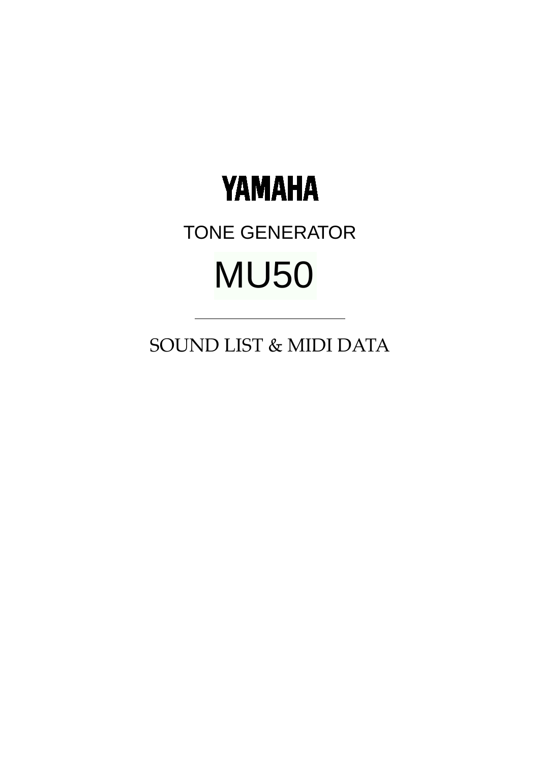# YAMAHA

TONE GENERATOR

# MU50

---

SOUND LIST & MIDI DATA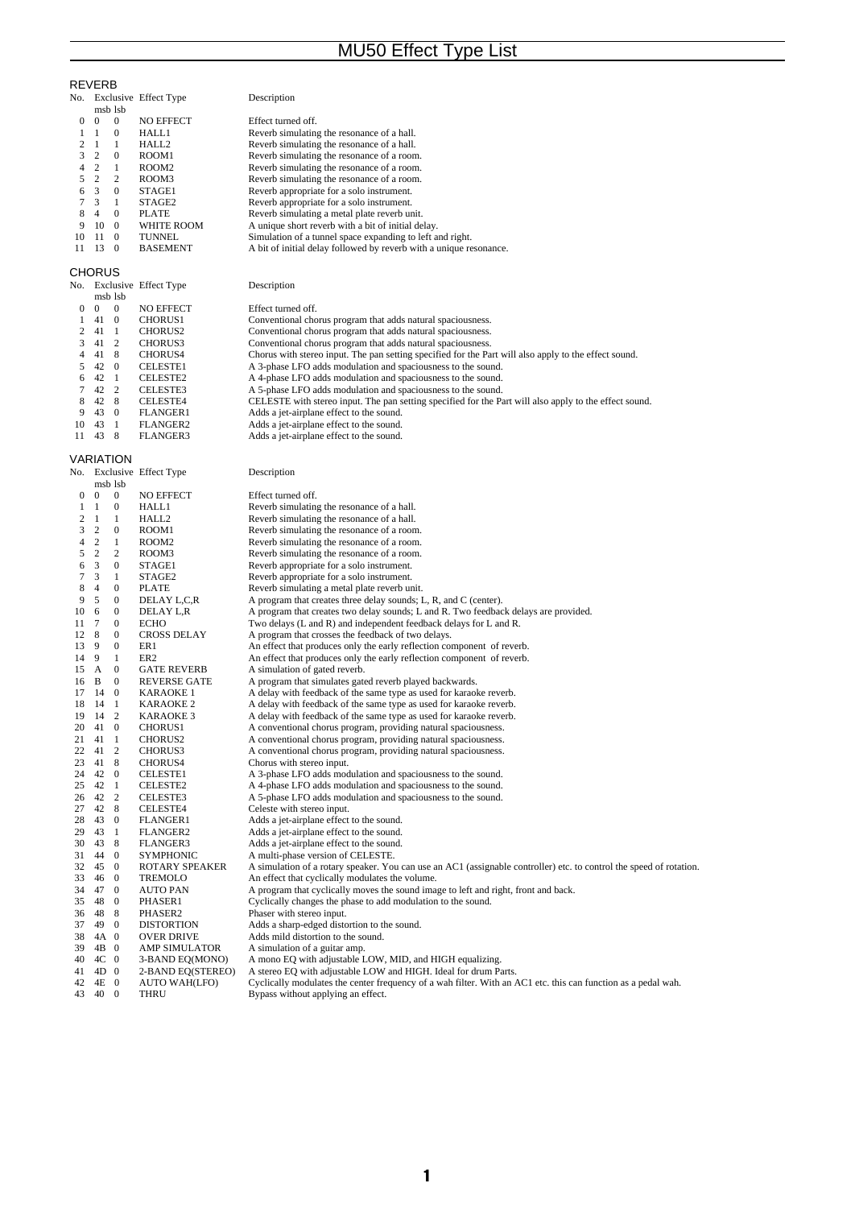# MU50 Effect Type List

## REVERB

| No. | Exclusive msb | lsb | Effect Type | Description |
|---|---|---|---|---|
| 0 | 0 | 0 | NO EFFECT | Effect turned off. |
| 1 | 1 | 0 | HALL1 | Reverb simulating the resonance of a hall. |
| 2 | 1 | 1 | HALL2 | Reverb simulating the resonance of a hall. |
| 3 | 2 | 0 | ROOM1 | Reverb simulating the resonance of a room. |
| 4 | 2 | 1 | ROOM2 | Reverb simulating the resonance of a room. |
| 5 | 2 | 2 | ROOM3 | Reverb simulating the resonance of a room. |
| 6 | 3 | 0 | STAGE1 | Reverb appropriate for a solo instrument. |
| 7 | 3 | 1 | STAGE2 | Reverb appropriate for a solo instrument. |
| 8 | 4 | 0 | PLATE | Reverb simulating a metal plate reverb unit. |
| 9 | 10 | 0 | WHITE ROOM | A unique short reverb with a bit of initial delay. |
| 10 | 11 | 0 | TUNNEL | Simulation of a tunnel space expanding to left and right. |
| 11 | 13 | 0 | BASEMENT | A bit of initial delay followed by reverb with a unique resonance. |

## CHORUS

| No. | Exclusive msb | lsb | Effect Type | Description |
|---|---|---|---|---|
| 0 | 0 | 0 | NO EFFECT | Effect turned off. |
| 1 | 41 | 0 | CHORUS1 | Conventional chorus program that adds natural spaciousness. |
| 2 | 41 | 1 | CHORUS2 | Conventional chorus program that adds natural spaciousness. |
| 3 | 41 | 2 | CHORUS3 | Conventional chorus program that adds natural spaciousness. |
| 4 | 41 | 8 | CHORUS4 | Chorus with stereo input. The pan setting specified for the Part will also apply to the effect sound. |
| 5 | 42 | 0 | CELESTE1 | A 3-phase LFO adds modulation and spaciousness to the sound. |
| 6 | 42 | 1 | CELESTE2 | A 4-phase LFO adds modulation and spaciousness to the sound. |
| 7 | 42 | 2 | CELESTE3 | A 5-phase LFO adds modulation and spaciousness to the sound. |
| 8 | 42 | 8 | CELESTE4 | CELESTE with stereo input. The pan setting specified for the Part will also apply to the effect sound. |
| 9 | 43 | 0 | FLANGER1 | Adds a jet-airplane effect to the sound. |
| 10 | 43 | 1 | FLANGER2 | Adds a jet-airplane effect to the sound. |
| 11 | 43 | 8 | FLANGER3 | Adds a jet-airplane effect to the sound. |

## VARIATION

| No. | Exclusive msb | lsb | Effect Type | Description |
|---|---|---|---|---|
| 0 | 0 | 0 | NO EFFECT | Effect turned off. |
| 1 | 1 | 0 | HALL1 | Reverb simulating the resonance of a hall. |
| 2 | 1 | 1 | HALL2 | Reverb simulating the resonance of a hall. |
| 3 | 2 | 0 | ROOM1 | Reverb simulating the resonance of a room. |
| 4 | 2 | 1 | ROOM2 | Reverb simulating the resonance of a room. |
| 5 | 2 | 2 | ROOM3 | Reverb simulating the resonance of a room. |
| 6 | 3 | 0 | STAGE1 | Reverb appropriate for a solo instrument. |
| 7 | 3 | 1 | STAGE2 | Reverb appropriate for a solo instrument. |
| 8 | 4 | 0 | PLATE | Reverb simulating a metal plate reverb unit. |
| 9 | 5 | 0 | DELAY L,C,R | A program that creates three delay sounds; L, R, and C (center). |
| 10 | 6 | 0 | DELAY L,R | A program that creates two delay sounds; L and R. Two feedback delays are provided. |
| 11 | 7 | 0 | ECHO | Two delays (L and R) and independent feedback delays for L and R. |
| 12 | 8 | 0 | CROSS DELAY | A program that crosses the feedback of two delays. |
| 13 | 9 | 0 | ER1 | An effect that produces only the early reflection component of reverb. |
| 14 | 9 | 1 | ER2 | An effect that produces only the early reflection component of reverb. |
| 15 | A | 0 | GATE REVERB | A simulation of gated reverb. |
| 16 | B | 0 | REVERSE GATE | A program that simulates gated reverb played backwards. |
| 17 | 14 | 0 | KARAOKE 1 | A delay with feedback of the same type as used for karaoke reverb. |
| 18 | 14 | 1 | KARAOKE 2 | A delay with feedback of the same type as used for karaoke reverb. |
| 19 | 14 | 2 | KARAOKE 3 | A delay with feedback of the same type as used for karaoke reverb. |
| 20 | 41 | 0 | CHORUS1 | A conventional chorus program, providing natural spaciousness. |
| 21 | 41 | 1 | CHORUS2 | A conventional chorus program, providing natural spaciousness. |
| 22 | 41 | 2 | CHORUS3 | A conventional chorus program, providing natural spaciousness. |
| 23 | 41 | 8 | CHORUS4 | Chorus with stereo input. |
| 24 | 42 | 0 | CELESTE1 | A 3-phase LFO adds modulation and spaciousness to the sound. |
| 25 | 42 | 1 | CELESTE2 | A 4-phase LFO adds modulation and spaciousness to the sound. |
| 26 | 42 | 2 | CELESTE3 | A 5-phase LFO adds modulation and spaciousness to the sound. |
| 27 | 42 | 8 | CELESTE4 | Celeste with stereo input. |
| 28 | 43 | 0 | FLANGER1 | Adds a jet-airplane effect to the sound. |
| 29 | 43 | 1 | FLANGER2 | Adds a jet-airplane effect to the sound. |
| 30 | 43 | 8 | FLANGER3 | Adds a jet-airplane effect to the sound. |
| 31 | 44 | 0 | SYMPHONIC | A multi-phase version of CELESTE. |
| 32 | 45 | 0 | ROTARY SPEAKER | A simulation of a rotary speaker. You can use an AC1 (assignable controller) etc. to control the speed of rotation. |
| 33 | 46 | 0 | TREMOLO | An effect that cyclically modulates the volume. |
| 34 | 47 | 0 | AUTO PAN | A program that cyclically moves the sound image to left and right, front and back. |
| 35 | 48 | 0 | PHASER1 | Cyclically changes the phase to add modulation to the sound. |
| 36 | 48 | 8 | PHASER2 | Phaser with stereo input. |
| 37 | 49 | 0 | DISTORTION | Adds a sharp-edged distortion to the sound. |
| 38 | 4A | 0 | OVER DRIVE | Adds mild distortion to the sound. |
| 39 | 4B | 0 | AMP SIMULATOR | A simulation of a guitar amp. |
| 40 | 4C | 0 | 3-BAND EQ(MONO) | A mono EQ with adjustable LOW, MID, and HIGH equalizing. |
| 41 | 4D | 0 | 2-BAND EQ(STEREO) | A stereo EQ with adjustable LOW and HIGH. Ideal for drum Parts. |
| 42 | 4E | 0 | AUTO WAH(LFO) | Cyclically modulates the center frequency of a wah filter. With an AC1 etc. this can function as a pedal wah. |
| 43 | 40 | 0 | THRU | Bypass without applying an effect. |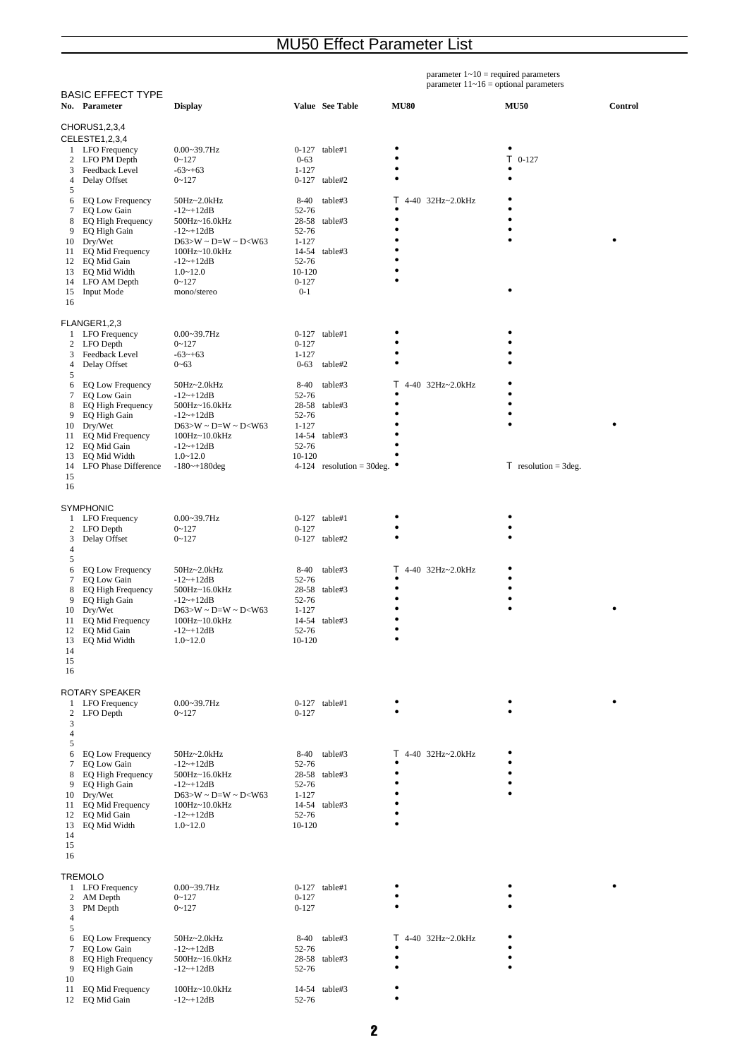# MU50 Effect Parameter List

parameter 1~10 = required parameters
parameter 11~16 = optional parameters

## BASIC EFFECT TYPE

| No. | Parameter | Display | Value | See Table | MU80 | MU50 | Control |
|---|---|---|---|---|---|---|---|
| | **CHORUS1,2,3,4** | | | | | | |
| | **CELESTE1,2,3,4** | | | | | | |
| 1 | LFO Frequency | 0.00~39.7Hz | 0-127 | table#1 | • | • | |
| 2 | LFO PM Depth | 0~127 | 0-63 | | • | T 0-127 | |
| 3 | Feedback Level | -63~+63 | 1-127 | | • | • | |
| 4 | Delay Offset | 0~127 | 0-127 | table#2 | • | • | |
| 5 | | | | | | | |
| 6 | EQ Low Frequency | 50Hz~2.0kHz | 8-40 | table#3 | T 4-40 32Hz~2.0kHz | • | |
| 7 | EQ Low Gain | -12~+12dB | 52-76 | | • | • | |
| 8 | EQ High Frequency | 500Hz~16.0kHz | 28-58 | table#3 | • | • | |
| 9 | EQ High Gain | -12~+12dB | 52-76 | | • | • | |
| 10 | Dry/Wet | D63>W ~ D=W ~ D<W63 | 1-127 | | • | • | • |
| 11 | EQ Mid Frequency | 100Hz~10.0kHz | 14-54 | table#3 | • | | |
| 12 | EQ Mid Gain | -12~+12dB | 52-76 | | • | | |
| 13 | EQ Mid Width | 1.0~12.0 | 10-120 | | • | | |
| 14 | LFO AM Depth | 0~127 | 0-127 | | • | | |
| 15 | Input Mode | mono/stereo | 0-1 | | | • | |
| 16 | | | | | | | |
| | **FLANGER1,2,3** | | | | | | |
| 1 | LFO Frequency | 0.00~39.7Hz | 0-127 | table#1 | • | • | |
| 2 | LFO Depth | 0~127 | 0-127 | | • | • | |
| 3 | Feedback Level | -63~+63 | 1-127 | | • | • | |
| 4 | Delay Offset | 0~63 | 0-63 | table#2 | • | • | |
| 5 | | | | | | | |
| 6 | EQ Low Frequency | 50Hz~2.0kHz | 8-40 | table#3 | T 4-40 32Hz~2.0kHz | • | |
| 7 | EQ Low Gain | -12~+12dB | 52-76 | | • | • | |
| 8 | EQ High Frequency | 500Hz~16.0kHz | 28-58 | table#3 | • | • | |
| 9 | EQ High Gain | -12~+12dB | 52-76 | | • | • | |
| 10 | Dry/Wet | D63>W ~ D=W ~ D<W63 | 1-127 | | • | • | • |
| 11 | EQ Mid Frequency | 100Hz~10.0kHz | 14-54 | table#3 | • | | |
| 12 | EQ Mid Gain | -12~+12dB | 52-76 | | • | | |
| 13 | EQ Mid Width | 1.0~12.0 | 10-120 | | • | | |
| 14 | LFO Phase Difference | -180~+180deg | 4-124 | resolution = 30deg. | • | T resolution = 3deg. | |
| 15 | | | | | | | |
| 16 | | | | | | | |
| | **SYMPHONIC** | | | | | | |
| 1 | LFO Frequency | 0.00~39.7Hz | 0-127 | table#1 | • | • | |
| 2 | LFO Depth | 0~127 | 0-127 | | • | • | |
| 3 | Delay Offset | 0~127 | 0-127 | table#2 | • | • | |
| 4 | | | | | | | |
| 5 | | | | | | | |
| 6 | EQ Low Frequency | 50Hz~2.0kHz | 8-40 | table#3 | T 4-40 32Hz~2.0kHz | • | |
| 7 | EQ Low Gain | -12~+12dB | 52-76 | | • | • | |
| 8 | EQ High Frequency | 500Hz~16.0kHz | 28-58 | table#3 | • | • | |
| 9 | EQ High Gain | -12~+12dB | 52-76 | | • | • | |
| 10 | Dry/Wet | D63>W ~ D=W ~ D<W63 | 1-127 | | • | • | • |
| 11 | EQ Mid Frequency | 100Hz~10.0kHz | 14-54 | table#3 | • | | |
| 12 | EQ Mid Gain | -12~+12dB | 52-76 | | • | | |
| 13 | EQ Mid Width | 1.0~12.0 | 10-120 | | • | | |
| 14 | | | | | | | |
| 15 | | | | | | | |
| 16 | | | | | | | |
| | **ROTARY SPEAKER** | | | | | | |
| 1 | LFO Frequency | 0.00~39.7Hz | 0-127 | table#1 | • | • | • |
| 2 | LFO Depth | 0~127 | 0-127 | | • | • | |
| 3 | | | | | | | |
| 4 | | | | | | | |
| 5 | | | | | | | |
| 6 | EQ Low Frequency | 50Hz~2.0kHz | 8-40 | table#3 | T 4-40 32Hz~2.0kHz | • | |
| 7 | EQ Low Gain | -12~+12dB | 52-76 | | • | • | |
| 8 | EQ High Frequency | 500Hz~16.0kHz | 28-58 | table#3 | • | • | |
| 9 | EQ High Gain | -12~+12dB | 52-76 | | • | • | |
| 10 | Dry/Wet | D63>W ~ D=W ~ D<W63 | 1-127 | | • | • | |
| 11 | EQ Mid Frequency | 100Hz~10.0kHz | 14-54 | table#3 | • | | |
| 12 | EQ Mid Gain | -12~+12dB | 52-76 | | • | | |
| 13 | EQ Mid Width | 1.0~12.0 | 10-120 | | • | | |
| 14 | | | | | | | |
| 15 | | | | | | | |
| 16 | | | | | | | |
| | **TREMOLO** | | | | | | |
| 1 | LFO Frequency | 0.00~39.7Hz | 0-127 | table#1 | • | • | • |
| 2 | AM Depth | 0~127 | 0-127 | | • | • | |
| 3 | PM Depth | 0~127 | 0-127 | | • | • | |
| 4 | | | | | | | |
| 5 | | | | | | | |
| 6 | EQ Low Frequency | 50Hz~2.0kHz | 8-40 | table#3 | T 4-40 32Hz~2.0kHz | • | |
| 7 | EQ Low Gain | -12~+12dB | 52-76 | | • | • | |
| 8 | EQ High Frequency | 500Hz~16.0kHz | 28-58 | table#3 | • | • | |
| 9 | EQ High Gain | -12~+12dB | 52-76 | | • | • | |
| 10 | | | | | | | |
| 11 | EQ Mid Frequency | 100Hz~10.0kHz | 14-54 | table#3 | • | | |
| 12 | EQ Mid Gain | -12~+12dB | 52-76 | | • | | |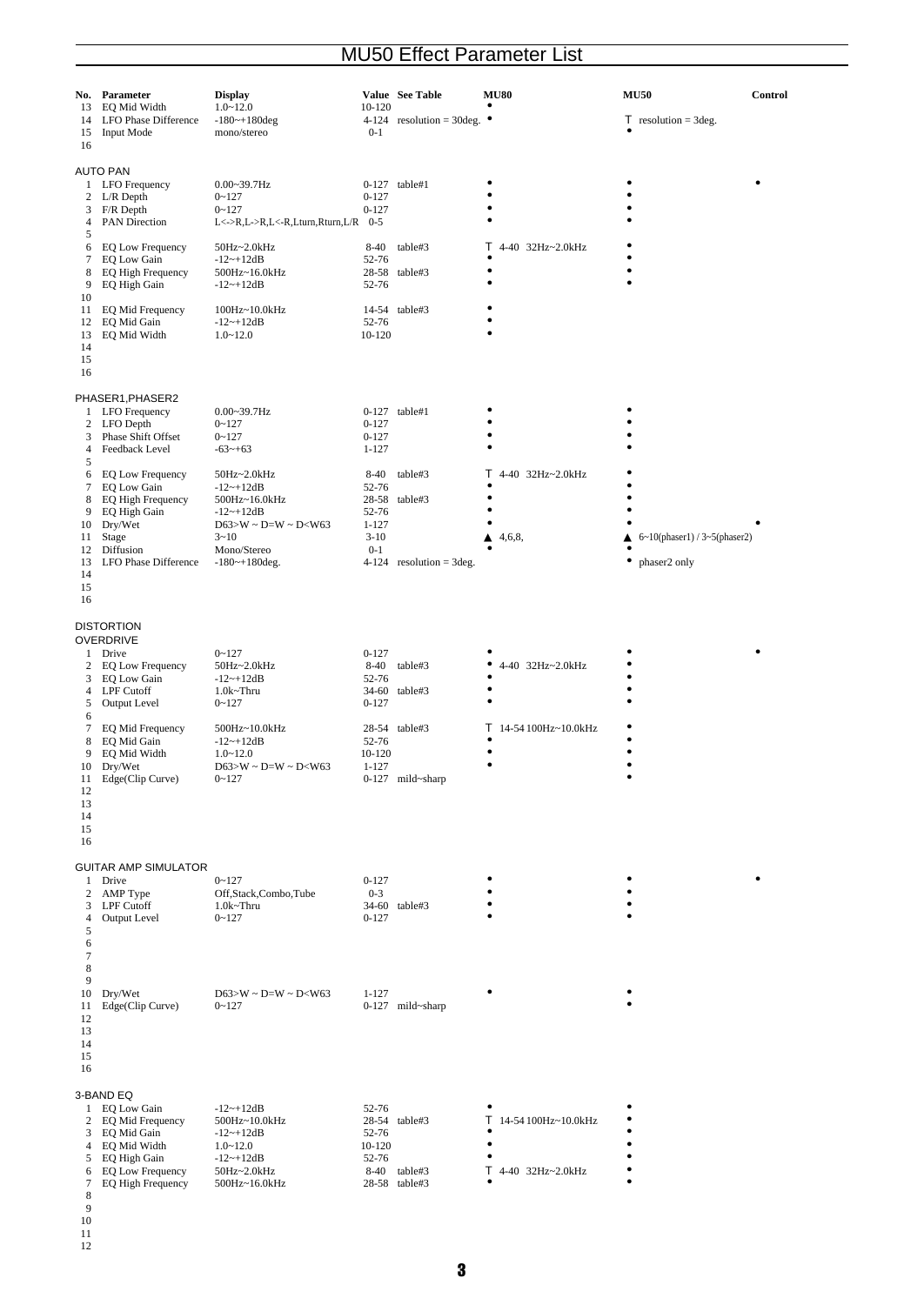# MU50 Effect Parameter List

| No. | Parameter | Display | Value | See Table | MU80 | MU50 | Control |
|---|---|---|---|---|---|---|---|
| 13 | EQ Mid Width | 1.0~12.0 | 10-120 | | • | | |
| 14 | LFO Phase Difference | -180~+180deg | 4-124 | resolution = 30deg. | • | T resolution = 3deg. | |
| 15 | Input Mode | mono/stereo | 0-1 | | | • | |
| 16 | | | | | | | |

AUTO PAN

| No. | Parameter | Display | Value | See Table | MU80 | MU50 | Control |
|---|---|---|---|---|---|---|---|
| 1 | LFO Frequency | 0.00~39.7Hz | 0-127 | table#1 | • | • | • |
| 2 | L/R Depth | 0~127 | 0-127 | | • | • | |
| 3 | F/R Depth | 0~127 | 0-127 | | • | • | |
| 4 | PAN Direction | L<->R,L->R,L<-R,Lturn,Rturn,L/R | 0-5 | | • | • | |
| 5 | | | | | | | |
| 6 | EQ Low Frequency | 50Hz~2.0kHz | 8-40 | table#3 | T 4-40 32Hz~2.0kHz | • | |
| 7 | EQ Low Gain | -12~+12dB | 52-76 | | • | • | |
| 8 | EQ High Frequency | 500Hz~16.0kHz | 28-58 | table#3 | • | • | |
| 9 | EQ High Gain | -12~+12dB | 52-76 | | • | • | |
| 10 | | | | | | | |
| 11 | EQ Mid Frequency | 100Hz~10.0kHz | 14-54 | table#3 | • | | |
| 12 | EQ Mid Gain | -12~+12dB | 52-76 | | • | | |
| 13 | EQ Mid Width | 1.0~12.0 | 10-120 | | • | | |
| 14 | | | | | | | |
| 15 | | | | | | | |
| 16 | | | | | | | |

PHASER1,PHASER2

| No. | Parameter | Display | Value | See Table | MU80 | MU50 | Control |
|---|---|---|---|---|---|---|---|
| 1 | LFO Frequency | 0.00~39.7Hz | 0-127 | table#1 | • | • | |
| 2 | LFO Depth | 0~127 | 0-127 | | • | • | |
| 3 | Phase Shift Offset | 0~127 | 0-127 | | • | • | |
| 4 | Feedback Level | -63~+63 | 1-127 | | • | • | |
| 5 | | | | | | | |
| 6 | EQ Low Frequency | 50Hz~2.0kHz | 8-40 | table#3 | T 4-40 32Hz~2.0kHz | • | |
| 7 | EQ Low Gain | -12~+12dB | 52-76 | | • | • | |
| 8 | EQ High Frequency | 500Hz~16.0kHz | 28-58 | table#3 | • | • | |
| 9 | EQ High Gain | -12~+12dB | 52-76 | | • | • | |
| 10 | Dry/Wet | D63>W ~ D=W ~ D<W63 | 1-127 | | • | • | • |
| 11 | Stage | 3~10 | 3-10 | | ▲ 4,6,8, | ▲ 6~10(phaser1) / 3~5(phaser2) | |
| 12 | Diffusion | Mono/Stereo | 0-1 | | • | • | |
| 13 | LFO Phase Difference | -180~+180deg. | 4-124 | resolution = 3deg. | | • phaser2 only | |
| 14 | | | | | | | |
| 15 | | | | | | | |
| 16 | | | | | | | |

DISTORTION
OVERDRIVE

| No. | Parameter | Display | Value | See Table | MU80 | MU50 | Control |
|---|---|---|---|---|---|---|---|
| 1 | Drive | 0~127 | 0-127 | | • | • | • |
| 2 | EQ Low Frequency | 50Hz~2.0kHz | 8-40 | table#3 | • 4-40 32Hz~2.0kHz | • | |
| 3 | EQ Low Gain | -12~+12dB | 52-76 | | • | • | |
| 4 | LPF Cutoff | 1.0k~Thru | 34-60 | table#3 | • | • | |
| 5 | Output Level | 0~127 | 0-127 | | • | • | |
| 6 | | | | | | | |
| 7 | EQ Mid Frequency | 500Hz~10.0kHz | 28-54 | table#3 | T 14-54 100Hz~10.0kHz | • | |
| 8 | EQ Mid Gain | -12~+12dB | 52-76 | | • | • | |
| 9 | EQ Mid Width | 1.0~12.0 | 10-120 | | • | • | |
| 10 | Dry/Wet | D63>W ~ D=W ~ D<W63 | 1-127 | | • | • | |
| 11 | Edge(Clip Curve) | 0~127 | 0-127 | mild~sharp | | • | |
| 12 | | | | | | | |
| 13 | | | | | | | |
| 14 | | | | | | | |
| 15 | | | | | | | |
| 16 | | | | | | | |

GUITAR AMP SIMULATOR

| No. | Parameter | Display | Value | See Table | MU80 | MU50 | Control |
|---|---|---|---|---|---|---|---|
| 1 | Drive | 0~127 | 0-127 | | • | • | • |
| 2 | AMP Type | Off,Stack,Combo,Tube | 0-3 | | • | • | |
| 3 | LPF Cutoff | 1.0k~Thru | 34-60 | table#3 | • | • | |
| 4 | Output Level | 0~127 | 0-127 | | • | • | |
| 5 | | | | | | | |
| 6 | | | | | | | |
| 7 | | | | | | | |
| 8 | | | | | | | |
| 9 | | | | | | | |
| 10 | Dry/Wet | D63>W ~ D=W ~ D<W63 | 1-127 | | • | • | |
| 11 | Edge(Clip Curve) | 0~127 | 0-127 | mild~sharp | | • | |
| 12 | | | | | | | |
| 13 | | | | | | | |
| 14 | | | | | | | |
| 15 | | | | | | | |
| 16 | | | | | | | |

3-BAND EQ

| No. | Parameter | Display | Value | See Table | MU80 | MU50 | Control |
|---|---|---|---|---|---|---|---|
| 1 | EQ Low Gain | -12~+12dB | 52-76 | | • | • | |
| 2 | EQ Mid Frequency | 500Hz~10.0kHz | 28-54 | table#3 | T 14-54 100Hz~10.0kHz | • | |
| 3 | EQ Mid Gain | -12~+12dB | 52-76 | | • | • | |
| 4 | EQ Mid Width | 1.0~12.0 | 10-120 | | • | • | |
| 5 | EQ High Gain | -12~+12dB | 52-76 | | • | • | |
| 6 | EQ Low Frequency | 50Hz~2.0kHz | 8-40 | table#3 | T 4-40 32Hz~2.0kHz | • | |
| 7 | EQ High Frequency | 500Hz~16.0kHz | 28-58 | table#3 | • | • | |
| 8 | | | | | | | |
| 9 | | | | | | | |
| 10 | | | | | | | |
| 11 | | | | | | | |
| 12 | | | | | | | |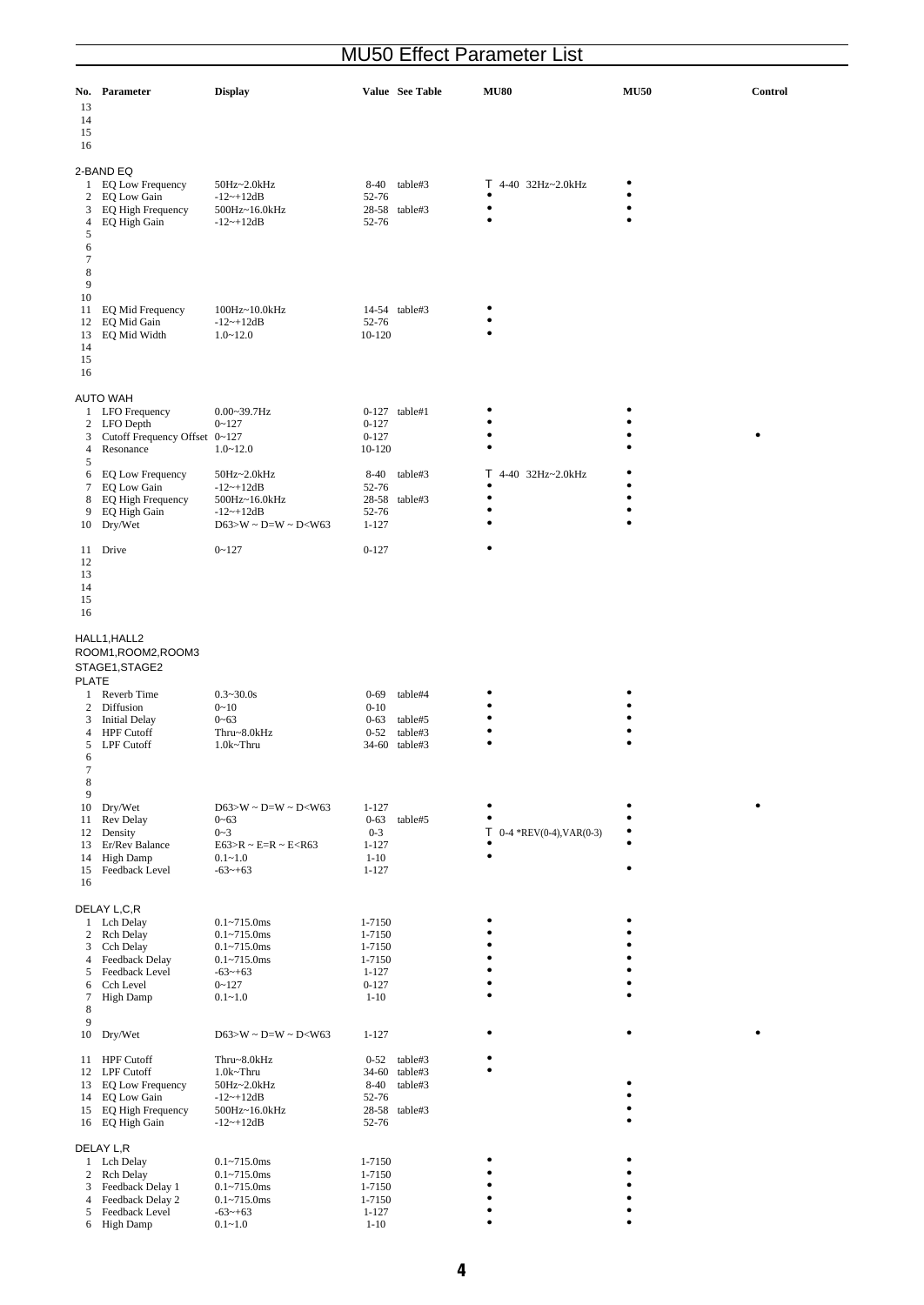# MU50 Effect Parameter List

| No. | Parameter | Display | Value | See Table | MU80 | MU50 | Control |
|---|---|---|---|---|---|---|---|
| 13 | | | | | | | |
| 14 | | | | | | | |
| 15 | | | | | | | |
| 16 | | | | | | | |
| **2-BAND EQ** | | | | | | | |
| 1 | EQ Low Frequency | 50Hz~2.0kHz | 8-40 | table#3 | T 4-40 32Hz~2.0kHz | • | |
| 2 | EQ Low Gain | -12~+12dB | 52-76 | | • | • | |
| 3 | EQ High Frequency | 500Hz~16.0kHz | 28-58 | table#3 | • | • | |
| 4 | EQ High Gain | -12~+12dB | 52-76 | | • | • | |
| 5 | | | | | | | |
| 6 | | | | | | | |
| 7 | | | | | | | |
| 8 | | | | | | | |
| 9 | | | | | | | |
| 10 | | | | | | | |
| 11 | EQ Mid Frequency | 100Hz~10.0kHz | 14-54 | table#3 | • | | |
| 12 | EQ Mid Gain | -12~+12dB | 52-76 | | • | | |
| 13 | EQ Mid Width | 1.0~12.0 | 10-120 | | • | | |
| 14 | | | | | | | |
| 15 | | | | | | | |
| 16 | | | | | | | |
| **AUTO WAH** | | | | | | | |
| 1 | LFO Frequency | 0.00~39.7Hz | 0-127 | table#1 | • | • | |
| 2 | LFO Depth | 0~127 | 0-127 | | • | • | |
| 3 | Cutoff Frequency Offset | 0~127 | 0-127 | | • | • | • |
| 4 | Resonance | 1.0~12.0 | 10-120 | | • | • | |
| 5 | | | | | | | |
| 6 | EQ Low Frequency | 50Hz~2.0kHz | 8-40 | table#3 | T 4-40 32Hz~2.0kHz | • | |
| 7 | EQ Low Gain | -12~+12dB | 52-76 | | • | • | |
| 8 | EQ High Frequency | 500Hz~16.0kHz | 28-58 | table#3 | • | • | |
| 9 | EQ High Gain | -12~+12dB | 52-76 | | • | • | |
| 10 | Dry/Wet | D63>W ~ D=W ~ D<W63 | 1-127 | | • | • | |
| 11 | Drive | 0~127 | 0-127 | | • | | |
| 12 | | | | | | | |
| 13 | | | | | | | |
| 14 | | | | | | | |
| 15 | | | | | | | |
| 16 | | | | | | | |
| **HALL1,HALL2 ROOM1,ROOM2,ROOM3 STAGE1,STAGE2 PLATE** | | | | | | | |
| 1 | Reverb Time | 0.3~30.0s | 0-69 | table#4 | • | • | |
| 2 | Diffusion | 0~10 | 0-10 | | • | • | |
| 3 | Initial Delay | 0~63 | 0-63 | table#5 | • | • | |
| 4 | HPF Cutoff | Thru~8.0kHz | 0-52 | table#3 | • | • | |
| 5 | LPF Cutoff | 1.0k~Thru | 34-60 | table#3 | • | • | |
| 6 | | | | | | | |
| 7 | | | | | | | |
| 8 | | | | | | | |
| 9 | | | | | | | |
| 10 | Dry/Wet | D63>W ~ D=W ~ D<W63 | 1-127 | | • | • | • |
| 11 | Rev Delay | 0~63 | 0-63 | table#5 | • | • | |
| 12 | Density | 0~3 | 0-3 | | T 0-4 *REV(0-4),VAR(0-3) | • | |
| 13 | Er/Rev Balance | E63>R ~ E=R ~ E<R63 | 1-127 | | • | • | |
| 14 | High Damp | 0.1~1.0 | 1-10 | | • | | |
| 15 | Feedback Level | -63~+63 | 1-127 | | | • | |
| 16 | | | | | | | |
| **DELAY L,C,R** | | | | | | | |
| 1 | Lch Delay | 0.1~715.0ms | 1-7150 | | • | • | |
| 2 | Rch Delay | 0.1~715.0ms | 1-7150 | | • | • | |
| 3 | Cch Delay | 0.1~715.0ms | 1-7150 | | • | • | |
| 4 | Feedback Delay | 0.1~715.0ms | 1-7150 | | • | • | |
| 5 | Feedback Level | -63~+63 | 1-127 | | • | • | |
| 6 | Cch Level | 0~127 | 0-127 | | • | • | |
| 7 | High Damp | 0.1~1.0 | 1-10 | | • | • | |
| 8 | | | | | | | |
| 9 | | | | | | | |
| 10 | Dry/Wet | D63>W ~ D=W ~ D<W63 | 1-127 | | • | • | • |
| 11 | HPF Cutoff | Thru~8.0kHz | 0-52 | table#3 | • | | |
| 12 | LPF Cutoff | 1.0k~Thru | 34-60 | table#3 | • | | |
| 13 | EQ Low Frequency | 50Hz~2.0kHz | 8-40 | table#3 | | • | |
| 14 | EQ Low Gain | -12~+12dB | 52-76 | | | • | |
| 15 | EQ High Frequency | 500Hz~16.0kHz | 28-58 | table#3 | | • | |
| 16 | EQ High Gain | -12~+12dB | 52-76 | | | • | |
| **DELAY L,R** | | | | | | | |
| 1 | Lch Delay | 0.1~715.0ms | 1-7150 | | • | • | |
| 2 | Rch Delay | 0.1~715.0ms | 1-7150 | | • | • | |
| 3 | Feedback Delay 1 | 0.1~715.0ms | 1-7150 | | • | • | |
| 4 | Feedback Delay 2 | 0.1~715.0ms | 1-7150 | | • | • | |
| 5 | Feedback Level | -63~+63 | 1-127 | | • | • | |
| 6 | High Damp | 0.1~1.0 | 1-10 | | • | • | |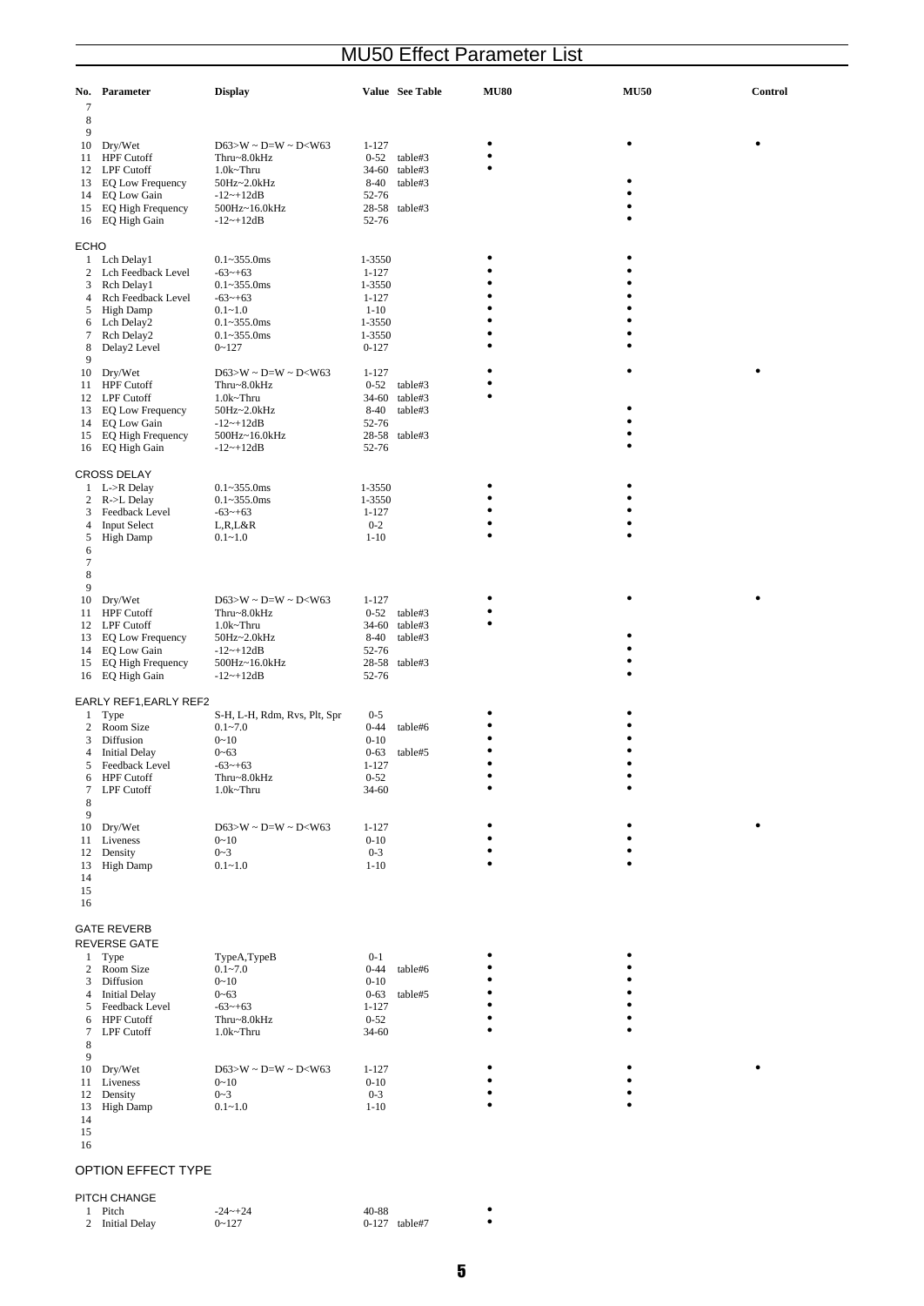# MU50 Effect Parameter List

| No. | Parameter | Display | Value | See Table | MU80 | MU50 | Control |
|---|---|---|---|---|---|---|---|
| 7 | | | | | | | |
| 8 | | | | | | | |
| 9 | | | | | | | |
| 10 | Dry/Wet | D63>W ~ D=W ~ D<W63 | 1-127 | | • | • | • |
| 11 | HPF Cutoff | Thru~8.0kHz | 0-52 | table#3 | • | | |
| 12 | LPF Cutoff | 1.0k~Thru | 34-60 | table#3 | • | | |
| 13 | EQ Low Frequency | 50Hz~2.0kHz | 8-40 | table#3 | | • | |
| 14 | EQ Low Gain | -12~+12dB | 52-76 | | | • | |
| 15 | EQ High Frequency | 500Hz~16.0kHz | 28-58 | table#3 | | • | |
| 16 | EQ High Gain | -12~+12dB | 52-76 | | | • | |

ECHO

| No. | Parameter | Display | Value | See Table | MU80 | MU50 | Control |
|---|---|---|---|---|---|---|---|
| 1 | Lch Delay1 | 0.1~355.0ms | 1-3550 | | • | • | |
| 2 | Lch Feedback Level | -63~+63 | 1-127 | | • | • | |
| 3 | Rch Delay1 | 0.1~355.0ms | 1-3550 | | • | • | |
| 4 | Rch Feedback Level | -63~+63 | 1-127 | | • | • | |
| 5 | High Damp | 0.1~1.0 | 1-10 | | • | • | |
| 6 | Lch Delay2 | 0.1~355.0ms | 1-3550 | | • | • | |
| 7 | Rch Delay2 | 0.1~355.0ms | 1-3550 | | • | • | |
| 8 | Delay2 Level | 0~127 | 0-127 | | • | • | |
| 9 | | | | | | | |
| 10 | Dry/Wet | D63>W ~ D=W ~ D<W63 | 1-127 | | • | • | • |
| 11 | HPF Cutoff | Thru~8.0kHz | 0-52 | table#3 | • | | |
| 12 | LPF Cutoff | 1.0k~Thru | 34-60 | table#3 | • | | |
| 13 | EQ Low Frequency | 50Hz~2.0kHz | 8-40 | table#3 | | • | |
| 14 | EQ Low Gain | -12~+12dB | 52-76 | | | • | |
| 15 | EQ High Frequency | 500Hz~16.0kHz | 28-58 | table#3 | | • | |
| 16 | EQ High Gain | -12~+12dB | 52-76 | | | • | |

CROSS DELAY

| No. | Parameter | Display | Value | See Table | MU80 | MU50 | Control |
|---|---|---|---|---|---|---|---|
| 1 | L->R Delay | 0.1~355.0ms | 1-3550 | | • | • | |
| 2 | R->L Delay | 0.1~355.0ms | 1-3550 | | • | • | |
| 3 | Feedback Level | -63~+63 | 1-127 | | • | • | |
| 4 | Input Select | L,R,L&R | 0-2 | | • | • | |
| 5 | High Damp | 0.1~1.0 | 1-10 | | • | • | |
| 6 | | | | | | | |
| 7 | | | | | | | |
| 8 | | | | | | | |
| 9 | | | | | | | |
| 10 | Dry/Wet | D63>W ~ D=W ~ D<W63 | 1-127 | | • | • | • |
| 11 | HPF Cutoff | Thru~8.0kHz | 0-52 | table#3 | • | | |
| 12 | LPF Cutoff | 1.0k~Thru | 34-60 | table#3 | • | | |
| 13 | EQ Low Frequency | 50Hz~2.0kHz | 8-40 | table#3 | | • | |
| 14 | EQ Low Gain | -12~+12dB | 52-76 | | | • | |
| 15 | EQ High Frequency | 500Hz~16.0kHz | 28-58 | table#3 | | • | |
| 16 | EQ High Gain | -12~+12dB | 52-76 | | | • | |

EARLY REF1,EARLY REF2

| No. | Parameter | Display | Value | See Table | MU80 | MU50 | Control |
|---|---|---|---|---|---|---|---|
| 1 | Type | S-H, L-H, Rdm, Rvs, Plt, Spr | 0-5 | | • | • | |
| 2 | Room Size | 0.1~7.0 | 0-44 | table#6 | • | • | |
| 3 | Diffusion | 0~10 | 0-10 | | • | • | |
| 4 | Initial Delay | 0~63 | 0-63 | table#5 | • | • | |
| 5 | Feedback Level | -63~+63 | 1-127 | | • | • | |
| 6 | HPF Cutoff | Thru~8.0kHz | 0-52 | | • | • | |
| 7 | LPF Cutoff | 1.0k~Thru | 34-60 | | • | • | |
| 8 | | | | | | | |
| 9 | | | | | | | |
| 10 | Dry/Wet | D63>W ~ D=W ~ D<W63 | 1-127 | | • | • | • |
| 11 | Liveness | 0~10 | 0-10 | | • | • | |
| 12 | Density | 0~3 | 0-3 | | • | • | |
| 13 | High Damp | 0.1~1.0 | 1-10 | | • | • | |
| 14 | | | | | | | |
| 15 | | | | | | | |
| 16 | | | | | | | |

GATE REVERB
REVERSE GATE

| No. | Parameter | Display | Value | See Table | MU80 | MU50 | Control |
|---|---|---|---|---|---|---|---|
| 1 | Type | TypeA,TypeB | 0-1 | | • | • | |
| 2 | Room Size | 0.1~7.0 | 0-44 | table#6 | • | • | |
| 3 | Diffusion | 0~10 | 0-10 | | • | • | |
| 4 | Initial Delay | 0~63 | 0-63 | table#5 | • | • | |
| 5 | Feedback Level | -63~+63 | 1-127 | | • | • | |
| 6 | HPF Cutoff | Thru~8.0kHz | 0-52 | | • | • | |
| 7 | LPF Cutoff | 1.0k~Thru | 34-60 | | • | • | |
| 8 | | | | | | | |
| 9 | | | | | | | |
| 10 | Dry/Wet | D63>W ~ D=W ~ D<W63 | 1-127 | | • | • | • |
| 11 | Liveness | 0~10 | 0-10 | | • | • | |
| 12 | Density | 0~3 | 0-3 | | • | • | |
| 13 | High Damp | 0.1~1.0 | 1-10 | | • | • | |
| 14 | | | | | | | |
| 15 | | | | | | | |
| 16 | | | | | | | |

## OPTION EFFECT TYPE

PITCH CHANGE

| No. | Parameter | Display | Value | See Table | MU80 | MU50 | Control |
|---|---|---|---|---|---|---|---|
| 1 | Pitch | -24~+24 | 40-88 | | • | | |
| 2 | Initial Delay | 0~127 | 0-127 | table#7 | • | | |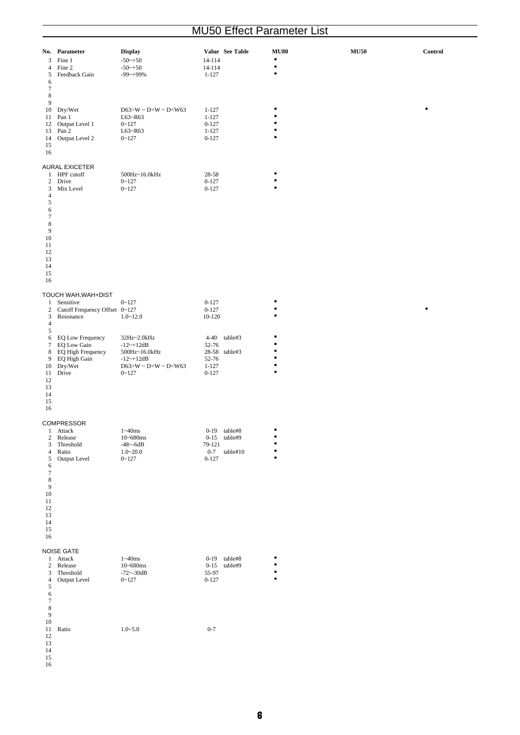# MU50 Effect Parameter List

| No. | Parameter | Display | Value | See Table | MU80 | MU50 | Control |
|---|---|---|---|---|---|---|---|
| 3 | Fine 1 | -50~+50 | 14-114 | | • | | |
| 4 | Fine 2 | -50~+50 | 14-114 | | • | | |
| 5 | Feedback Gain | -99~+99% | 1-127 | | • | | |
| 6 | | | | | | | |
| 7 | | | | | | | |
| 8 | | | | | | | |
| 9 | | | | | | | |
| 10 | Dry/Wet | D63>W ~ D=W ~ D<W63 | 1-127 | | • | | • |
| 11 | Pan 1 | L63~R63 | 1-127 | | • | | |
| 12 | Output Level 1 | 0~127 | 0-127 | | • | | |
| 13 | Pan 2 | L63~R63 | 1-127 | | • | | |
| 14 | Output Level 2 | 0~127 | 0-127 | | • | | |
| 15 | | | | | | | |
| 16 | | | | | | | |

AURAL EXICETER

| No. | Parameter | Display | Value | See Table | MU80 | MU50 | Control |
|---|---|---|---|---|---|---|---|
| 1 | HPF cutoff | 500Hz~16.0kHz | 28-58 | | • | | |
| 2 | Drive | 0~127 | 0-127 | | • | | |
| 3 | Mix Level | 0~127 | 0-127 | | • | | |
| 4 | | | | | | | |
| 5 | | | | | | | |
| 6 | | | | | | | |
| 7 | | | | | | | |
| 8 | | | | | | | |
| 9 | | | | | | | |
| 10 | | | | | | | |
| 11 | | | | | | | |
| 12 | | | | | | | |
| 13 | | | | | | | |
| 14 | | | | | | | |
| 15 | | | | | | | |
| 16 | | | | | | | |

TOUCH WAH,WAH+DIST

| No. | Parameter | Display | Value | See Table | MU80 | MU50 | Control |
|---|---|---|---|---|---|---|---|
| 1 | Sensitive | 0~127 | 0-127 | | • | | |
| 2 | Cutoff Frequency Offset | 0~127 | 0-127 | | • | | • |
| 3 | Resonance | 1.0~12.0 | 10-120 | | • | | |
| 4 | | | | | | | |
| 5 | | | | | | | |
| 6 | EQ Low Frequency | 32Hz~2.0kHz | 4-40 | table#3 | • | | |
| 7 | EQ Low Gain | -12~+12dB | 52-76 | | • | | |
| 8 | EQ High Frequency | 500Hz~16.0kHz | 28-58 | table#3 | • | | |
| 9 | EQ High Gain | -12~+12dB | 52-76 | | • | | |
| 10 | Dry/Wet | D63>W ~ D=W ~ D<W63 | 1-127 | | • | | |
| 11 | Drive | 0~127 | 0-127 | | • | | |
| 12 | | | | | | | |
| 13 | | | | | | | |
| 14 | | | | | | | |
| 15 | | | | | | | |
| 16 | | | | | | | |

COMPRESSOR

| No. | Parameter | Display | Value | See Table | MU80 | MU50 | Control |
|---|---|---|---|---|---|---|---|
| 1 | Attack | 1~40ms | 0-19 | table#8 | • | | |
| 2 | Release | 10~680ms | 0-15 | table#9 | • | | |
| 3 | Threshold | -48~-6dB | 79-121 | | • | | |
| 4 | Ratio | 1.0~20.0 | 0-7 | table#10 | • | | |
| 5 | Output Level | 0~127 | 0-127 | | • | | |
| 6 | | | | | | | |
| 7 | | | | | | | |
| 8 | | | | | | | |
| 9 | | | | | | | |
| 10 | | | | | | | |
| 11 | | | | | | | |
| 12 | | | | | | | |
| 13 | | | | | | | |
| 14 | | | | | | | |
| 15 | | | | | | | |
| 16 | | | | | | | |

NOISE GATE

| No. | Parameter | Display | Value | See Table | MU80 | MU50 | Control |
|---|---|---|---|---|---|---|---|
| 1 | Attack | 1~40ms | 0-19 | table#8 | • | | |
| 2 | Release | 10~680ms | 0-15 | table#9 | • | | |
| 3 | Threshold | -72~-30dB | 55-97 | | • | | |
| 4 | Output Level | 0~127 | 0-127 | | • | | |
| 5 | | | | | | | |
| 6 | | | | | | | |
| 7 | | | | | | | |
| 8 | | | | | | | |
| 9 | | | | | | | |
| 10 | | | | | | | |
| 11 | Ratio | 1.0~5.0 | 0-7 | | | | |
| 12 | | | | | | | |
| 13 | | | | | | | |
| 14 | | | | | | | |
| 15 | | | | | | | |
| 16 | | | | | | | |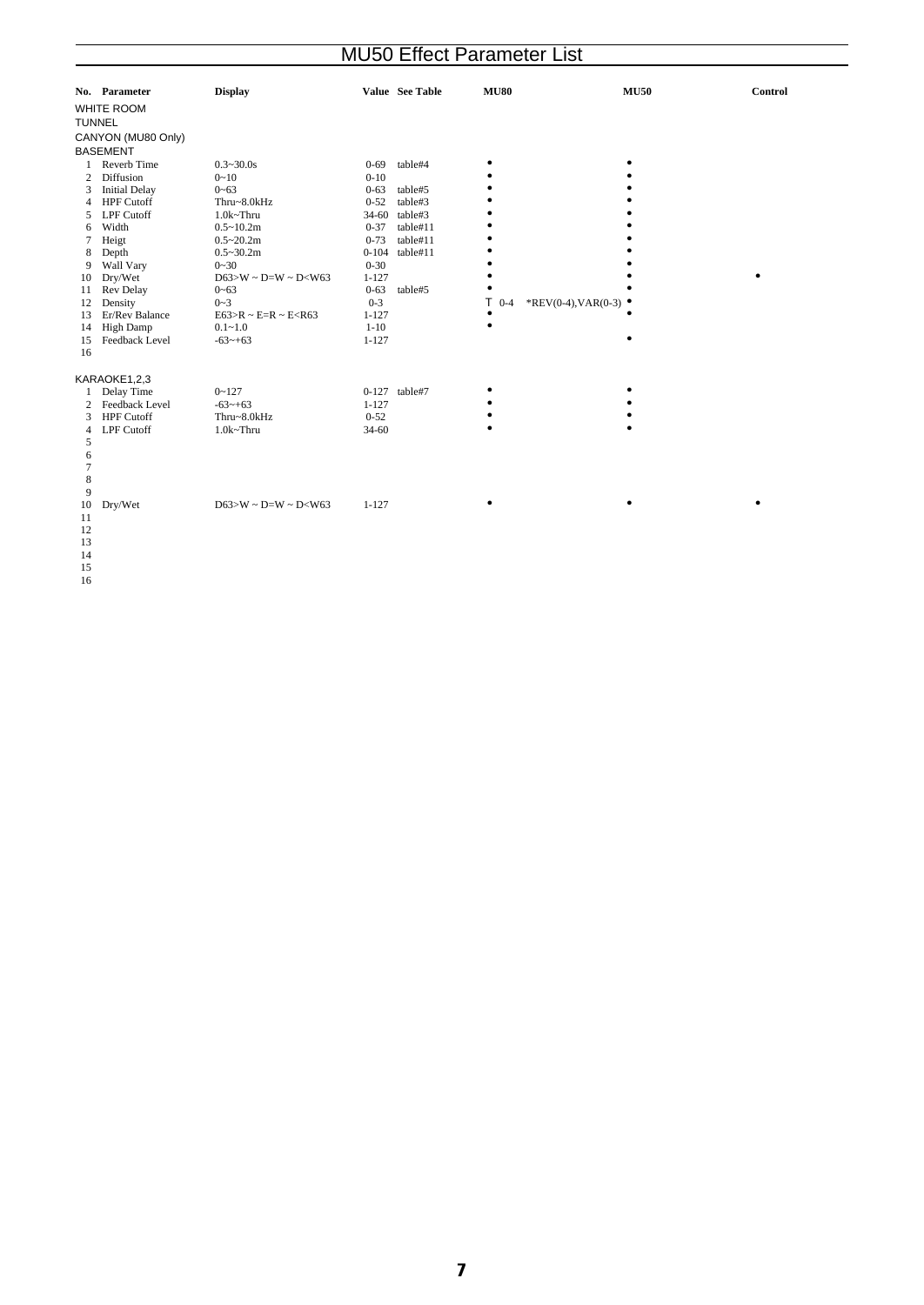# MU50 Effect Parameter List

| No. | Parameter | Display | Value | See Table | MU80 | | MU50 | Control |
|---|---|---|---|---|---|---|---|---|
| WHITE ROOM | | | | | | | | |
| TUNNEL | | | | | | | | |
| CANYON (MU80 Only) | | | | | | | | |
| BASEMENT | | | | | | | | |
| 1 | Reverb Time | 0.3~30.0s | 0-69 | table#4 | • | | • | |
| 2 | Diffusion | 0~10 | 0-10 | | • | | • | |
| 3 | Initial Delay | 0~63 | 0-63 | table#5 | • | | • | |
| 4 | HPF Cutoff | Thru~8.0kHz | 0-52 | table#3 | • | | • | |
| 5 | LPF Cutoff | 1.0k~Thru | 34-60 | table#3 | • | | • | |
| 6 | Width | 0.5~10.2m | 0-37 | table#11 | • | | • | |
| 7 | Heigt | 0.5~20.2m | 0-73 | table#11 | • | | • | |
| 8 | Depth | 0.5~30.2m | 0-104 | table#11 | • | | • | |
| 9 | Wall Vary | 0~30 | 0-30 | | • | | • | |
| 10 | Dry/Wet | D63>W ~ D=W ~ D<W63 | 1-127 | | • | | • | • |
| 11 | Rev Delay | 0~63 | 0-63 | table#5 | • | | • | |
| 12 | Density | 0~3 | 0-3 | | T 0-4 | *REV(0-4),VAR(0-3) | • | |
| 13 | Er/Rev Balance | E63>R ~ E=R ~ E<R63 | 1-127 | | • | | • | |
| 14 | High Damp | 0.1~1.0 | 1-10 | | • | | | |
| 15 | Feedback Level | -63~+63 | 1-127 | | | | • | |
| 16 | | | | | | | | |

| No. | Parameter | Display | Value | See Table | MU80 | MU50 | Control |
|---|---|---|---|---|---|---|---|
| KARAOKE1,2,3 | | | | | | | |
| 1 | Delay Time | 0~127 | 0-127 | table#7 | • | • | |
| 2 | Feedback Level | -63~+63 | 1-127 | | • | • | |
| 3 | HPF Cutoff | Thru~8.0kHz | 0-52 | | • | • | |
| 4 | LPF Cutoff | 1.0k~Thru | 34-60 | | • | • | |
| 5 | | | | | | | |
| 6 | | | | | | | |
| 7 | | | | | | | |
| 8 | | | | | | | |
| 9 | | | | | | | |
| 10 | Dry/Wet | D63>W ~ D=W ~ D<W63 | 1-127 | | • | • | • |
| 11 | | | | | | | |
| 12 | | | | | | | |
| 13 | | | | | | | |
| 14 | | | | | | | |
| 15 | | | | | | | |
| 16 | | | | | | | |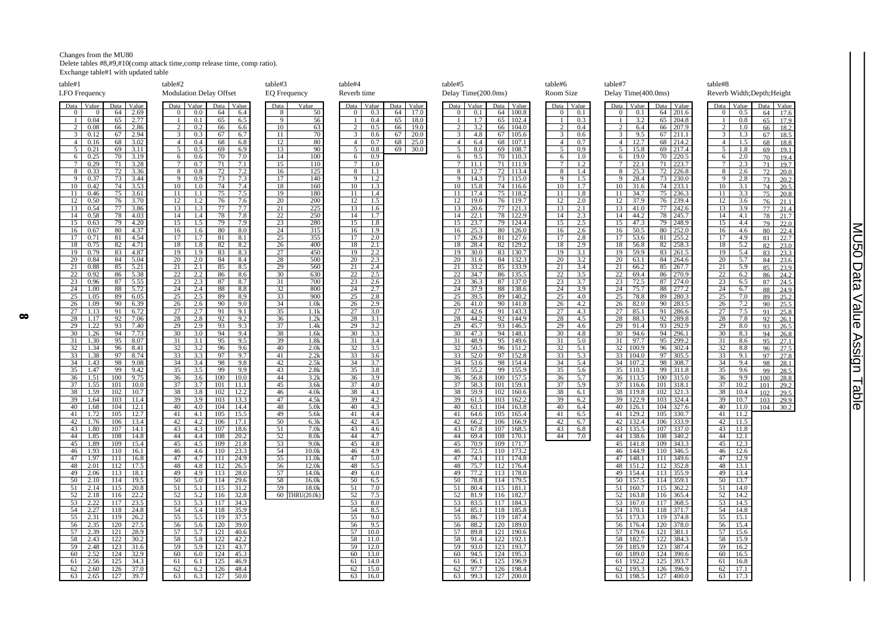Changes from the MU80
Delete tables #8,#9,#10(comp attack time,comp release time, comp ratio).
Exchange table#1 with updated table

### table#1
LFO Frequency

| Data | Value | Data | Value |
|---|---|---|---|
| 0 | 0 | 64 | 2.69 |
| 1 | 0.04 | 65 | 2.77 |
| 2 | 0.08 | 66 | 2.86 |
| 3 | 0.12 | 67 | 2.94 |
| 4 | 0.16 | 68 | 3.02 |
| 5 | 0.21 | 69 | 3.11 |
| 6 | 0.25 | 70 | 3.19 |
| 7 | 0.29 | 71 | 3.28 |
| 8 | 0.33 | 72 | 3.36 |
| 9 | 0.37 | 73 | 3.44 |
| 10 | 0.42 | 74 | 3.53 |
| 11 | 0.46 | 75 | 3.61 |
| 12 | 0.50 | 76 | 3.70 |
| 13 | 0.54 | 77 | 3.86 |
| 14 | 0.58 | 78 | 4.03 |
| 15 | 0.63 | 79 | 4.20 |
| 16 | 0.67 | 80 | 4.37 |
| 17 | 0.71 | 81 | 4.54 |
| 18 | 0.75 | 82 | 4.71 |
| 19 | 0.79 | 83 | 4.87 |
| 20 | 0.84 | 84 | 5.04 |
| 21 | 0.88 | 85 | 5.21 |
| 22 | 0.92 | 86 | 5.38 |
| 23 | 0.96 | 87 | 5.55 |
| 24 | 1.00 | 88 | 5.72 |
| 25 | 1.05 | 89 | 6.05 |
| 26 | 1.09 | 90 | 6.39 |
| 27 | 1.13 | 91 | 6.72 |
| 28 | 1.17 | 92 | 7.06 |
| 29 | 1.22 | 93 | 7.40 |
| 30 | 1.26 | 94 | 7.73 |
| 31 | 1.30 | 95 | 8.07 |
| 32 | 1.34 | 96 | 8.41 |
| 33 | 1.38 | 97 | 8.74 |
| 34 | 1.43 | 98 | 9.08 |
| 35 | 1.47 | 99 | 9.42 |
| 36 | 1.51 | 100 | 9.75 |
| 37 | 1.55 | 101 | 10.0 |
| 38 | 1.59 | 102 | 10.7 |
| 39 | 1.64 | 103 | 11.4 |
| 40 | 1.68 | 104 | 12.1 |
| 41 | 1.72 | 105 | 12.7 |
| 42 | 1.76 | 106 | 13.4 |
| 43 | 1.80 | 107 | 14.1 |
| 44 | 1.85 | 108 | 14.8 |
| 45 | 1.89 | 109 | 15.4 |
| 46 | 1.93 | 110 | 16.1 |
| 47 | 1.97 | 111 | 16.8 |
| 48 | 2.01 | 112 | 17.5 |
| 49 | 2.06 | 113 | 18.1 |
| 50 | 2.10 | 114 | 19.5 |
| 51 | 2.14 | 115 | 20.8 |
| 52 | 2.18 | 116 | 22.2 |
| 53 | 2.22 | 117 | 23.5 |
| 54 | 2.27 | 118 | 24.8 |
| 55 | 2.31 | 119 | 26.2 |
| 56 | 2.35 | 120 | 27.5 |
| 57 | 2.39 | 121 | 28.9 |
| 58 | 2.43 | 122 | 30.2 |
| 59 | 2.48 | 123 | 31.6 |
| 60 | 2.52 | 124 | 32.9 |
| 61 | 2.56 | 125 | 34.3 |
| 62 | 2.60 | 126 | 37.0 |
| 63 | 2.65 | 127 | 39.7 |

### table#2
Modulation Delay Offset

| Data | Value | Data | Value |
|---|---|---|---|
| 0 | 0.0 | 64 | 6.4 |
| 1 | 0.1 | 65 | 6.5 |
| 2 | 0.2 | 66 | 6.6 |
| 3 | 0.3 | 67 | 6.7 |
| 4 | 0.4 | 68 | 6.8 |
| 5 | 0.5 | 69 | 6.9 |
| 6 | 0.6 | 70 | 7.0 |
| 7 | 0.7 | 71 | 7.1 |
| 8 | 0.8 | 72 | 7.2 |
| 9 | 0.9 | 73 | 7.3 |
| 10 | 1.0 | 74 | 7.4 |
| 11 | 1.1 | 75 | 7.5 |
| 12 | 1.2 | 76 | 7.6 |
| 13 | 1.3 | 77 | 7.7 |
| 14 | 1.4 | 78 | 7.8 |
| 15 | 1.5 | 79 | 7.9 |
| 16 | 1.6 | 80 | 8.0 |
| 17 | 1.7 | 81 | 8.1 |
| 18 | 1.8 | 82 | 8.2 |
| 19 | 1.9 | 83 | 8.3 |
| 20 | 2.0 | 84 | 8.4 |
| 21 | 2.1 | 85 | 8.5 |
| 22 | 2.2 | 86 | 8.6 |
| 23 | 2.3 | 87 | 8.7 |
| 24 | 2.4 | 88 | 8.8 |
| 25 | 2.5 | 89 | 8.9 |
| 26 | 2.6 | 90 | 9.0 |
| 27 | 2.7 | 91 | 9.1 |
| 28 | 2.8 | 92 | 9.2 |
| 29 | 2.9 | 93 | 9.3 |
| 30 | 3.0 | 94 | 9.4 |
| 31 | 3.1 | 95 | 9.5 |
| 32 | 3.2 | 96 | 9.6 |
| 33 | 3.3 | 97 | 9.7 |
| 34 | 3.4 | 98 | 9.8 |
| 35 | 3.5 | 99 | 9.9 |
| 36 | 3.6 | 100 | 10.0 |
| 37 | 3.7 | 101 | 11.1 |
| 38 | 3.8 | 102 | 12.2 |
| 39 | 3.9 | 103 | 13.3 |
| 40 | 4.0 | 104 | 14.4 |
| 41 | 4.1 | 105 | 15.5 |
| 42 | 4.2 | 106 | 17.1 |
| 43 | 4.3 | 107 | 18.6 |
| 44 | 4.4 | 108 | 20.2 |
| 45 | 4.5 | 109 | 21.8 |
| 46 | 4.6 | 110 | 23.3 |
| 47 | 4.7 | 111 | 24.9 |
| 48 | 4.8 | 112 | 26.5 |
| 49 | 4.9 | 113 | 28.0 |
| 50 | 5.0 | 114 | 29.6 |
| 51 | 5.1 | 115 | 31.2 |
| 52 | 5.2 | 116 | 32.8 |
| 53 | 5.3 | 117 | 34.3 |
| 54 | 5.4 | 118 | 35.9 |
| 55 | 5.5 | 119 | 37.5 |
| 56 | 5.6 | 120 | 39.0 |
| 57 | 5.7 | 121 | 40.6 |
| 58 | 5.8 | 122 | 42.2 |
| 59 | 5.9 | 123 | 43.7 |
| 60 | 6.0 | 124 | 45.3 |
| 61 | 6.1 | 125 | 46.9 |
| 62 | 6.2 | 126 | 48.4 |
| 63 | 6.3 | 127 | 50.0 |

### table#3
EQ Frequency

| Data | Value |
|---|---|
| 8 | 50 |
| 9 | 56 |
| 10 | 63 |
| 11 | 70 |
| 12 | 80 |
| 13 | 90 |
| 14 | 100 |
| 15 | 110 |
| 16 | 125 |
| 17 | 140 |
| 18 | 160 |
| 19 | 180 |
| 20 | 200 |
| 21 | 225 |
| 22 | 250 |
| 23 | 280 |
| 24 | 315 |
| 25 | 355 |
| 26 | 400 |
| 27 | 450 |
| 28 | 500 |
| 29 | 560 |
| 30 | 630 |
| 31 | 700 |
| 32 | 800 |
| 33 | 900 |
| 34 | 1.0k |
| 35 | 1.1k |
| 36 | 1.2k |
| 37 | 1.4k |
| 38 | 1.6k |
| 39 | 1.8k |
| 40 | 2.0k |
| 41 | 2.2k |
| 42 | 2.5k |
| 43 | 2.8k |
| 44 | 3.2k |
| 45 | 3.6k |
| 46 | 4.0k |
| 47 | 4.5k |
| 48 | 5.0k |
| 49 | 5.6k |
| 50 | 6.3k |
| 51 | 7.0k |
| 52 | 8.0k |
| 53 | 9.0k |
| 54 | 10.0k |
| 55 | 11.0k |
| 56 | 12.0k |
| 57 | 14.0k |
| 58 | 16.0k |
| 59 | 18.0k |
| 60 | THRU(20.0k) |

### table#4
Reverb time

| Data | Value | Data | Value |
|---|---|---|---|
| 0 | 0.3 | 64 | 17.0 |
| 1 | 0.4 | 65 | 18.0 |
| 2 | 0.5 | 66 | 19.0 |
| 3 | 0.6 | 67 | 20.0 |
| 4 | 0.7 | 68 | 25.0 |
| 5 | 0.8 | 69 | 30.0 |
| 6 | 0.9 | | |
| 7 | 1.0 | | |
| 8 | 1.1 | | |
| 9 | 1.2 | | |
| 10 | 1.3 | | |
| 11 | 1.4 | | |
| 12 | 1.5 | | |
| 13 | 1.6 | | |
| 14 | 1.7 | | |
| 15 | 1.8 | | |
| 16 | 1.9 | | |
| 17 | 2.0 | | |
| 18 | 2.1 | | |
| 19 | 2.2 | | |
| 20 | 2.3 | | |
| 21 | 2.4 | | |
| 22 | 2.5 | | |
| 23 | 2.6 | | |
| 24 | 2.7 | | |
| 25 | 2.8 | | |
| 26 | 2.9 | | |
| 27 | 3.0 | | |
| 28 | 3.1 | | |
| 29 | 3.2 | | |
| 30 | 3.3 | | |
| 31 | 3.4 | | |
| 32 | 3.5 | | |
| 33 | 3.6 | | |
| 34 | 3.7 | | |
| 35 | 3.8 | | |
| 36 | 3.9 | | |
| 37 | 4.0 | | |
| 38 | 4.1 | | |
| 39 | 4.2 | | |
| 40 | 4.3 | | |
| 41 | 4.4 | | |
| 42 | 4.5 | | |
| 43 | 4.6 | | |
| 44 | 4.7 | | |
| 45 | 4.8 | | |
| 46 | 4.9 | | |
| 47 | 5.0 | | |
| 48 | 5.5 | | |
| 49 | 6.0 | | |
| 50 | 6.5 | | |
| 51 | 7.0 | | |
| 52 | 7.5 | | |
| 53 | 8.0 | | |
| 54 | 8.5 | | |
| 55 | 9.0 | | |
| 56 | 9.5 | | |
| 57 | 10.0 | | |
| 58 | 11.0 | | |
| 59 | 12.0 | | |
| 60 | 13.0 | | |
| 61 | 14.0 | | |
| 62 | 15.0 | | |
| 63 | 16.0 | | |

### table#5
Delay Time(200.0ms)

| Data | Value | Data | Value |
|---|---|---|---|
| 0 | 0.1 | 64 | 100.8 |
| 1 | 1.7 | 65 | 102.4 |
| 2 | 3.2 | 66 | 104.0 |
| 3 | 4.8 | 67 | 105.6 |
| 4 | 6.4 | 68 | 107.1 |
| 5 | 8.0 | 69 | 108.7 |
| 6 | 9.5 | 70 | 110.3 |
| 7 | 11.1 | 71 | 111.9 |
| 8 | 12.7 | 72 | 113.4 |
| 9 | 14.3 | 73 | 115.0 |
| 10 | 15.8 | 74 | 116.6 |
| 11 | 17.4 | 75 | 118.2 |
| 12 | 19.0 | 76 | 119.7 |
| 13 | 20.6 | 77 | 121.3 |
| 14 | 22.1 | 78 | 122.9 |
| 15 | 23.7 | 79 | 124.4 |
| 16 | 25.3 | 80 | 126.0 |
| 17 | 26.9 | 81 | 127.6 |
| 18 | 28.4 | 82 | 129.2 |
| 19 | 30.0 | 83 | 130.7 |
| 20 | 31.6 | 84 | 132.3 |
| 21 | 33.2 | 85 | 133.9 |
| 22 | 34.7 | 86 | 135.5 |
| 23 | 36.3 | 87 | 137.0 |
| 24 | 37.9 | 88 | 138.6 |
| 25 | 39.5 | 89 | 140.2 |
| 26 | 41.0 | 90 | 141.8 |
| 27 | 42.6 | 91 | 143.3 |
| 28 | 44.2 | 92 | 144.9 |
| 29 | 45.7 | 93 | 146.5 |
| 30 | 47.3 | 94 | 148.1 |
| 31 | 48.9 | 95 | 149.6 |
| 32 | 50.5 | 96 | 151.2 |
| 33 | 52.0 | 97 | 152.8 |
| 34 | 53.6 | 98 | 154.4 |
| 35 | 55.2 | 99 | 155.9 |
| 36 | 56.8 | 100 | 157.5 |
| 37 | 58.3 | 101 | 159.1 |
| 38 | 59.9 | 102 | 160.6 |
| 39 | 61.5 | 103 | 162.2 |
| 40 | 63.1 | 104 | 163.8 |
| 41 | 64.6 | 105 | 165.4 |
| 42 | 66.2 | 106 | 166.9 |
| 43 | 67.8 | 107 | 168.5 |
| 44 | 69.4 | 108 | 170.1 |
| 45 | 70.9 | 109 | 171.7 |
| 46 | 72.5 | 110 | 173.2 |
| 47 | 74.1 | 111 | 174.8 |
| 48 | 75.7 | 112 | 176.4 |
| 49 | 77.2 | 113 | 178.0 |
| 50 | 78.8 | 114 | 179.5 |
| 51 | 80.4 | 115 | 181.1 |
| 52 | 81.9 | 116 | 182.7 |
| 53 | 83.5 | 117 | 184.3 |
| 54 | 85.1 | 118 | 185.8 |
| 55 | 86.7 | 119 | 187.4 |
| 56 | 88.2 | 120 | 189.0 |
| 57 | 89.8 | 121 | 190.6 |
| 58 | 91.4 | 122 | 192.1 |
| 59 | 93.0 | 123 | 193.7 |
| 60 | 94.5 | 124 | 195.3 |
| 61 | 96.1 | 125 | 196.9 |
| 62 | 97.7 | 126 | 198.4 |
| 63 | 99.3 | 127 | 200.0 |

### table#6
Room Size

| Data | Value |
|---|---|
| 0 | 0.1 |
| 1 | 0.3 |
| 2 | 0.4 |
| 3 | 0.6 |
| 4 | 0.7 |
| 5 | 0.9 |
| 6 | 1.0 |
| 7 | 1.2 |
| 8 | 1.4 |
| 9 | 1.5 |
| 10 | 1.7 |
| 11 | 1.8 |
| 12 | 2.0 |
| 13 | 2.1 |
| 14 | 2.3 |
| 15 | 2.5 |
| 16 | 2.6 |
| 17 | 2.8 |
| 18 | 2.9 |
| 19 | 3.1 |
| 20 | 3.2 |
| 21 | 3.4 |
| 22 | 3.5 |
| 23 | 3.7 |
| 24 | 3.9 |
| 25 | 4.0 |
| 26 | 4.2 |
| 27 | 4.3 |
| 28 | 4.5 |
| 29 | 4.6 |
| 30 | 4.8 |
| 31 | 5.0 |
| 32 | 5.1 |
| 33 | 5.3 |
| 34 | 5.4 |
| 35 | 5.6 |
| 36 | 5.7 |
| 37 | 5.9 |
| 38 | 6.1 |
| 39 | 6.2 |
| 40 | 6.4 |
| 41 | 6.5 |
| 42 | 6.7 |
| 43 | 6.8 |
| 44 | 7.0 |

### table#7
Delay Time(400.0ms)

| Data | Value | Data | Value |
|---|---|---|---|
| 0 | 0.1 | 64 | 201.6 |
| 1 | 3.2 | 65 | 204.8 |
| 2 | 6.4 | 66 | 207.9 |
| 3 | 9.5 | 67 | 211.1 |
| 4 | 12.7 | 68 | 214.2 |
| 5 | 15.8 | 69 | 217.4 |
| 6 | 19.0 | 70 | 220.5 |
| 7 | 22.1 | 71 | 223.7 |
| 8 | 25.3 | 72 | 226.8 |
| 9 | 28.4 | 73 | 230.0 |
| 10 | 31.6 | 74 | 233.1 |
| 11 | 34.7 | 75 | 236.3 |
| 12 | 37.9 | 76 | 239.4 |
| 13 | 41.0 | 77 | 242.6 |
| 14 | 44.2 | 78 | 245.7 |
| 15 | 47.3 | 79 | 248.9 |
| 16 | 50.5 | 80 | 252.0 |
| 17 | 53.6 | 81 | 255.2 |
| 18 | 56.8 | 82 | 258.3 |
| 19 | 59.9 | 83 | 261.5 |
| 20 | 63.1 | 84 | 264.6 |
| 21 | 66.2 | 85 | 267.7 |
| 22 | 69.4 | 86 | 270.9 |
| 23 | 72.5 | 87 | 274.0 |
| 24 | 75.7 | 88 | 277.2 |
| 25 | 78.8 | 89 | 280.3 |
| 26 | 82.0 | 90 | 283.5 |
| 27 | 85.1 | 91 | 286.6 |
| 28 | 88.3 | 92 | 289.8 |
| 29 | 91.4 | 93 | 292.9 |
| 30 | 94.6 | 94 | 296.1 |
| 31 | 97.7 | 95 | 299.2 |
| 32 | 100.9 | 96 | 302.4 |
| 33 | 104.0 | 97 | 305.5 |
| 34 | 107.2 | 98 | 308.7 |
| 35 | 110.3 | 99 | 311.8 |
| 36 | 113.5 | 100 | 315.0 |
| 37 | 116.6 | 101 | 318.1 |
| 38 | 119.8 | 102 | 321.3 |
| 39 | 122.9 | 103 | 324.4 |
| 40 | 126.1 | 104 | 327.6 |
| 41 | 129.2 | 105 | 330.7 |
| 42 | 132.4 | 106 | 333.9 |
| 43 | 135.5 | 107 | 337.0 |
| 44 | 138.6 | 108 | 340.2 |
| 45 | 141.8 | 109 | 343.3 |
| 46 | 144.9 | 110 | 346.5 |
| 47 | 148.1 | 111 | 349.6 |
| 48 | 151.2 | 112 | 352.8 |
| 49 | 154.4 | 113 | 355.9 |
| 50 | 157.5 | 114 | 359.1 |
| 51 | 160.7 | 115 | 362.2 |
| 52 | 163.8 | 116 | 365.4 |
| 53 | 167.0 | 117 | 368.5 |
| 54 | 170.1 | 118 | 371.7 |
| 55 | 173.3 | 119 | 374.8 |
| 56 | 176.4 | 120 | 378.0 |
| 57 | 179.6 | 121 | 381.1 |
| 58 | 182.7 | 122 | 384.3 |
| 59 | 185.9 | 123 | 387.4 |
| 60 | 189.0 | 124 | 390.6 |
| 61 | 192.2 | 125 | 393.7 |
| 62 | 195.3 | 126 | 396.9 |
| 63 | 198.5 | 127 | 400.0 |

### table#8
Reverb Width;Depth;Height

| Data | Value | Data | Value |
|---|---|---|---|
| 0 | 0.5 | 64 | 17.6 |
| 1 | 0.8 | 65 | 17.9 |
| 2 | 1.0 | 66 | 18.2 |
| 3 | 1.3 | 67 | 18.5 |
| 4 | 1.5 | 68 | 18.8 |
| 5 | 1.8 | 69 | 19.1 |
| 6 | 2.0 | 70 | 19.4 |
| 7 | 2.3 | 71 | 19.7 |
| 8 | 2.6 | 72 | 20.0 |
| 9 | 2.8 | 73 | 20.2 |
| 10 | 3.1 | 74 | 20.5 |
| 11 | 3.3 | 75 | 20.8 |
| 12 | 3.6 | 76 | 21.1 |
| 13 | 3.9 | 77 | 21.4 |
| 14 | 4.1 | 78 | 21.7 |
| 15 | 4.4 | 79 | 22.0 |
| 16 | 4.6 | 80 | 22.4 |
| 17 | 4.9 | 81 | 22.7 |
| 18 | 5.2 | 82 | 23.0 |
| 19 | 5.4 | 83 | 23.3 |
| 20 | 5.7 | 84 | 23.6 |
| 21 | 5.9 | 85 | 23.9 |
| 22 | 6.2 | 86 | 24.2 |
| 23 | 6.5 | 87 | 24.5 |
| 24 | 6.7 | 88 | 24.9 |
| 25 | 7.0 | 89 | 25.2 |
| 26 | 7.2 | 90 | 25.5 |
| 27 | 7.5 | 91 | 25.8 |
| 28 | 7.8 | 92 | 26.1 |
| 29 | 8.0 | 93 | 26.5 |
| 30 | 8.3 | 94 | 26.8 |
| 31 | 8.6 | 95 | 27.1 |
| 32 | 8.8 | 96 | 27.5 |
| 33 | 9.1 | 97 | 27.8 |
| 34 | 9.4 | 98 | 28.1 |
| 35 | 9.6 | 99 | 28.5 |
| 36 | 9.9 | 100 | 28.8 |
| 37 | 10.2 | 101 | 29.2 |
| 38 | 10.4 | 102 | 29.5 |
| 39 | 10.7 | 103 | 29.9 |
| 40 | 11.0 | 104 | 30.2 |
| 41 | 11.2 | | |
| 42 | 11.5 | | |
| 43 | 11.8 | | |
| 44 | 12.1 | | |
| 45 | 12.3 | | |
| 46 | 12.6 | | |
| 47 | 12.9 | | |
| 48 | 13.1 | | |
| 49 | 13.4 | | |
| 50 | 13.7 | | |
| 51 | 14.0 | | |
| 52 | 14.2 | | |
| 53 | 14.5 | | |
| 54 | 14.8 | | |
| 55 | 15.1 | | |
| 56 | 15.4 | | |
| 57 | 15.6 | | |
| 58 | 15.9 | | |
| 59 | 16.2 | | |
| 60 | 16.5 | | |
| 61 | 16.8 | | |
| 62 | 17.1 | | |
| 63 | 17.3 | | |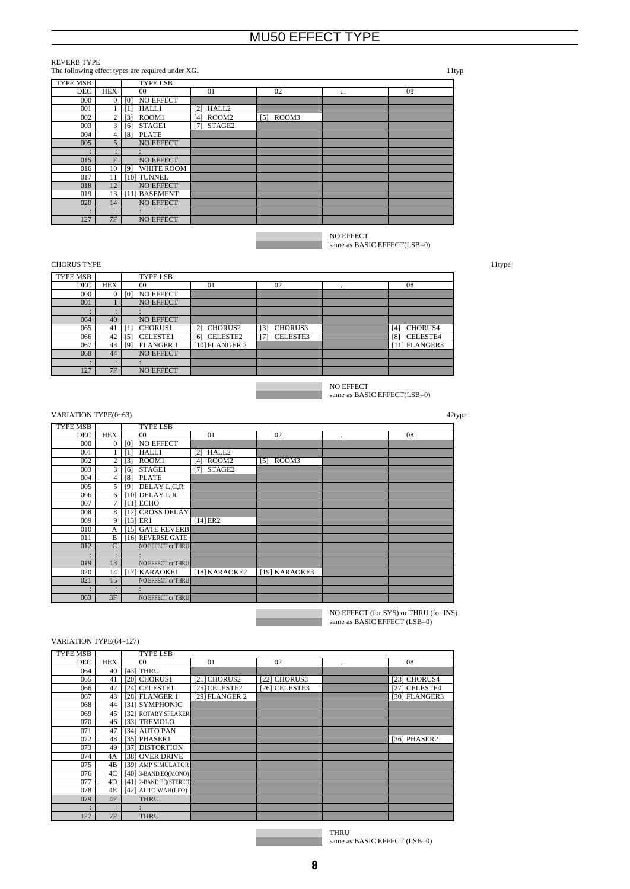# MU50 EFFECT TYPE

REVERB TYPE
The following effect types are required under XG. 11typ

| TYPE MSB | | TYPE LSB | | | | |
|---|---|---|---|---|---|---|
| DEC | HEX | 00 | 01 | 02 | ... | 08 |
| 000 | 0 | [0] NO EFFECT | | | | |
| 001 | 1 | [1] HALL1 | [2] HALL2 | | | |
| 002 | 2 | [3] ROOM1 | [4] ROOM2 | [5] ROOM3 | | |
| 003 | 3 | [6] STAGE1 | [7] STAGE2 | | | |
| 004 | 4 | [8] PLATE | | | | |
| 005 | 5 | NO EFFECT | | | | |
| : | : | : | | | | |
| 015 | F | NO EFFECT | | | | |
| 016 | 10 | [9] WHITE ROOM | | | | |
| 017 | 11 | [10] TUNNEL | | | | |
| 018 | 12 | NO EFFECT | | | | |
| 019 | 13 | [11] BASEMENT | | | | |
| 020 | 14 | NO EFFECT | | | | |
| : | : | : | | | | |
| 127 | 7F | NO EFFECT | | | | |

NO EFFECT
same as BASIC EFFECT(LSB=0)

CHORUS TYPE 11type

| TYPE MSB | | TYPE LSB | | | | |
|---|---|---|---|---|---|---|
| DEC | HEX | 00 | 01 | 02 | ... | 08 |
| 000 | 0 | [0] NO EFFECT | | | | |
| 001 | 1 | NO EFFECT | | | | |
| : | : | : | | | | |
| 064 | 40 | NO EFFECT | | | | |
| 065 | 41 | [1] CHORUS1 | [2] CHORUS2 | [3] CHORUS3 | | [4] CHORUS4 |
| 066 | 42 | [5] CELESTE1 | [6] CELESTE2 | [7] CELESTE3 | | [8] CELESTE4 |
| 067 | 43 | [9] FLANGER 1 | [10] FLANGER 2 | | | [11] FLANGER3 |
| 068 | 44 | NO EFFECT | | | | |
| : | : | : | | | | |
| 127 | 7F | NO EFFECT | | | | |

NO EFFECT
same as BASIC EFFECT(LSB=0)

VARIATION TYPE(0~63) 42type

| TYPE MSB | | TYPE LSB | | | | |
|---|---|---|---|---|---|---|
| DEC | HEX | 00 | 01 | 02 | ... | 08 |
| 000 | 0 | [0] NO EFFECT | | | | |
| 001 | 1 | [1] HALL1 | [2] HALL2 | | | |
| 002 | 2 | [3] ROOM1 | [4] ROOM2 | [5] ROOM3 | | |
| 003 | 3 | [6] STAGE1 | [7] STAGE2 | | | |
| 004 | 4 | [8] PLATE | | | | |
| 005 | 5 | [9] DELAY L,C,R | | | | |
| 006 | 6 | [10] DELAY L,R | | | | |
| 007 | 7 | [11] ECHO | | | | |
| 008 | 8 | [12] CROSS DELAY | | | | |
| 009 | 9 | [13] ER1 | [14] ER2 | | | |
| 010 | A | [15] GATE REVERB | | | | |
| 011 | B | [16] REVERSE GATE | | | | |
| 012 | C | NO EFFECT or THRU | | | | |
| : | : | : | | | | |
| 019 | 13 | NO EFFECT or THRU | | | | |
| 020 | 14 | [17] KARAOKE1 | [18] KARAOKE2 | [19] KARAOKE3 | | |
| 021 | 15 | NO EFFECT or THRU | | | | |
| : | : | : | | | | |
| 063 | 3F | NO EFFECT or THRU | | | | |

NO EFFECT (for SYS) or THRU (for INS)
same as BASIC EFFECT (LSB=0)

VARIATION TYPE(64~127)

| TYPE MSB | | TYPE LSB | | | | |
|---|---|---|---|---|---|---|
| DEC | HEX | 00 | 01 | 02 | ... | 08 |
| 064 | 40 | [43] THRU | | | | |
| 065 | 41 | [20] CHORUS1 | [21] CHORUS2 | [22] CHORUS3 | | [23] CHORUS4 |
| 066 | 42 | [24] CELESTE1 | [25] CELESTE2 | [26] CELESTE3 | | [27] CELESTE4 |
| 067 | 43 | [28] FLANGER 1 | [29] FLANGER 2 | | | [30] FLANGER3 |
| 068 | 44 | [31] SYMPHONIC | | | | |
| 069 | 45 | [32] ROTARY SPEAKER | | | | |
| 070 | 46 | [33] TREMOLO | | | | |
| 071 | 47 | [34] AUTO PAN | | | | |
| 072 | 48 | [35] PHASER1 | | | | [36] PHASER2 |
| 073 | 49 | [37] DISTORTION | | | | |
| 074 | 4A | [38] OVER DRIVE | | | | |
| 075 | 4B | [39] AMP SIMULATOR | | | | |
| 076 | 4C | [40] 3-BAND EQ(MONO) | | | | |
| 077 | 4D | [41] 2-BAND EQ(STEREO) | | | | |
| 078 | 4E | [42] AUTO WAH(LFO) | | | | |
| 079 | 4F | THRU | | | | |
| : | : | : | | | | |
| 127 | 7F | THRU | | | | |

THRU
same as BASIC EFFECT (LSB=0)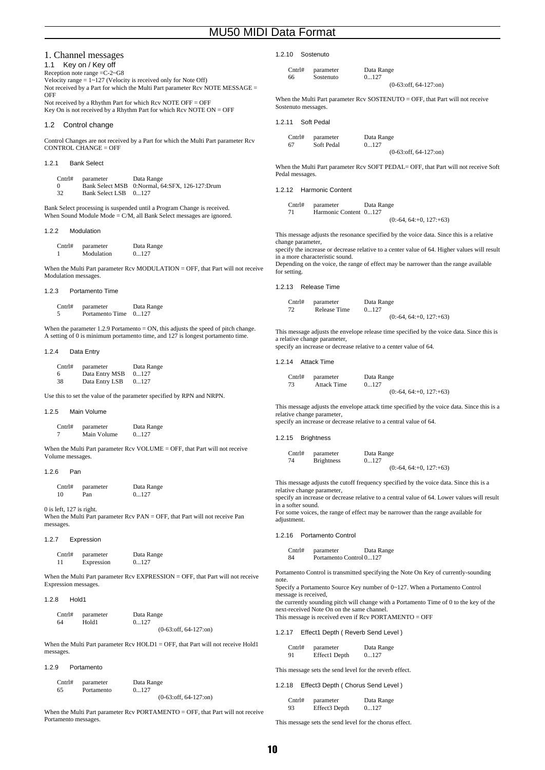# 1. Channel messages

## 1.1 Key on / Key off

Reception note range =C-2~G8
Velocity range = 1~127 (Velocity is received only for Note Off)
Not received by a Part for which the Multi Part parameter Rcv NOTE MESSAGE = OFF
Not received by a Rhythm Part for which Rcv NOTE OFF = OFF
Key On is not received by a Rhythm Part for which Rcv NOTE ON = OFF

## 1.2 Control change

Control Changes are not received by a Part for which the Multi Part parameter Rcv CONTROL CHANGE = OFF

### 1.2.1 Bank Select

| Cntrl# | parameter | Data Range |
|---|---|---|
| 0 | Bank Select MSB | 0:Normal, 64:SFX, 126-127:Drum |
| 32 | Bank Select LSB | 0...127 |

Bank Select processing is suspended until a Program Change is received.
When Sound Module Mode = C/M, all Bank Select messages are ignored.

### 1.2.2 Modulation

| Cntrl# | parameter | Data Range |
|---|---|---|
| 1 | Modulation | 0...127 |

When the Multi Part parameter Rcv MODULATION = OFF, that Part will not receive Modulation messages.

### 1.2.3 Portamento Time

| Cntrl# | parameter | Data Range |
|---|---|---|
| 5 | Portamento Time | 0...127 |

When the parameter 1.2.9 Portamento = ON, this adjusts the speed of pitch change. A setting of 0 is minimum portamento time, and 127 is longest portamento time.

### 1.2.4 Data Entry

| Cntrl# | parameter | Data Range |
|---|---|---|
| 6 | Data Entry MSB | 0...127 |
| 38 | Data Entry LSB | 0...127 |

Use this to set the value of the parameter specified by RPN and NRPN.

### 1.2.5 Main Volume

| Cntrl# | parameter | Data Range |
|---|---|---|
| 7 | Main Volume | 0...127 |

When the Multi Part parameter Rcv VOLUME = OFF, that Part will not receive Volume messages.

### 1.2.6 Pan

| Cntrl# | parameter | Data Range |
|---|---|---|
| 10 | Pan | 0...127 |

0 is left, 127 is right.
When the Multi Part parameter Rcv PAN = OFF, that Part will not receive Pan messages.

### 1.2.7 Expression

| Cntrl# | parameter | Data Range |
|---|---|---|
| 11 | Expression | 0...127 |

When the Multi Part parameter Rcv EXPRESSION = OFF, that Part will not receive Expression messages.

### 1.2.8 Hold1

| Cntrl# | parameter | Data Range |
|---|---|---|
| 64 | Hold1 | 0...127 |
| | | (0-63:off, 64-127:on) |

When the Multi Part parameter Rcv HOLD1 = OFF, that Part will not receive Hold1 messages.

### 1.2.9 Portamento

| Cntrl# | parameter | Data Range |
|---|---|---|
| 65 | Portamento | 0...127 |
| | | (0-63:off, 64-127:on) |

When the Multi Part parameter Rcv PORTAMENTO = OFF, that Part will not receive Portamento messages.

### 1.2.10 Sostenuto

| Cntrl# | parameter | Data Range |
|---|---|---|
| 66 | Sostenuto | 0...127 |
| | | (0-63:off, 64-127:on) |

When the Multi Part parameter Rcv SOSTENUTO = OFF, that Part will not receive Sostenuto messages.

### 1.2.11 Soft Pedal

| Cntrl# | parameter | Data Range |
|---|---|---|
| 67 | Soft Pedal | 0...127 |
| | | (0-63:off, 64-127:on) |

When the Multi Part parameter Rcv SOFT PEDAL= OFF, that Part will not receive Soft Pedal messages.

### 1.2.12 Harmonic Content

| Cntrl# | parameter | Data Range |
|---|---|---|
| 71 | Harmonic Content | 0...127 |
| | | (0:-64, 64:+0, 127:+63) |

This message adjusts the resonance specified by the voice data. Since this is a relative change parameter,
specify the increase or decrease relative to a center value of 64. Higher values will result in a more characteristic sound.
Depending on the voice, the range of effect may be narrower than the range available for setting.

### 1.2.13 Release Time

| Cntrl# | parameter | Data Range |
|---|---|---|
| 72 | Release Time | 0...127 |
| | | (0:-64, 64:+0, 127:+63) |

This message adjusts the envelope release time specified by the voice data. Since this is a relative change parameter,
specify an increase or decrease relative to a center value of 64.

### 1.2.14 Attack Time

| Cntrl# | parameter | Data Range |
|---|---|---|
| 73 | Attack Time | 0...127 |
| | | (0:-64, 64:+0, 127:+63) |

This message adjusts the envelope attack time specified by the voice data. Since this is a relative change parameter,
specify an increase or decrease relative to a central value of 64.

### 1.2.15 Brightness

| Cntrl# | parameter | Data Range |
|---|---|---|
| 74 | Brightness | 0...127 |
| | | (0:-64, 64:+0, 127:+63) |

This message adjusts the cutoff frequency specified by the voice data. Since this is a relative change parameter,
specify an increase or decrease relative to a central value of 64. Lower values will result in a softer sound.
For some voices, the range of effect may be narrower than the range available for adjustment.

### 1.2.16 Portamento Control

| Cntrl# | parameter | Data Range |
|---|---|---|
| 84 | Portamento Control | 0...127 |

Portamento Control is transmitted specifying the Note On Key of currently-sounding note.
Specify a Portamento Source Key number of 0~127. When a Portamento Control message is received,
the currently sounding pitch will change with a Portamento Time of 0 to the key of the next-received Note On on the same channel.
This message is received even if Rcv PORTAMENTO = OFF

### 1.2.17 Effect1 Depth ( Reverb Send Level )

| Cntrl# | parameter | Data Range |
|---|---|---|
| 91 | Effect1 Depth | 0...127 |

This message sets the send level for the reverb effect.

### 1.2.18 Effect3 Depth ( Chorus Send Level )

| Cntrl# | parameter | Data Range |
|---|---|---|
| 93 | Effect3 Depth | 0...127 |

This message sets the send level for the chorus effect.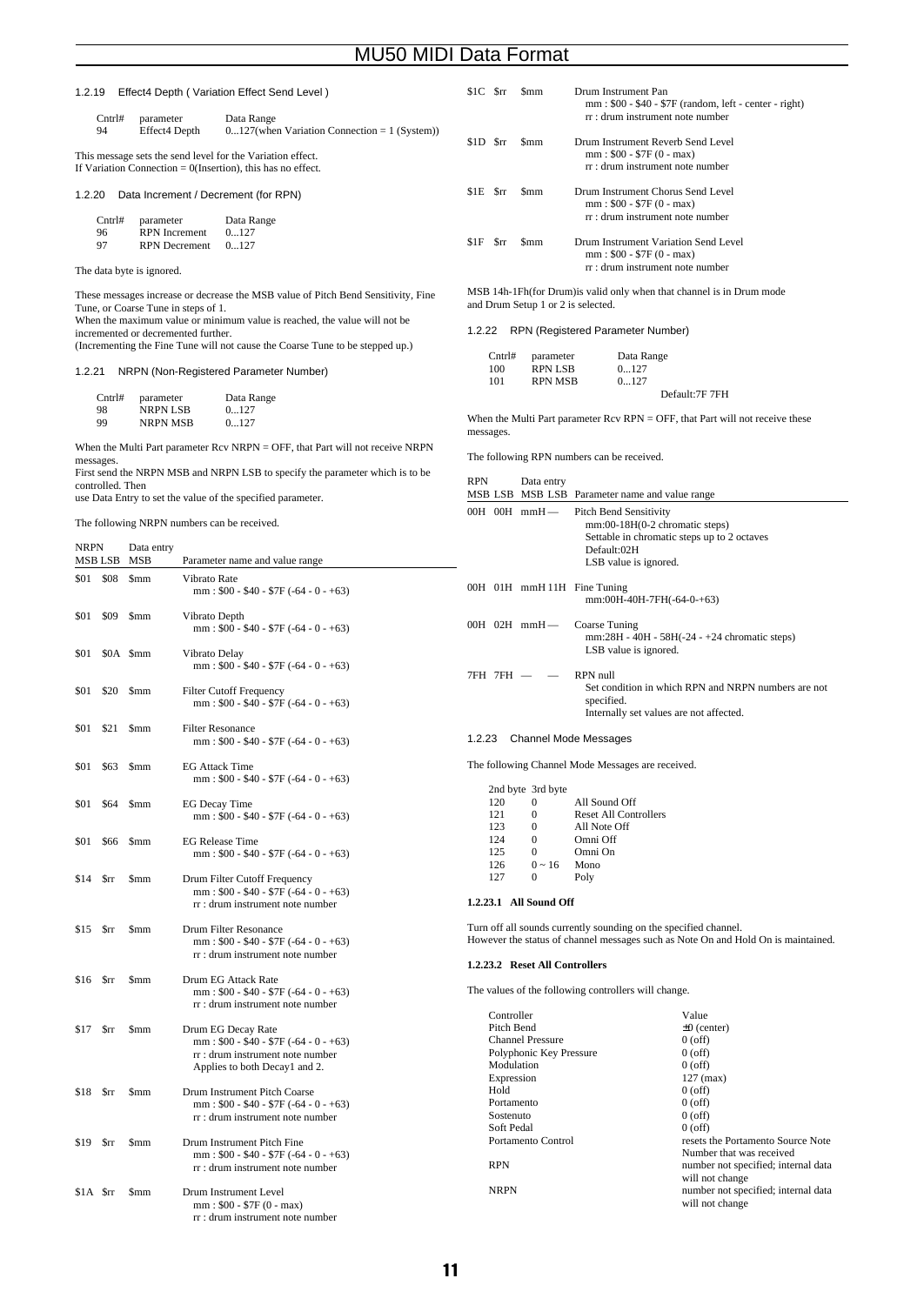### 1.2.19 Effect4 Depth ( Variation Effect Send Level )

| Cntrl# | parameter | Data Range |
|---|---|---|
| 94 | Effect4 Depth | 0...127(when Variation Connection = 1 (System)) |

This message sets the send level for the Variation effect.
If Variation Connection = 0(Insertion), this has no effect.

### 1.2.20 Data Increment / Decrement (for RPN)

| Cntrl# | parameter | Data Range |
|---|---|---|
| 96 | RPN Increment | 0...127 |
| 97 | RPN Decrement | 0...127 |

The data byte is ignored.

These messages increase or decrease the MSB value of Pitch Bend Sensitivity, Fine Tune, or Coarse Tune in steps of 1.
When the maximum value or minimum value is reached, the value will not be incremented or decremented further.
(Incrementing the Fine Tune will not cause the Coarse Tune to be stepped up.)

### 1.2.21 NRPN (Non-Registered Parameter Number)

| Cntrl# | parameter | Data Range |
|---|---|---|
| 98 | NRPN LSB | 0...127 |
| 99 | NRPN MSB | 0...127 |

When the Multi Part parameter Rcv NRPN = OFF, that Part will not receive NRPN messages.
First send the NRPN MSB and NRPN LSB to specify the parameter which is to be controlled. Then
use Data Entry to set the value of the specified parameter.

The following NRPN numbers can be received.

| NRPN MSB | NRPN LSB | Data entry MSB | Parameter name and value range |
|---|---|---|---|
| $01 | $08 | $mm | Vibrato Rate<br>mm : $00 - $40 - $7F (-64 - 0 - +63) |
| $01 | $09 | $mm | Vibrato Depth<br>mm : $00 - $40 - $7F (-64 - 0 - +63) |
| $01 | $0A | $mm | Vibrato Delay<br>mm : $00 - $40 - $7F (-64 - 0 - +63) |
| $01 | $20 | $mm | Filter Cutoff Frequency<br>mm : $00 - $40 - $7F (-64 - 0 - +63) |
| $01 | $21 | $mm | Filter Resonance<br>mm : $00 - $40 - $7F (-64 - 0 - +63) |
| $01 | $63 | $mm | EG Attack Time<br>mm : $00 - $40 - $7F (-64 - 0 - +63) |
| $01 | $64 | $mm | EG Decay Time<br>mm : $00 - $40 - $7F (-64 - 0 - +63) |
| $01 | $66 | $mm | EG Release Time<br>mm : $00 - $40 - $7F (-64 - 0 - +63) |
| $14 | $rr | $mm | Drum Filter Cutoff Frequency<br>mm : $00 - $40 - $7F (-64 - 0 - +63)<br>rr : drum instrument note number |
| $15 | $rr | $mm | Drum Filter Resonance<br>mm : $00 - $40 - $7F (-64 - 0 - +63)<br>rr : drum instrument note number |
| $16 | $rr | $mm | Drum EG Attack Rate<br>mm : $00 - $40 - $7F (-64 - 0 - +63)<br>rr : drum instrument note number |
| $17 | $rr | $mm | Drum EG Decay Rate<br>mm : $00 - $40 - $7F (-64 - 0 - +63)<br>rr : drum instrument note number<br>Applies to both Decay1 and 2. |
| $18 | $rr | $mm | Drum Instrument Pitch Coarse<br>mm : $00 - $40 - $7F (-64 - 0 - +63)<br>rr : drum instrument note number |
| $19 | $rr | $mm | Drum Instrument Pitch Fine<br>mm : $00 - $40 - $7F (-64 - 0 - +63)<br>rr : drum instrument note number |
| $1A | $rr | $mm | Drum Instrument Level<br>mm : $00 - $7F (0 - max)<br>rr : drum instrument note number |
| $1C | $rr | $mm | Drum Instrument Pan<br>mm : $00 - $40 - $7F (random, left - center - right)<br>rr : drum instrument note number |
| $1D | $rr | $mm | Drum Instrument Reverb Send Level<br>mm : $00 - $7F (0 - max)<br>rr : drum instrument note number |
| $1E | $rr | $mm | Drum Instrument Chorus Send Level<br>mm : $00 - $7F (0 - max)<br>rr : drum instrument note number |
| $1F | $rr | $mm | Drum Instrument Variation Send Level<br>mm : $00 - $7F (0 - max)<br>rr : drum instrument note number |

MSB 14h-1Fh(for Drum)is valid only when that channel is in Drum mode and Drum Setup 1 or 2 is selected.

### 1.2.22 RPN (Registered Parameter Number)

| Cntrl# | parameter | Data Range |
|---|---|---|
| 100 | RPN LSB | 0...127 |
| 101 | RPN MSB | 0...127 |
| | | Default:7F 7FH |

When the Multi Part parameter Rcv RPN = OFF, that Part will not receive these messages.

The following RPN numbers can be received.

| RPN MSB | RPN LSB | Data entry MSB | Data entry LSB | Parameter name and value range |
|---|---|---|---|---|
| 00H | 00H | mmH | — | Pitch Bend Sensitivity<br>mm:00-18H(0-2 chromatic steps)<br>Settable in chromatic steps up to 2 octaves<br>Default:02H<br>LSB value is ignored. |
| 00H | 01H | mmH | 11H | Fine Tuning<br>mm:00H-40H-7FH(-64-0-+63) |
| 00H | 02H | mmH | — | Coarse Tuning<br>mm:28H - 40H - 58H(-24 - +24 chromatic steps)<br>LSB value is ignored. |
| 7FH | 7FH | — | — | RPN null<br>Set condition in which RPN and NRPN numbers are not specified.<br>Internally set values are not affected. |

### 1.2.23 Channel Mode Messages

The following Channel Mode Messages are received.

| 2nd byte | 3rd byte | |
|---|---|---|
| 120 | 0 | All Sound Off |
| 121 | 0 | Reset All Controllers |
| 123 | 0 | All Note Off |
| 124 | 0 | Omni Off |
| 125 | 0 | Omni On |
| 126 | 0 ~ 16 | Mono |
| 127 | 0 | Poly |

#### 1.2.23.1 All Sound Off

Turn off all sounds currently sounding on the specified channel.
However the status of channel messages such as Note On and Hold On is maintained.

#### 1.2.23.2 Reset All Controllers

The values of the following controllers will change.

| Controller | Value |
|---|---|
| Pitch Bend | ±0 (center) |
| Channel Pressure | 0 (off) |
| Polyphonic Key Pressure | 0 (off) |
| Modulation | 0 (off) |
| Expression | 127 (max) |
| Hold | 0 (off) |
| Portamento | 0 (off) |
| Sostenuto | 0 (off) |
| Soft Pedal | 0 (off) |
| Portamento Control | resets the Portamento Source Note Number that was received |
| RPN | number not specified; internal data will not change |
| NRPN | number not specified; internal data will not change |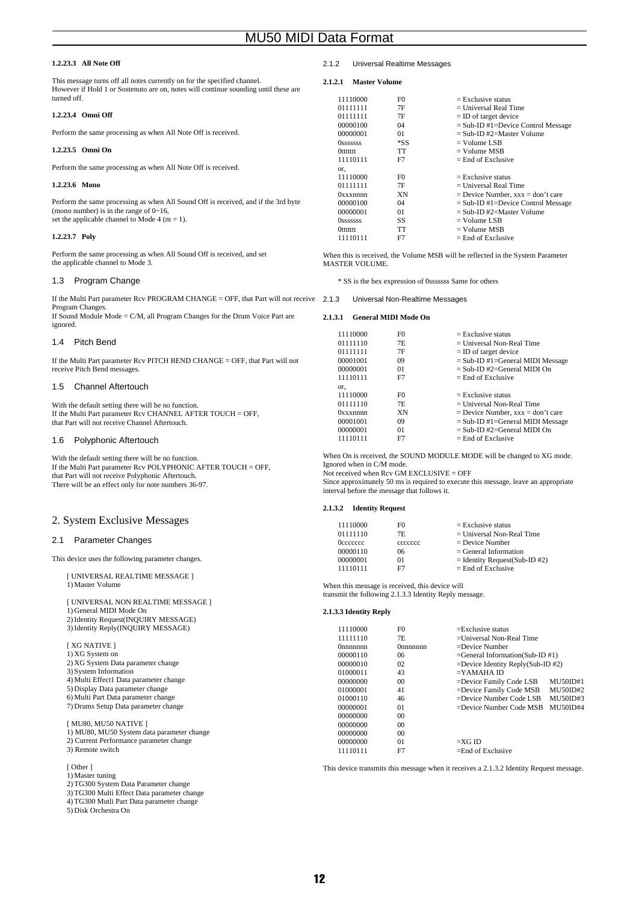#### 1.2.23.3 All Note Off

This message turns off all notes currently on for the specified channel.
However if Hold 1 or Sostenuto are on, notes will continue sounding until these are turned off.

#### 1.2.23.4 Omni Off

Perform the same processing as when All Note Off is received.

#### 1.2.23.5 Omni On

Perform the same processing as when All Note Off is received.

#### 1.2.23.6 Mono

Perform the same processing as when All Sound Off is received, and if the 3rd byte (mono number) is in the range of 0~16,
set the applicable channel to Mode 4 (m = 1).

#### 1.2.23.7 Poly

Perform the same processing as when All Sound Off is received, and set the applicable channel to Mode 3.

### 1.3 Program Change

If the Multi Part parameter Rcv PROGRAM CHANGE = OFF, that Part will not receive Program Changes.
If Sound Module Mode = C/M, all Program Changes for the Drum Voice Part are ignored.

### 1.4 Pitch Bend

If the Multi Part parameter Rcv PITCH BEND CHANGE = OFF, that Part will not receive Pitch Bend messages.

### 1.5 Channel Aftertouch

With the default setting there will be no function.
If the Multi Part parameter Rcv CHANNEL AFTER TOUCH = OFF,
that Part will not receive Channel Aftertouch.

### 1.6 Polyphonic Aftertouch

With the default setting there will be no function.
If the Multi Part parameter Rcv POLYPHONIC AFTER TOUCH = OFF,
that Part will not receive Polyphonic Aftertouch.
There will be an effect only for note numbers 36-97.

## 2. System Exclusive Messages

### 2.1 Parameter Changes

This device uses the following parameter changes.

[ UNIVERSAL REALTIME MESSAGE ]
1) Master Volume

[ UNIVERSAL NON REALTIME MESSAGE ]
1) General MIDI Mode On
2) Identity Request(INQUIRY MESSAGE)
3) Identity Reply(INQUIRY MESSAGE)

[ XG NATIVE ]
1) XG System on
2) XG System Data parameter change
3) System Information
4) Multi Effect1 Data parameter change
5) Display Data parameter change
6) Multi Part Data parameter change
7) Drums Setup Data parameter change

[ MU80, MU50 NATIVE ]
1) MU80, MU50 System data parameter change
2) Current Performance parameter change
3) Remote switch

[ Other ]
1) Master tuning
2) TG300 System Data Parameter change
3) TG300 Multi Effect Data parameter change
4) TG300 Mutli Part Data parameter change
5) Disk Orchestra On

### 2.1.2 Universal Realtime Messages

#### 2.1.2.1 Master Volume

```
11110000   F0    = Exclusive status
01111111   7F    = Universal Real Time
01111111   7F    = ID of target device
00000100   04    = Sub-ID #1=Device Control Message
00000001   01    = Sub-ID #2=Master Volume
0sssssss   *SS   = Volume LSB
0ttttttt   TT    = Volume MSB
11110111   F7    = End of Exclusive
or,
11110000   F0    = Exclusive status
01111111   7F    = Universal Real Time
0xxxnnnn   XN    = Device Number, xxx = don't care
00000100   04    = Sub-ID #1=Device Control Message
00000001   01    = Sub-ID #2=Master Volume
0sssssss   SS    = Volume LSB
0ttttttt   TT    = Volume MSB
11110111   F7    = End of Exclusive
```

When this is received, the Volume MSB will be reflected in the System Parameter MASTER VOLUME.

* SS is the hex expression of 0sssssss Same for others

### 2.1.3 Universal Non-Realtime Messages

#### 2.1.3.1 General MIDI Mode On

```
11110000   F0    = Exclusive status
01111110   7E    = Universal Non-Real Time
01111111   7F    = ID of target device
00001001   09    = Sub-ID #1=General MIDI Message
00000001   01    = Sub-ID #2=General MIDI On
11110111   F7    = End of Exclusive
or,
11110000   F0    = Exclusive status
01111110   7E    = Universal Non-Real Time
0xxxnnnn   XN    = Device Number, xxx = don't care
00001001   09    = Sub-ID #1=General MIDI Message
00000001   01    = Sub-ID #2=General MIDI On
11110111   F7    = End of Exclusive
```

When On is received, the SOUND MODULE MODE will be changed to XG mode.
Ignored when in C/M mode.
Not received when Rcv GM EXCLUSIVE = OFF
Since approximately 50 ms is required to execute this message, leave an appropriate interval before the message that follows it.

#### 2.1.3.2 Identity Request

```
11110000   F0       = Exclusive status
01111110   7E       = Universal Non-Real Time
0ccccccc   ccccccc  = Device Number
00000110   06       = General Information
00000001   01       = Identity Request(Sub-ID #2)
11110111   F7       = End of Exclusive
```

When this message is received, this device will
transmit the following 2.1.3.3 Identity Reply message.

#### 2.1.3.3 Identity Reply

```
11110000   F0        =Exclusive status
11111110   7E        =Universal Non-Real Time
0nnnnnnn   0nnnnnnn  =Device Number
00000110   06        =General Information(Sub-ID #1)
00000010   02        =Device Identity Reply(Sub-ID #2)
01000011   43        =YAMAHA ID
00000000   00        =Device Family Code LSB   MU50ID#1
01000001   41        =Device Family Code MSB   MU50ID#2
01000110   46        =Device Number Code LSB   MU50ID#3
00000001   01        =Device Number Code MSB   MU50ID#4
00000000   00
00000000   00
00000000   00
00000000   01        =XG ID
11110111   F7        =End of Exclusive
```

This device transmits this message when it receives a 2.1.3.2 Identity Request message.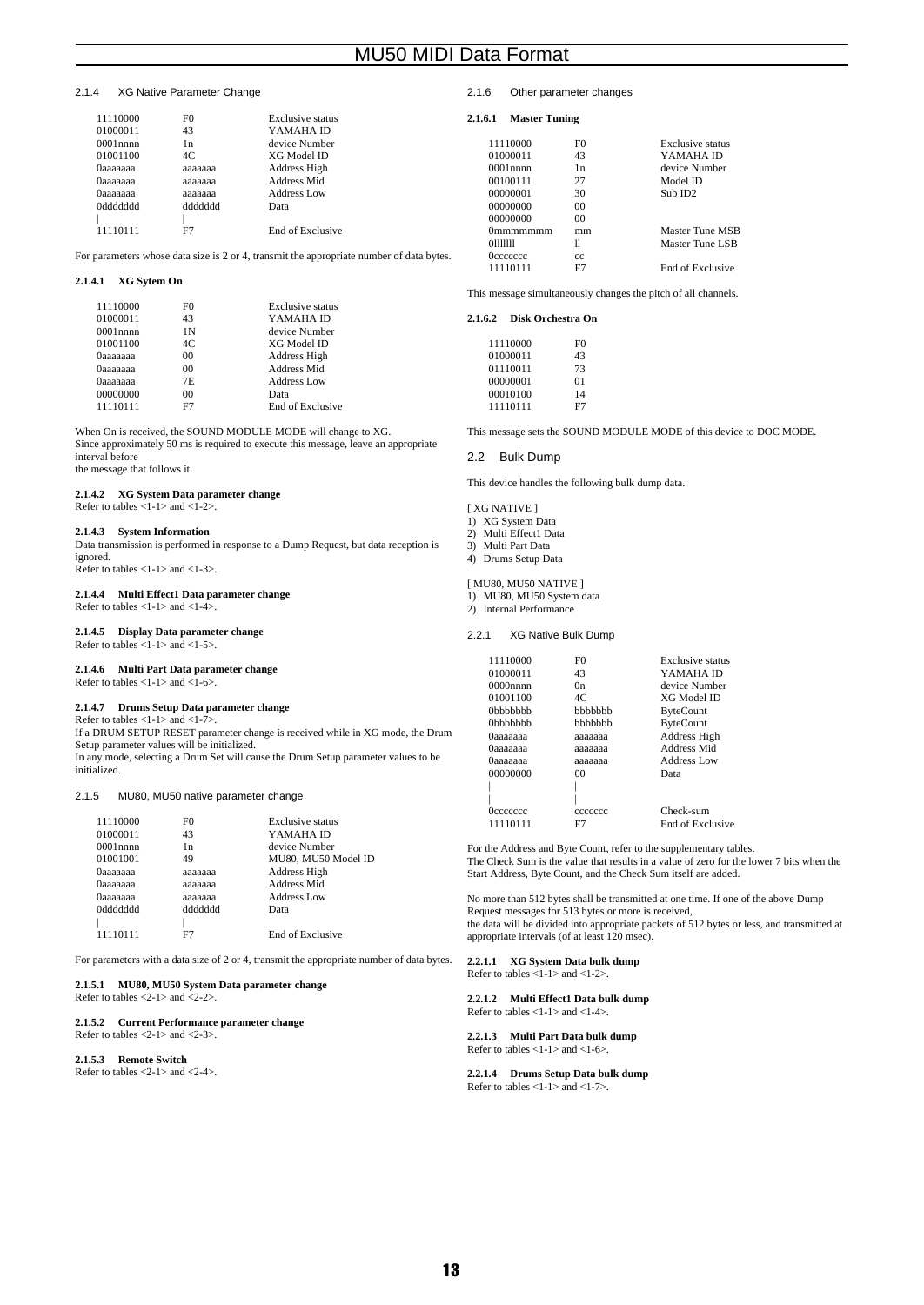## 2.1.4 XG Native Parameter Change

| | | |
|---|---|---|
| 11110000 | F0 | Exclusive status |
| 01000011 | 43 | YAMAHA ID |
| 0001nnnn | 1n | device Number |
| 01001100 | 4C | XG Model ID |
| 0aaaaaaa | aaaaaaa | Address High |
| 0aaaaaaa | aaaaaaa | Address Mid |
| 0aaaaaaa | aaaaaaa | Address Low |
| 0ddddddd | ddddddd | Data |
| \| | \| | |
| 11110111 | F7 | End of Exclusive |

For parameters whose data size is 2 or 4, transmit the appropriate number of data bytes.

#### 2.1.4.1 XG Sytem On

| | | |
|---|---|---|
| 11110000 | F0 | Exclusive status |
| 01000011 | 43 | YAMAHA ID |
| 0001nnnn | 1N | device Number |
| 01001100 | 4C | XG Model ID |
| 0aaaaaaa | 00 | Address High |
| 0aaaaaaa | 00 | Address Mid |
| 0aaaaaaa | 7E | Address Low |
| 00000000 | 00 | Data |
| 11110111 | F7 | End of Exclusive |

When On is received, the SOUND MODULE MODE will change to XG.
Since approximately 50 ms is required to execute this message, leave an appropriate interval before
the message that follows it.

#### 2.1.4.2 XG System Data parameter change

Refer to tables <1-1> and <1-2>.

#### 2.1.4.3 System Information

Data transmission is performed in response to a Dump Request, but data reception is ignored.
Refer to tables <1-1> and <1-3>.

#### 2.1.4.4 Multi Effect1 Data parameter change

Refer to tables <1-1> and <1-4>.

#### 2.1.4.5 Display Data parameter change

Refer to tables <1-1> and <1-5>.

#### 2.1.4.6 Multi Part Data parameter change

Refer to tables <1-1> and <1-6>.

#### 2.1.4.7 Drums Setup Data parameter change

Refer to tables <1-1> and <1-7>.
If a DRUM SETUP RESET parameter change is received while in XG mode, the Drum Setup parameter values will be initialized.
In any mode, selecting a Drum Set will cause the Drum Setup parameter values to be initialized.

## 2.1.5 MU80, MU50 native parameter change

| | | |
|---|---|---|
| 11110000 | F0 | Exclusive status |
| 01000011 | 43 | YAMAHA ID |
| 0001nnnn | 1n | device Number |
| 01001001 | 49 | MU80, MU50 Model ID |
| 0aaaaaaa | aaaaaaa | Address High |
| 0aaaaaaa | aaaaaaa | Address Mid |
| 0aaaaaaa | aaaaaaa | Address Low |
| 0ddddddd | ddddddd | Data |
| \| | \| | |
| 11110111 | F7 | End of Exclusive |

For parameters with a data size of 2 or 4, transmit the appropriate number of data bytes.

#### 2.1.5.1 MU80, MU50 System Data parameter change

Refer to tables <2-1> and <2-2>.

#### 2.1.5.2 Current Performance parameter change

Refer to tables <2-1> and <2-3>.

#### 2.1.5.3 Remote Switch

Refer to tables <2-1> and <2-4>.

## 2.1.6 Other parameter changes

#### 2.1.6.1 Master Tuning

| | | |
|---|---|---|
| 11110000 | F0 | Exclusive status |
| 01000011 | 43 | YAMAHA ID |
| 0001nnnn | 1n | device Number |
| 00100111 | 27 | Model ID |
| 00000001 | 30 | Sub ID2 |
| 00000000 | 00 | |
| 00000000 | 00 | |
| 0mmmmmmm | mm | Master Tune MSB |
| 0lllllll | ll | Master Tune LSB |
| 0ccccccc | cc | |
| 11110111 | F7 | End of Exclusive |

This message simultaneously changes the pitch of all channels.

#### 2.1.6.2 Disk Orchestra On

| | |
|---|---|
| 11110000 | F0 |
| 01000011 | 43 |
| 01110011 | 73 |
| 00000001 | 01 |
| 00010100 | 14 |
| 11110111 | F7 |

This message sets the SOUND MODULE MODE of this device to DOC MODE.

## 2.2 Bulk Dump

This device handles the following bulk dump data.

[ XG NATIVE ]
1) XG System Data
2) Multi Effect1 Data
3) Multi Part Data
4) Drums Setup Data

[ MU80, MU50 NATIVE ]
1) MU80, MU50 System data
2) Internal Performance

### 2.2.1 XG Native Bulk Dump

| | | |
|---|---|---|
| 11110000 | F0 | Exclusive status |
| 01000011 | 43 | YAMAHA ID |
| 0000nnnn | 0n | device Number |
| 01001100 | 4C | XG Model ID |
| 0bbbbbbb | bbbbbbb | ByteCount |
| 0bbbbbbb | bbbbbbb | ByteCount |
| 0aaaaaaa | aaaaaaa | Address High |
| 0aaaaaaa | aaaaaaa | Address Mid |
| 0aaaaaaa | aaaaaaa | Address Low |
| 00000000 | 00 | Data |
| \| | \| | |
| \| | \| | |
| 0ccccccc | ccccccc | Check-sum |
| 11110111 | F7 | End of Exclusive |

For the Address and Byte Count, refer to the supplementary tables.
The Check Sum is the value that results in a value of zero for the lower 7 bits when the Start Address, Byte Count, and the Check Sum itself are added.

No more than 512 bytes shall be transmitted at one time. If one of the above Dump Request messages for 513 bytes or more is received,
the data will be divided into appropriate packets of 512 bytes or less, and transmitted at appropriate intervals (of at least 120 msec).

#### 2.2.1.1 XG System Data bulk dump

Refer to tables <1-1> and <1-2>.

#### 2.2.1.2 Multi Effect1 Data bulk dump

Refer to tables <1-1> and <1-4>.

#### 2.2.1.3 Multi Part Data bulk dump

Refer to tables <1-1> and <1-6>.

#### 2.2.1.4 Drums Setup Data bulk dump

Refer to tables <1-1> and <1-7>.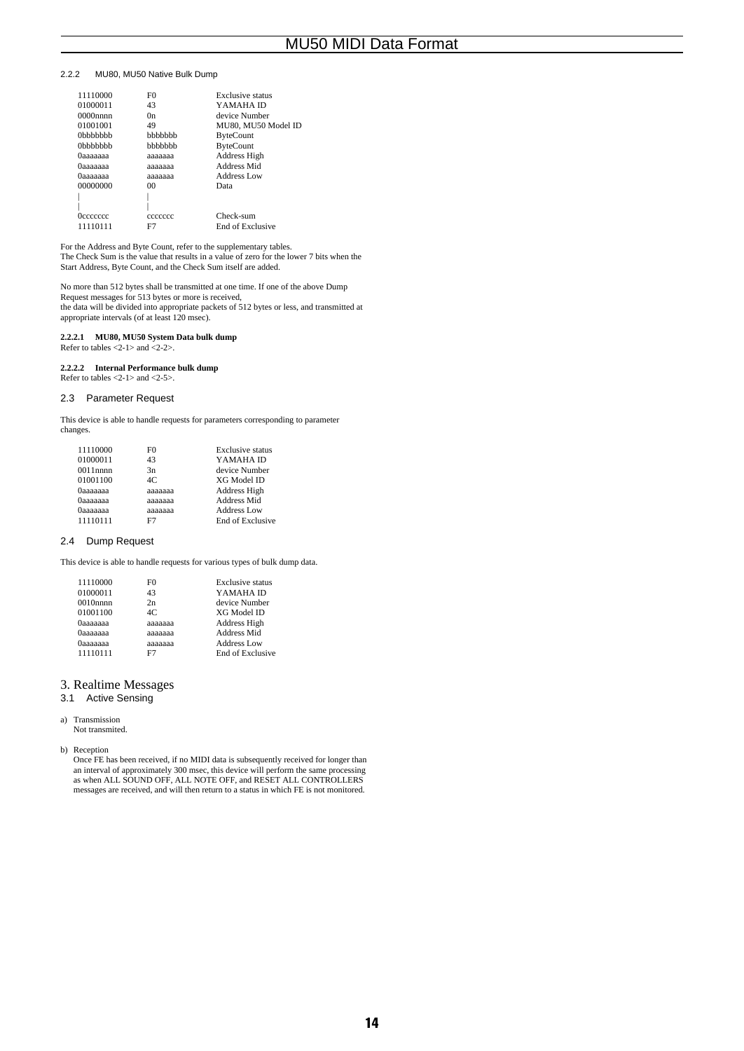### 2.2.2 MU80, MU50 Native Bulk Dump

| | | |
|---|---|---|
| 11110000 | F0 | Exclusive status |
| 01000011 | 43 | YAMAHA ID |
| 0000nnnn | 0n | device Number |
| 01001001 | 49 | MU80, MU50 Model ID |
| 0bbbbbbb | bbbbbbb | ByteCount |
| 0bbbbbbb | bbbbbbb | ByteCount |
| 0aaaaaaa | aaaaaaa | Address High |
| 0aaaaaaa | aaaaaaa | Address Mid |
| 0aaaaaaa | aaaaaaa | Address Low |
| 00000000 | 00 | Data |
| \| | \| | |
| \| | \| | |
| 0ccccccc | ccccccc | Check-sum |
| 11110111 | F7 | End of Exclusive |

For the Address and Byte Count, refer to the supplementary tables.
The Check Sum is the value that results in a value of zero for the lower 7 bits when the Start Address, Byte Count, and the Check Sum itself are added.

No more than 512 bytes shall be transmitted at one time. If one of the above Dump Request messages for 513 bytes or more is received,
the data will be divided into appropriate packets of 512 bytes or less, and transmitted at appropriate intervals (of at least 120 msec).

#### 2.2.2.1 MU80, MU50 System Data bulk dump

Refer to tables <2-1> and <2-2>.

#### 2.2.2.2 Internal Performance bulk dump

Refer to tables <2-1> and <2-5>.

## 2.3 Parameter Request

This device is able to handle requests for parameters corresponding to parameter changes.

| | | |
|---|---|---|
| 11110000 | F0 | Exclusive status |
| 01000011 | 43 | YAMAHA ID |
| 0011nnnn | 3n | device Number |
| 01001100 | 4C | XG Model ID |
| 0aaaaaaa | aaaaaaa | Address High |
| 0aaaaaaa | aaaaaaa | Address Mid |
| 0aaaaaaa | aaaaaaa | Address Low |
| 11110111 | F7 | End of Exclusive |

## 2.4 Dump Request

This device is able to handle requests for various types of bulk dump data.

| | | |
|---|---|---|
| 11110000 | F0 | Exclusive status |
| 01000011 | 43 | YAMAHA ID |
| 0010nnnn | 2n | device Number |
| 01001100 | 4C | XG Model ID |
| 0aaaaaaa | aaaaaaa | Address High |
| 0aaaaaaa | aaaaaaa | Address Mid |
| 0aaaaaaa | aaaaaaa | Address Low |
| 11110111 | F7 | End of Exclusive |

# 3. Realtime Messages

## 3.1 Active Sensing

a) Transmission
   Not transmited.

b) Reception
   Once FE has been received, if no MIDI data is subsequently received for longer than an interval of approximately 300 msec, this device will perform the same processing as when ALL SOUND OFF, ALL NOTE OFF, and RESET ALL CONTROLLERS messages are received, and will then return to a status in which FE is not monitored.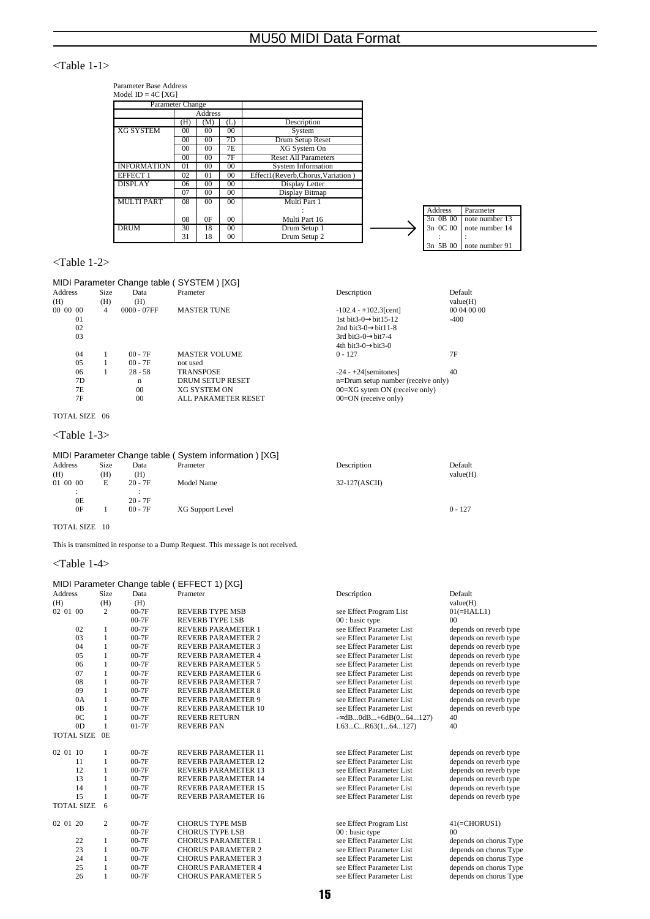## <Table 1-1>

Parameter Base Address
Model ID = 4C [XG]

| Parameter Change | Address (H) | Address (M) | Address (L) | Description |
|---|---|---|---|---|
| XG SYSTEM | 00 | 00 | 00 | System |
| | 00 | 00 | 7D | Drum Setup Reset |
| | 00 | 00 | 7E | XG System On |
| | 00 | 00 | 7F | Reset All Parameters |
| INFORMATION | 01 | 00 | 00 | System Information |
| EFFECT 1 | 02 | 01 | 00 | Effect1(Reverb,Chorus,Variation ) |
| DISPLAY | 06 | 00 | 00 | Display Letter |
| | 07 | 00 | 00 | Display Bitmap |
| MULTI PART | 08 | 00 | 00 | Multi Part 1 |
| | | | | : |
| | 08 | 0F | 00 | Multi Part 16 |
| DRUM | 30 | 18 | 00 | Drum Setup 1 |
| | 31 | 18 | 00 | Drum Setup 2 |

| Address | Parameter |
|---|---|
| 3n 0B 00 | note number 13 |
| 3n 0C 00 | note number 14 |
| : | : |
| 3n 5B 00 | note number 91 |

## <Table 1-2>

MIDI Parameter Change table ( SYSTEM ) [XG]

| Address (H) | Size (H) | Data (H) | Prameter | Description | Default value(H) |
|---|---|---|---|---|---|
| 00 00 00 | 4 | 0000 - 07FF | MASTER TUNE | -102.4 - +102.3[cent] | 00 04 00 00 |
| 01 | | | | 1st bit3-0→bit15-12 | -400 |
| 02 | | | | 2nd bit3-0→bit11-8 | |
| 03 | | | | 3rd bit3-0→bit7-4 | |
| | | | | 4th bit3-0→bit3-0 | |
| 04 | 1 | 00 - 7F | MASTER VOLUME | 0 - 127 | 7F |
| 05 | 1 | 00 - 7F | not used | | |
| 06 | 1 | 28 - 58 | TRANSPOSE | -24 - +24[semitones] | 40 |
| 7D | | n | DRUM SETUP RESET | n=Drum setup number (receive only) | |
| 7E | | 00 | XG SYSTEM ON | 00=XG sytem ON (receive only) | |
| 7F | | 00 | ALL PARAMETER RESET | 00=ON (receive only) | |

TOTAL SIZE 06

## <Table 1-3>

MIDI Parameter Change table ( System information ) [XG]

| Address (H) | Size (H) | Data (H) | Prameter | Description | Default value(H) |
|---|---|---|---|---|---|
| 01 00 00 | E | 20 - 7F | Model Name | 32-127(ASCII) | |
| : | | : | | | |
| 0E | | 20 - 7F | | | |
| 0F | 1 | 00 - 7F | XG Support Level | | 0 - 127 |

TOTAL SIZE 10

This is transmitted in response to a Dump Request. This message is not received.

## <Table 1-4>

MIDI Parameter Change table ( EFFECT 1) [XG]

| Address (H) | Size (H) | Data (H) | Prameter | Description | Default value(H) |
|---|---|---|---|---|---|
| 02 01 00 | 2 | 00-7F | REVERB TYPE MSB | see Effect Program List | 01(=HALL1) |
| | | 00-7F | REVERB TYPE LSB | 00 : basic type | 00 |
| 02 | 1 | 00-7F | REVERB PARAMETER 1 | see Effect Parameter List | depends on reverb type |
| 03 | 1 | 00-7F | REVERB PARAMETER 2 | see Effect Parameter List | depends on reverb type |
| 04 | 1 | 00-7F | REVERB PARAMETER 3 | see Effect Parameter List | depends on reverb type |
| 05 | 1 | 00-7F | REVERB PARAMETER 4 | see Effect Parameter List | depends on reverb type |
| 06 | 1 | 00-7F | REVERB PARAMETER 5 | see Effect Parameter List | depends on reverb type |
| 07 | 1 | 00-7F | REVERB PARAMETER 6 | see Effect Parameter List | depends on reverb type |
| 08 | 1 | 00-7F | REVERB PARAMETER 7 | see Effect Parameter List | depends on reverb type |
| 09 | 1 | 00-7F | REVERB PARAMETER 8 | see Effect Parameter List | depends on reverb type |
| 0A | 1 | 00-7F | REVERB PARAMETER 9 | see Effect Parameter List | depends on reverb type |
| 0B | 1 | 00-7F | REVERB PARAMETER 10 | see Effect Parameter List | depends on reverb type |
| 0C | 1 | 00-7F | REVERB RETURN | -∞dB...0dB...+6dB(0...64...127) | 40 |
| 0D | 1 | 01-7F | REVERB PAN | L63...C...R63(1...64...127) | 40 |
| TOTAL SIZE | 0E | | | | |
| 02 01 10 | 1 | 00-7F | REVERB PARAMETER 11 | see Effect Parameter List | depends on reverb type |
| 11 | 1 | 00-7F | REVERB PARAMETER 12 | see Effect Parameter List | depends on reverb type |
| 12 | 1 | 00-7F | REVERB PARAMETER 13 | see Effect Parameter List | depends on reverb type |
| 13 | 1 | 00-7F | REVERB PARAMETER 14 | see Effect Parameter List | depends on reverb type |
| 14 | 1 | 00-7F | REVERB PARAMETER 15 | see Effect Parameter List | depends on reverb type |
| 15 | 1 | 00-7F | REVERB PARAMETER 16 | see Effect Parameter List | depends on reverb type |
| TOTAL SIZE | 6 | | | | |
| 02 01 20 | 2 | 00-7F | CHORUS TYPE MSB | see Effect Program List | 41(=CHORUS1) |
| | | 00-7F | CHORUS TYPE LSB | 00 : basic type | 00 |
| 22 | 1 | 00-7F | CHORUS PARAMETER 1 | see Effect Parameter List | depends on chorus Type |
| 23 | 1 | 00-7F | CHORUS PARAMETER 2 | see Effect Parameter List | depends on chorus Type |
| 24 | 1 | 00-7F | CHORUS PARAMETER 3 | see Effect Parameter List | depends on chorus Type |
| 25 | 1 | 00-7F | CHORUS PARAMETER 4 | see Effect Parameter List | depends on chorus Type |
| 26 | 1 | 00-7F | CHORUS PARAMETER 5 | see Effect Parameter List | depends on chorus Type |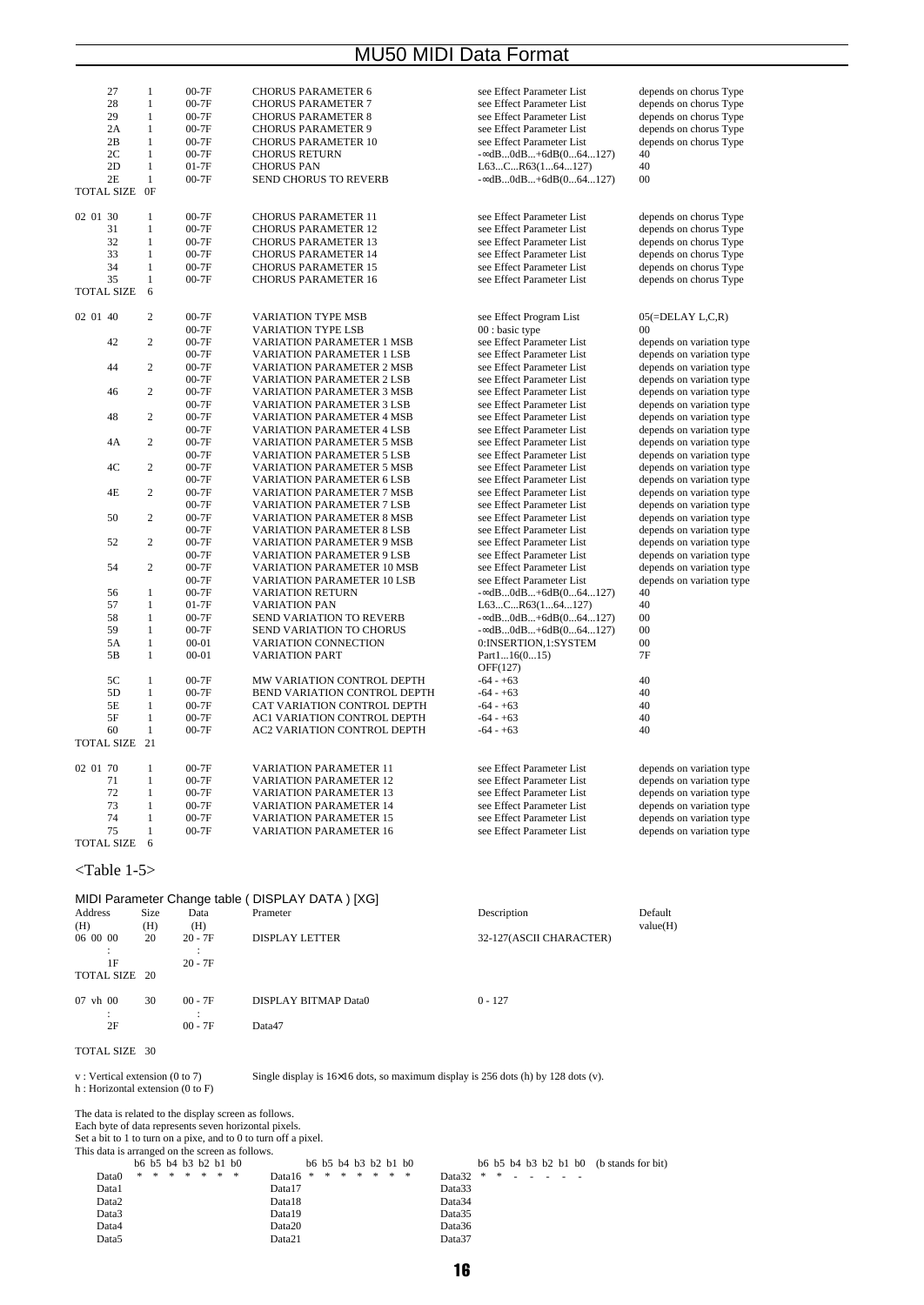| Address (H) | Size (H) | Data (H) | Parameter | Description | Default value (H) |
|---|---|---|---|---|---|
| 27 | 1 | 00-7F | CHORUS PARAMETER 6 | see Effect Parameter List | depends on chorus Type |
| 28 | 1 | 00-7F | CHORUS PARAMETER 7 | see Effect Parameter List | depends on chorus Type |
| 29 | 1 | 00-7F | CHORUS PARAMETER 8 | see Effect Parameter List | depends on chorus Type |
| 2A | 1 | 00-7F | CHORUS PARAMETER 9 | see Effect Parameter List | depends on chorus Type |
| 2B | 1 | 00-7F | CHORUS PARAMETER 10 | see Effect Parameter List | depends on chorus Type |
| 2C | 1 | 00-7F | CHORUS RETURN | -∞dB...0dB...+6dB(0...64...127) | 40 |
| 2D | 1 | 01-7F | CHORUS PAN | L63...C...R63(1...64...127) | 40 |
| 2E | 1 | 00-7F | SEND CHORUS TO REVERB | -∞dB...0dB...+6dB(0...64...127) | 00 |
| TOTAL SIZE | 0F | | | | |
| | | | | | |
| 02 01 30 | 1 | 00-7F | CHORUS PARAMETER 11 | see Effect Parameter List | depends on chorus Type |
| 31 | 1 | 00-7F | CHORUS PARAMETER 12 | see Effect Parameter List | depends on chorus Type |
| 32 | 1 | 00-7F | CHORUS PARAMETER 13 | see Effect Parameter List | depends on chorus Type |
| 33 | 1 | 00-7F | CHORUS PARAMETER 14 | see Effect Parameter List | depends on chorus Type |
| 34 | 1 | 00-7F | CHORUS PARAMETER 15 | see Effect Parameter List | depends on chorus Type |
| 35 | 1 | 00-7F | CHORUS PARAMETER 16 | see Effect Parameter List | depends on chorus Type |
| TOTAL SIZE | 6 | | | | |
| | | | | | |
| 02 01 40 | 2 | 00-7F | VARIATION TYPE MSB | see Effect Program List | 05(=DELAY L,C,R) |
| | | 00-7F | VARIATION TYPE LSB | 00 : basic type | 00 |
| 42 | 2 | 00-7F | VARIATION PARAMETER 1 MSB | see Effect Parameter List | depends on variation type |
| | | 00-7F | VARIATION PARAMETER 1 LSB | see Effect Parameter List | depends on variation type |
| 44 | 2 | 00-7F | VARIATION PARAMETER 2 MSB | see Effect Parameter List | depends on variation type |
| | | 00-7F | VARIATION PARAMETER 2 LSB | see Effect Parameter List | depends on variation type |
| 46 | 2 | 00-7F | VARIATION PARAMETER 3 MSB | see Effect Parameter List | depends on variation type |
| | | 00-7F | VARIATION PARAMETER 3 LSB | see Effect Parameter List | depends on variation type |
| 48 | 2 | 00-7F | VARIATION PARAMETER 4 MSB | see Effect Parameter List | depends on variation type |
| | | 00-7F | VARIATION PARAMETER 4 LSB | see Effect Parameter List | depends on variation type |
| 4A | 2 | 00-7F | VARIATION PARAMETER 5 MSB | see Effect Parameter List | depends on variation type |
| | | 00-7F | VARIATION PARAMETER 5 LSB | see Effect Parameter List | depends on variation type |
| 4C | 2 | 00-7F | VARIATION PARAMETER 5 MSB | see Effect Parameter List | depends on variation type |
| | | 00-7F | VARIATION PARAMETER 6 LSB | see Effect Parameter List | depends on variation type |
| 4E | 2 | 00-7F | VARIATION PARAMETER 7 MSB | see Effect Parameter List | depends on variation type |
| | | 00-7F | VARIATION PARAMETER 7 LSB | see Effect Parameter List | depends on variation type |
| 50 | 2 | 00-7F | VARIATION PARAMETER 8 MSB | see Effect Parameter List | depends on variation type |
| | | 00-7F | VARIATION PARAMETER 8 LSB | see Effect Parameter List | depends on variation type |
| 52 | 2 | 00-7F | VARIATION PARAMETER 9 MSB | see Effect Parameter List | depends on variation type |
| | | 00-7F | VARIATION PARAMETER 9 LSB | see Effect Parameter List | depends on variation type |
| 54 | 2 | 00-7F | VARIATION PARAMETER 10 MSB | see Effect Parameter List | depends on variation type |
| | | 00-7F | VARIATION PARAMETER 10 LSB | see Effect Parameter List | depends on variation type |
| 56 | 1 | 00-7F | VARIATION RETURN | -∞dB...0dB...+6dB(0...64...127) | 40 |
| 57 | 1 | 01-7F | VARIATION PAN | L63...C...R63(1...64...127) | 40 |
| 58 | 1 | 00-7F | SEND VARIATION TO REVERB | -∞dB...0dB...+6dB(0...64...127) | 00 |
| 59 | 1 | 00-7F | SEND VARIATION TO CHORUS | -∞dB...0dB...+6dB(0...64...127) | 00 |
| 5A | 1 | 00-01 | VARIATION CONNECTION | 0:INSERTION,1:SYSTEM | 00 |
| 5B | 1 | 00-01 | VARIATION PART | Part1...16(0...15) OFF(127) | 7F |
| 5C | 1 | 00-7F | MW VARIATION CONTROL DEPTH | -64 - +63 | 40 |
| 5D | 1 | 00-7F | BEND VARIATION CONTROL DEPTH | -64 - +63 | 40 |
| 5E | 1 | 00-7F | CAT VARIATION CONTROL DEPTH | -64 - +63 | 40 |
| 5F | 1 | 00-7F | AC1 VARIATION CONTROL DEPTH | -64 - +63 | 40 |
| 60 | 1 | 00-7F | AC2 VARIATION CONTROL DEPTH | -64 - +63 | 40 |
| TOTAL SIZE | 21 | | | | |
| | | | | | |
| 02 01 70 | 1 | 00-7F | VARIATION PARAMETER 11 | see Effect Parameter List | depends on variation type |
| 71 | 1 | 00-7F | VARIATION PARAMETER 12 | see Effect Parameter List | depends on variation type |
| 72 | 1 | 00-7F | VARIATION PARAMETER 13 | see Effect Parameter List | depends on variation type |
| 73 | 1 | 00-7F | VARIATION PARAMETER 14 | see Effect Parameter List | depends on variation type |
| 74 | 1 | 00-7F | VARIATION PARAMETER 15 | see Effect Parameter List | depends on variation type |
| 75 | 1 | 00-7F | VARIATION PARAMETER 16 | see Effect Parameter List | depends on variation type |
| TOTAL SIZE | 6 | | | | |

<Table 1-5>

### MIDI Parameter Change table ( DISPLAY DATA ) [XG]

| Address (H) | Size (H) | Data (H) | Prameter | Description | Default value(H) |
|---|---|---|---|---|---|
| 06 00 00 | 20 | 20 - 7F | DISPLAY LETTER | 32-127(ASCII CHARACTER) | |
| : | | : | | | |
| 1F | | 20 - 7F | | | |
| TOTAL SIZE | 20 | | | | |
| | | | | | |
| 07 vh 00 | 30 | 00 - 7F | DISPLAY BITMAP Data0 | 0 - 127 | |
| : | | : | | | |
| 2F | | 00 - 7F | Data47 | | |
| TOTAL SIZE | 30 | | | | |

v : Vertical extension (0 to 7)
h : Horizontal extension (0 to F)

Single display is 16×16 dots, so maximum display is 256 dots (h) by 128 dots (v).

The data is related to the display screen as follows.
Each byte of data represents seven horizontal pixels.
Set a bit to 1 to turn on a pixe, and to 0 to turn off a pixel.
This data is arranged on the screen as follows.

```
       b6 b5 b4 b3 b2 b1 b0           b6 b5 b4 b3 b2 b1 b0           b6 b5 b4 b3 b2 b1 b0   (b stands for bit)
Data0  *  *  *  *  *  *  *    Data16  *  *  *  *  *  *  *    Data32  *  *  -  -  -  -  -
Data1                         Data17                         Data33
Data2                         Data18                         Data34
Data3                         Data19                         Data35
Data4                         Data20                         Data36
Data5                         Data21                         Data37
```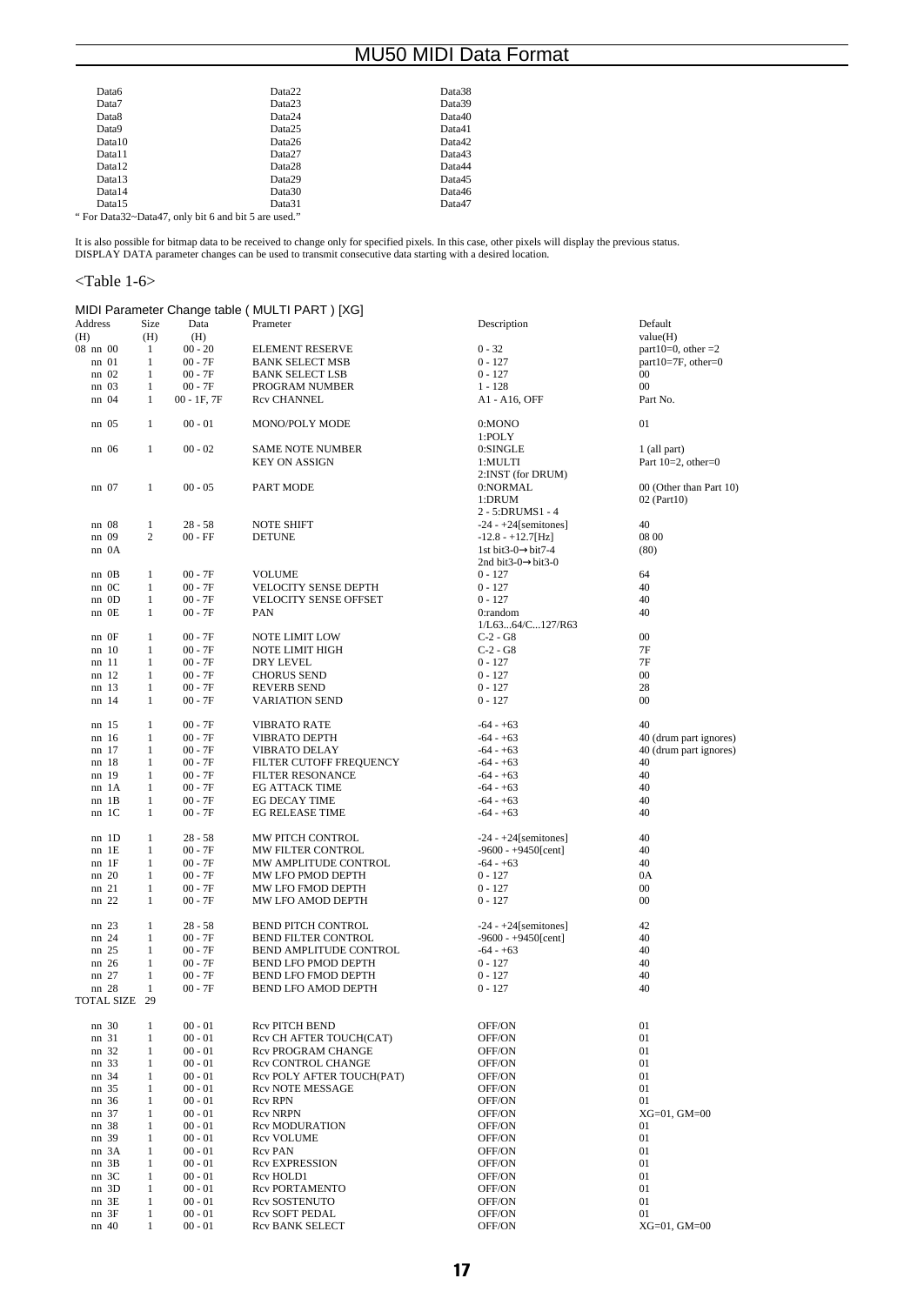| | | |
|---|---|---|
| Data6 | Data22 | Data38 |
| Data7 | Data23 | Data39 |
| Data8 | Data24 | Data40 |
| Data9 | Data25 | Data41 |
| Data10 | Data26 | Data42 |
| Data11 | Data27 | Data43 |
| Data12 | Data28 | Data44 |
| Data13 | Data29 | Data45 |
| Data14 | Data30 | Data46 |
| Data15 | Data31 | Data47 |

" For Data32~Data47, only bit 6 and bit 5 are used."

It is also possible for bitmap data to be received to change only for specified pixels. In this case, other pixels will display the previous status.
DISPLAY DATA parameter changes can be used to transmit consecutive data starting with a desired location.

<Table 1-6>

MIDI Parameter Change table ( MULTI PART ) [XG]

| Address (H) | Size (H) | Data (H) | Prameter | Description | Default value(H) |
|---|---|---|---|---|---|
| 08 nn 00 | 1 | 00 - 20 | ELEMENT RESERVE | 0 - 32 | part10=0, other =2 |
| nn 01 | 1 | 00 - 7F | BANK SELECT MSB | 0 - 127 | part10=7F, other=0 |
| nn 02 | 1 | 00 - 7F | BANK SELECT LSB | 0 - 127 | 00 |
| nn 03 | 1 | 00 - 7F | PROGRAM NUMBER | 1 - 128 | 00 |
| nn 04 | 1 | 00 - 1F, 7F | Rcv CHANNEL | A1 - A16, OFF | Part No. |
| nn 05 | 1 | 00 - 01 | MONO/POLY MODE | 0:MONO<br>1:POLY | 01 |
| nn 06 | 1 | 00 - 02 | SAME NOTE NUMBER<br>KEY ON ASSIGN | 0:SINGLE<br>1:MULTI<br>2:INST (for DRUM) | 1 (all part)<br>Part 10=2, other=0 |
| nn 07 | 1 | 00 - 05 | PART MODE | 0:NORMAL<br>1:DRUM<br>2 - 5:DRUMS1 - 4 | 00 (Other than Part 10)<br>02 (Part10) |
| nn 08 | 1 | 28 - 58 | NOTE SHIFT | -24 - +24[semitones] | 40 |
| nn 09 | 2 | 00 - FF | DETUNE | -12.8 - +12.7[Hz] | 08 00 |
| nn 0A | | | | 1st bit3-0→bit7-4<br>2nd bit3-0→bit3-0 | (80) |
| nn 0B | 1 | 00 - 7F | VOLUME | 0 - 127 | 64 |
| nn 0C | 1 | 00 - 7F | VELOCITY SENSE DEPTH | 0 - 127 | 40 |
| nn 0D | 1 | 00 - 7F | VELOCITY SENSE OFFSET | 0 - 127 | 40 |
| nn 0E | 1 | 00 - 7F | PAN | 0:random<br>1/L63...64/C...127/R63 | 40 |
| nn 0F | 1 | 00 - 7F | NOTE LIMIT LOW | C-2 - G8 | 00 |
| nn 10 | 1 | 00 - 7F | NOTE LIMIT HIGH | C-2 - G8 | 7F |
| nn 11 | 1 | 00 - 7F | DRY LEVEL | 0 - 127 | 7F |
| nn 12 | 1 | 00 - 7F | CHORUS SEND | 0 - 127 | 00 |
| nn 13 | 1 | 00 - 7F | REVERB SEND | 0 - 127 | 28 |
| nn 14 | 1 | 00 - 7F | VARIATION SEND | 0 - 127 | 00 |
| nn 15 | 1 | 00 - 7F | VIBRATO RATE | -64 - +63 | 40 |
| nn 16 | 1 | 00 - 7F | VIBRATO DEPTH | -64 - +63 | 40 (drum part ignores) |
| nn 17 | 1 | 00 - 7F | VIBRATO DELAY | -64 - +63 | 40 (drum part ignores) |
| nn 18 | 1 | 00 - 7F | FILTER CUTOFF FREQUENCY | -64 - +63 | 40 |
| nn 19 | 1 | 00 - 7F | FILTER RESONANCE | -64 - +63 | 40 |
| nn 1A | 1 | 00 - 7F | EG ATTACK TIME | -64 - +63 | 40 |
| nn 1B | 1 | 00 - 7F | EG DECAY TIME | -64 - +63 | 40 |
| nn 1C | 1 | 00 - 7F | EG RELEASE TIME | -64 - +63 | 40 |
| nn 1D | 1 | 28 - 58 | MW PITCH CONTROL | -24 - +24[semitones] | 40 |
| nn 1E | 1 | 00 - 7F | MW FILTER CONTROL | -9600 - +9450[cent] | 40 |
| nn 1F | 1 | 00 - 7F | MW AMPLITUDE CONTROL | -64 - +63 | 40 |
| nn 20 | 1 | 00 - 7F | MW LFO PMOD DEPTH | 0 - 127 | 0A |
| nn 21 | 1 | 00 - 7F | MW LFO FMOD DEPTH | 0 - 127 | 00 |
| nn 22 | 1 | 00 - 7F | MW LFO AMOD DEPTH | 0 - 127 | 00 |
| nn 23 | 1 | 28 - 58 | BEND PITCH CONTROL | -24 - +24[semitones] | 42 |
| nn 24 | 1 | 00 - 7F | BEND FILTER CONTROL | -9600 - +9450[cent] | 40 |
| nn 25 | 1 | 00 - 7F | BEND AMPLITUDE CONTROL | -64 - +63 | 40 |
| nn 26 | 1 | 00 - 7F | BEND LFO PMOD DEPTH | 0 - 127 | 40 |
| nn 27 | 1 | 00 - 7F | BEND LFO FMOD DEPTH | 0 - 127 | 40 |
| nn 28 | 1 | 00 - 7F | BEND LFO AMOD DEPTH | 0 - 127 | 40 |
| TOTAL SIZE | 29 | | | | |
| nn 30 | 1 | 00 - 01 | Rcv PITCH BEND | OFF/ON | 01 |
| nn 31 | 1 | 00 - 01 | Rcv CH AFTER TOUCH(CAT) | OFF/ON | 01 |
| nn 32 | 1 | 00 - 01 | Rcv PROGRAM CHANGE | OFF/ON | 01 |
| nn 33 | 1 | 00 - 01 | Rcv CONTROL CHANGE | OFF/ON | 01 |
| nn 34 | 1 | 00 - 01 | Rcv POLY AFTER TOUCH(PAT) | OFF/ON | 01 |
| nn 35 | 1 | 00 - 01 | Rcv NOTE MESSAGE | OFF/ON | 01 |
| nn 36 | 1 | 00 - 01 | Rcv RPN | OFF/ON | 01 |
| nn 37 | 1 | 00 - 01 | Rcv NRPN | OFF/ON | XG=01, GM=00 |
| nn 38 | 1 | 00 - 01 | Rcv MODURATION | OFF/ON | 01 |
| nn 39 | 1 | 00 - 01 | Rcv VOLUME | OFF/ON | 01 |
| nn 3A | 1 | 00 - 01 | Rcv PAN | OFF/ON | 01 |
| nn 3B | 1 | 00 - 01 | Rcv EXPRESSION | OFF/ON | 01 |
| nn 3C | 1 | 00 - 01 | Rcv HOLD1 | OFF/ON | 01 |
| nn 3D | 1 | 00 - 01 | Rcv PORTAMENTO | OFF/ON | 01 |
| nn 3E | 1 | 00 - 01 | Rcv SOSTENUTO | OFF/ON | 01 |
| nn 3F | 1 | 00 - 01 | Rcv SOFT PEDAL | OFF/ON | 01 |
| nn 40 | 1 | 00 - 01 | Rcv BANK SELECT | OFF/ON | XG=01, GM=00 |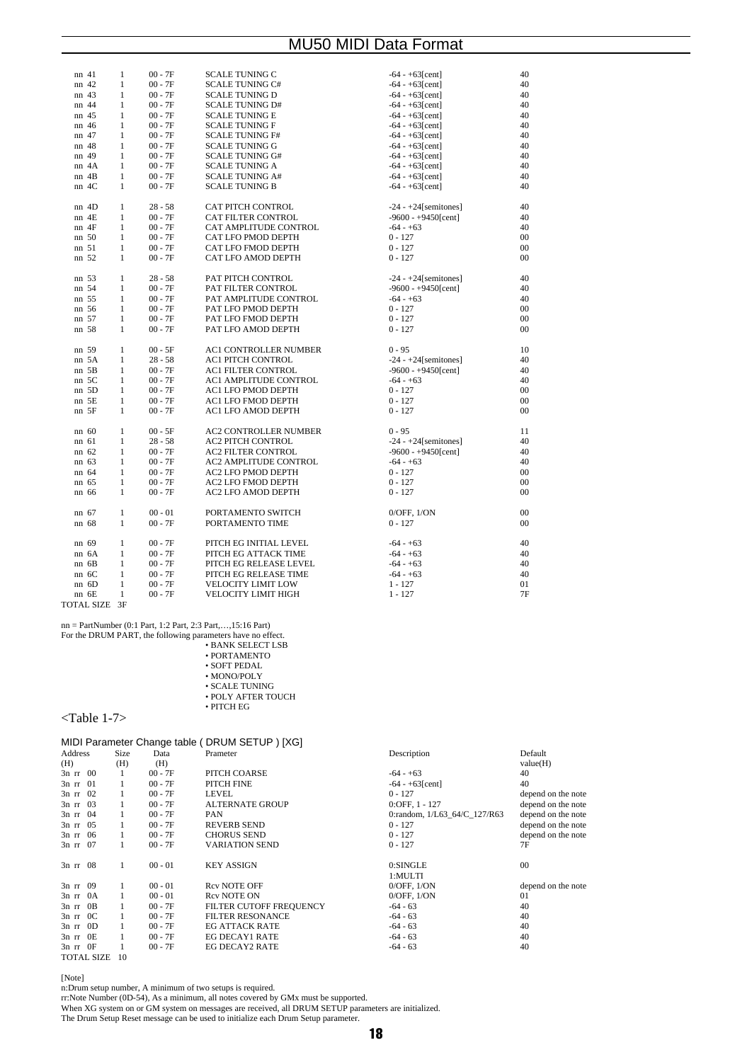| | | | | | |
|---|---|---|---|---|---|
| nn 41 | 1 | 00 - 7F | SCALE TUNING C | -64 - +63[cent] | 40 |
| nn 42 | 1 | 00 - 7F | SCALE TUNING C# | -64 - +63[cent] | 40 |
| nn 43 | 1 | 00 - 7F | SCALE TUNING D | -64 - +63[cent] | 40 |
| nn 44 | 1 | 00 - 7F | SCALE TUNING D# | -64 - +63[cent] | 40 |
| nn 45 | 1 | 00 - 7F | SCALE TUNING E | -64 - +63[cent] | 40 |
| nn 46 | 1 | 00 - 7F | SCALE TUNING F | -64 - +63[cent] | 40 |
| nn 47 | 1 | 00 - 7F | SCALE TUNING F# | -64 - +63[cent] | 40 |
| nn 48 | 1 | 00 - 7F | SCALE TUNING G | -64 - +63[cent] | 40 |
| nn 49 | 1 | 00 - 7F | SCALE TUNING G# | -64 - +63[cent] | 40 |
| nn 4A | 1 | 00 - 7F | SCALE TUNING A | -64 - +63[cent] | 40 |
| nn 4B | 1 | 00 - 7F | SCALE TUNING A# | -64 - +63[cent] | 40 |
| nn 4C | 1 | 00 - 7F | SCALE TUNING B | -64 - +63[cent] | 40 |
| | | | | | |
| nn 4D | 1 | 28 - 58 | CAT PITCH CONTROL | -24 - +24[semitones] | 40 |
| nn 4E | 1 | 00 - 7F | CAT FILTER CONTROL | -9600 - +9450[cent] | 40 |
| nn 4F | 1 | 00 - 7F | CAT AMPLITUDE CONTROL | -64 - +63 | 40 |
| nn 50 | 1 | 00 - 7F | CAT LFO PMOD DEPTH | 0 - 127 | 00 |
| nn 51 | 1 | 00 - 7F | CAT LFO FMOD DEPTH | 0 - 127 | 00 |
| nn 52 | 1 | 00 - 7F | CAT LFO AMOD DEPTH | 0 - 127 | 00 |
| | | | | | |
| nn 53 | 1 | 28 - 58 | PAT PITCH CONTROL | -24 - +24[semitones] | 40 |
| nn 54 | 1 | 00 - 7F | PAT FILTER CONTROL | -9600 - +9450[cent] | 40 |
| nn 55 | 1 | 00 - 7F | PAT AMPLITUDE CONTROL | -64 - +63 | 40 |
| nn 56 | 1 | 00 - 7F | PAT LFO PMOD DEPTH | 0 - 127 | 00 |
| nn 57 | 1 | 00 - 7F | PAT LFO FMOD DEPTH | 0 - 127 | 00 |
| nn 58 | 1 | 00 - 7F | PAT LFO AMOD DEPTH | 0 - 127 | 00 |
| | | | | | |
| nn 59 | 1 | 00 - 5F | AC1 CONTROLLER NUMBER | 0 - 95 | 10 |
| nn 5A | 1 | 28 - 58 | AC1 PITCH CONTROL | -24 - +24[semitones] | 40 |
| nn 5B | 1 | 00 - 7F | AC1 FILTER CONTROL | -9600 - +9450[cent] | 40 |
| nn 5C | 1 | 00 - 7F | AC1 AMPLITUDE CONTROL | -64 - +63 | 40 |
| nn 5D | 1 | 00 - 7F | AC1 LFO PMOD DEPTH | 0 - 127 | 00 |
| nn 5E | 1 | 00 - 7F | AC1 LFO FMOD DEPTH | 0 - 127 | 00 |
| nn 5F | 1 | 00 - 7F | AC1 LFO AMOD DEPTH | 0 - 127 | 00 |
| | | | | | |
| nn 60 | 1 | 00 - 5F | AC2 CONTROLLER NUMBER | 0 - 95 | 11 |
| nn 61 | 1 | 28 - 58 | AC2 PITCH CONTROL | -24 - +24[semitones] | 40 |
| nn 62 | 1 | 00 - 7F | AC2 FILTER CONTROL | -9600 - +9450[cent] | 40 |
| nn 63 | 1 | 00 - 7F | AC2 AMPLITUDE CONTROL | -64 - +63 | 40 |
| nn 64 | 1 | 00 - 7F | AC2 LFO PMOD DEPTH | 0 - 127 | 00 |
| nn 65 | 1 | 00 - 7F | AC2 LFO FMOD DEPTH | 0 - 127 | 00 |
| nn 66 | 1 | 00 - 7F | AC2 LFO AMOD DEPTH | 0 - 127 | 00 |
| | | | | | |
| nn 67 | 1 | 00 - 01 | PORTAMENTO SWITCH | 0/OFF, 1/ON | 00 |
| nn 68 | 1 | 00 - 7F | PORTAMENTO TIME | 0 - 127 | 00 |
| | | | | | |
| nn 69 | 1 | 00 - 7F | PITCH EG INITIAL LEVEL | -64 - +63 | 40 |
| nn 6A | 1 | 00 - 7F | PITCH EG ATTACK TIME | -64 - +63 | 40 |
| nn 6B | 1 | 00 - 7F | PITCH EG RELEASE LEVEL | -64 - +63 | 40 |
| nn 6C | 1 | 00 - 7F | PITCH EG RELEASE TIME | -64 - +63 | 40 |
| nn 6D | 1 | 00 - 7F | VELOCITY LIMIT LOW | 1 - 127 | 01 |
| nn 6E | 1 | 00 - 7F | VELOCITY LIMIT HIGH | 1 - 127 | 7F |
| TOTAL SIZE | 3F | | | | |

nn = PartNumber (0:1 Part, 1:2 Part, 2:3 Part,…,15:16 Part)
For the DRUM PART, the following parameters have no effect.

- BANK SELECT LSB
- PORTAMENTO
- SOFT PEDAL
- MONO/POLY
- SCALE TUNING
- POLY AFTER TOUCH
- PITCH EG

<Table 1-7>

MIDI Parameter Change table ( DRUM SETUP ) [XG]

| Address (H) | Size (H) | Data (H) | Prameter | Description | Default value(H) |
|---|---|---|---|---|---|
| 3n rr 00 | 1 | 00 - 7F | PITCH COARSE | -64 - +63 | 40 |
| 3n rr 01 | 1 | 00 - 7F | PITCH FINE | -64 - +63[cent] | 40 |
| 3n rr 02 | 1 | 00 - 7F | LEVEL | 0 - 127 | depend on the note |
| 3n rr 03 | 1 | 00 - 7F | ALTERNATE GROUP | 0:OFF, 1 - 127 | depend on the note |
| 3n rr 04 | 1 | 00 - 7F | PAN | 0:random, 1/L63_64/C_127/R63 | depend on the note |
| 3n rr 05 | 1 | 00 - 7F | REVERB SEND | 0 - 127 | depend on the note |
| 3n rr 06 | 1 | 00 - 7F | CHORUS SEND | 0 - 127 | depend on the note |
| 3n rr 07 | 1 | 00 - 7F | VARIATION SEND | 0 - 127 | 7F |
| | | | | | |
| 3n rr 08 | 1 | 00 - 01 | KEY ASSIGN | 0:SINGLE 1:MULTI | 00 |
| 3n rr 09 | 1 | 00 - 01 | Rcv NOTE OFF | 0/OFF, 1/ON | depend on the note |
| 3n rr 0A | 1 | 00 - 01 | Rcv NOTE ON | 0/OFF, 1/ON | 01 |
| 3n rr 0B | 1 | 00 - 7F | FILTER CUTOFF FREQUENCY | -64 - 63 | 40 |
| 3n rr 0C | 1 | 00 - 7F | FILTER RESONANCE | -64 - 63 | 40 |
| 3n rr 0D | 1 | 00 - 7F | EG ATTACK RATE | -64 - 63 | 40 |
| 3n rr 0E | 1 | 00 - 7F | EG DECAY1 RATE | -64 - 63 | 40 |
| 3n rr 0F | 1 | 00 - 7F | EG DECAY2 RATE | -64 - 63 | 40 |
| TOTAL SIZE | 10 | | | | |

[Note]
n:Drum setup number, A minimum of two setups is required.
rr:Note Number (0D-54), As a minimum, all notes covered by GMx must be supported.
When XG system on or GM system on messages are received, all DRUM SETUP parameters are initialized.
The Drum Setup Reset message can be used to initialize each Drum Setup parameter.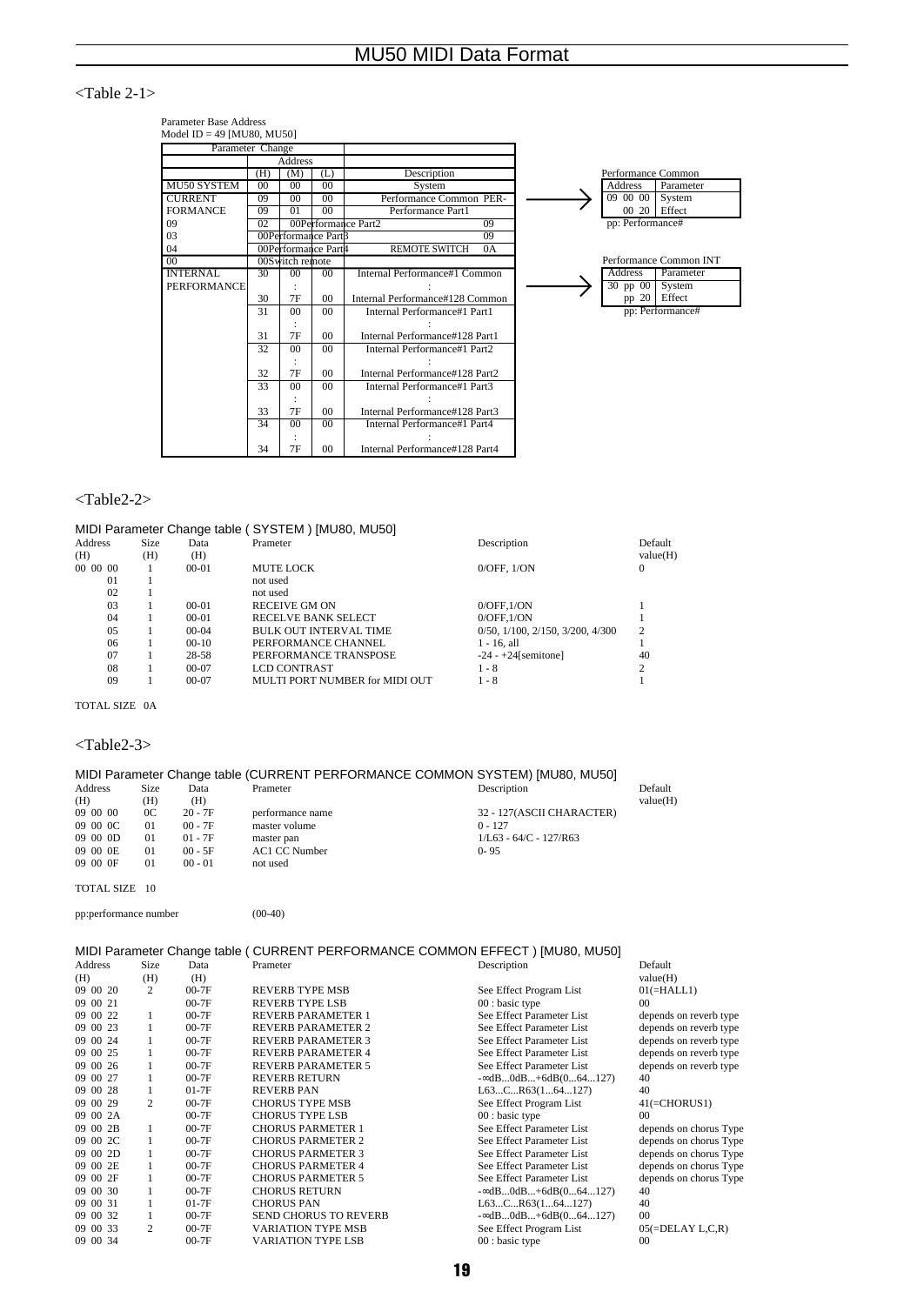<Table 2-1>

Parameter Base Address
Model ID = 49 [MU80, MU50]

| Parameter Change | Address (H) | Address (M) | Address (L) | Description |
|---|---|---|---|---|
| MU50 SYSTEM | 00 | 00 | 00 | System |
| CURRENT PERFORMANCE | 09 | 00 | 00 | Performance Common |
| | 09 | 01 | 00 | Performance Part1 |
| | 09 | 02 | 00 | Performance Part2 |
| | 09 | 03 | 00 | Performance Part3 |
| | 09 | 04 | 00 | Performance Part4 |
| REMOTE SWITCH | 0A | 00 | 00 | Switch remote |
| INTERNAL PERFORMANCE | 30 | 00 | 00 | Internal Performance#1 Common |
| | | : | | : |
| | 30 | 7F | 00 | Internal Performance#128 Common |
| | 31 | 00 | 00 | Internal Performance#1 Part1 |
| | | : | | : |
| | 31 | 7F | 00 | Internal Performance#128 Part1 |
| | 32 | 00 | 00 | Internal Performance#1 Part2 |
| | | : | | : |
| | 32 | 7F | 00 | Internal Performance#128 Part2 |
| | 33 | 00 | 00 | Internal Performance#1 Part3 |
| | | : | | : |
| | 33 | 7F | 00 | Internal Performance#128 Part3 |
| | 34 | 00 | 00 | Internal Performance#1 Part4 |
| | | : | | : |
| | 34 | 7F | 00 | Internal Performance#128 Part4 |

Performance Common

| Address | Parameter |
|---|---|
| 09 00 00 | System |
| 00 20 | Effect |

pp: Performance#

Performance Common INT

| Address | Parameter |
|---|---|
| 30 pp 00 | System |
| pp 20 | Effect |

pp: Performance#

<Table2-2>

MIDI Parameter Change table ( SYSTEM ) [MU80, MU50]

| Address (H) | Size (H) | Data (H) | Prameter | Description | Default value(H) |
|---|---|---|---|---|---|
| 00 00 00 | 1 | 00-01 | MUTE LOCK | 0/OFF, 1/ON | 0 |
| 01 | 1 | | not used | | |
| 02 | 1 | | not used | | |
| 03 | 1 | 00-01 | RECEIVE GM ON | 0/OFF,1/ON | 1 |
| 04 | 1 | 00-01 | RECELVE BANK SELECT | 0/OFF,1/ON | 1 |
| 05 | 1 | 00-04 | BULK OUT INTERVAL TIME | 0/50, 1/100, 2/150, 3/200, 4/300 | 2 |
| 06 | 1 | 00-10 | PERFORMANCE CHANNEL | 1 - 16, all | 1 |
| 07 | 1 | 28-58 | PERFORMANCE TRANSPOSE | -24 - +24[semitone] | 40 |
| 08 | 1 | 00-07 | LCD CONTRAST | 1 - 8 | 2 |
| 09 | 1 | 00-07 | MULTI PORT NUMBER for MIDI OUT | 1 - 8 | 1 |

TOTAL SIZE 0A

<Table2-3>

MIDI Parameter Change table (CURRENT PERFORMANCE COMMON SYSTEM) [MU80, MU50]

| Address (H) | Size (H) | Data (H) | Prameter | Description | Default value(H) |
|---|---|---|---|---|---|
| 09 00 00 | 0C | 20 - 7F | performance name | 32 - 127(ASCII CHARACTER) | |
| 09 00 0C | 01 | 00 - 7F | master volume | 0 - 127 | |
| 09 00 0D | 01 | 01 - 7F | master pan | 1/L63 - 64/C - 127/R63 | |
| 09 00 0E | 01 | 00 - 5F | AC1 CC Number | 0- 95 | |
| 09 00 0F | 01 | 00 - 01 | not used | | |

TOTAL SIZE 10

pp:performance number (00-40)

MIDI Parameter Change table ( CURRENT PERFORMANCE COMMON EFFECT ) [MU80, MU50]

| Address (H) | Size (H) | Data (H) | Prameter | Description | Default value(H) |
|---|---|---|---|---|---|
| 09 00 20 | 2 | 00-7F | REVERB TYPE MSB | See Effect Program List | 01(=HALL1) |
| 09 00 21 | | 00-7F | REVERB TYPE LSB | 00 : basic type | 00 |
| 09 00 22 | 1 | 00-7F | REVERB PARAMETER 1 | See Effect Parameter List | depends on reverb type |
| 09 00 23 | 1 | 00-7F | REVERB PARAMETER 2 | See Effect Parameter List | depends on reverb type |
| 09 00 24 | 1 | 00-7F | REVERB PARAMETER 3 | See Effect Parameter List | depends on reverb type |
| 09 00 25 | 1 | 00-7F | REVERB PARAMETER 4 | See Effect Parameter List | depends on reverb type |
| 09 00 26 | 1 | 00-7F | REVERB PARAMETER 5 | See Effect Parameter List | depends on reverb type |
| 09 00 27 | 1 | 00-7F | REVERB RETURN | -∞dB...0dB...+6dB(0...64...127) | 40 |
| 09 00 28 | 1 | 01-7F | REVERB PAN | L63...C...R63(1...64...127) | 40 |
| 09 00 29 | 2 | 00-7F | CHORUS TYPE MSB | See Effect Program List | 41(=CHORUS1) |
| 09 00 2A | | 00-7F | CHORUS TYPE LSB | 00 : basic type | 00 |
| 09 00 2B | 1 | 00-7F | CHORUS PARMETER 1 | See Effect Parameter List | depends on chorus Type |
| 09 00 2C | 1 | 00-7F | CHORUS PARMETER 2 | See Effect Parameter List | depends on chorus Type |
| 09 00 2D | 1 | 00-7F | CHORUS PARMETER 3 | See Effect Parameter List | depends on chorus Type |
| 09 00 2E | 1 | 00-7F | CHORUS PARMETER 4 | See Effect Parameter List | depends on chorus Type |
| 09 00 2F | 1 | 00-7F | CHORUS PARMETER 5 | See Effect Parameter List | depends on chorus Type |
| 09 00 30 | 1 | 00-7F | CHORUS RETURN | -∞dB...0dB...+6dB(0...64...127) | 40 |
| 09 00 31 | 1 | 01-7F | CHORUS PAN | L63...C...R63(1...64...127) | 40 |
| 09 00 32 | 1 | 00-7F | SEND CHORUS TO REVERB | -∞dB...0dB...+6dB(0...64...127) | 00 |
| 09 00 33 | 2 | 00-7F | VARIATION TYPE MSB | See Effect Program List | 05(=DELAY L,C,R) |
| 09 00 34 | | 00-7F | VARIATION TYPE LSB | 00 : basic type | 00 |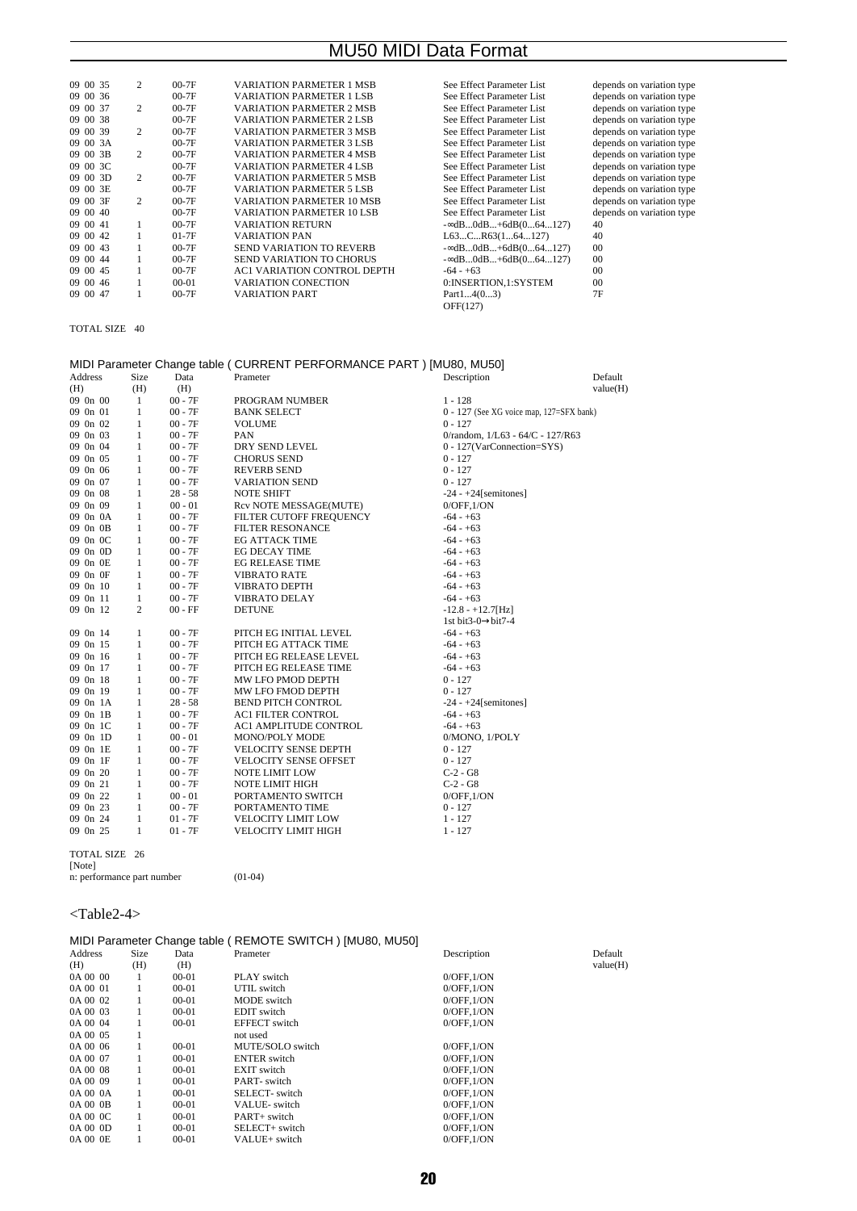| Address | Size | Data | Prameter | Description | Default value(H) |
|---|---|---|---|---|---|
| 09 00 35 | 2 | 00-7F | VARIATION PARMETER 1 MSB | See Effect Parameter List | depends on variation type |
| 09 00 36 | | 00-7F | VARIATION PARMETER 1 LSB | See Effect Parameter List | depends on variation type |
| 09 00 37 | 2 | 00-7F | VARIATION PARMETER 2 MSB | See Effect Parameter List | depends on variation type |
| 09 00 38 | | 00-7F | VARIATION PARMETER 2 LSB | See Effect Parameter List | depends on variation type |
| 09 00 39 | 2 | 00-7F | VARIATION PARMETER 3 MSB | See Effect Parameter List | depends on variation type |
| 09 00 3A | | 00-7F | VARIATION PARMETER 3 LSB | See Effect Parameter List | depends on variation type |
| 09 00 3B | 2 | 00-7F | VARIATION PARMETER 4 MSB | See Effect Parameter List | depends on variation type |
| 09 00 3C | | 00-7F | VARIATION PARMETER 4 LSB | See Effect Parameter List | depends on variation type |
| 09 00 3D | 2 | 00-7F | VARIATION PARMETER 5 MSB | See Effect Parameter List | depends on variation type |
| 09 00 3E | | 00-7F | VARIATION PARMETER 5 LSB | See Effect Parameter List | depends on variation type |
| 09 00 3F | 2 | 00-7F | VARIATION PARMETER 10 MSB | See Effect Parameter List | depends on variation type |
| 09 00 40 | | 00-7F | VARIATION PARMETER 10 LSB | See Effect Parameter List | depends on variation type |
| 09 00 41 | 1 | 00-7F | VARIATION RETURN | -∞dB...0dB...+6dB(0...64...127) | 40 |
| 09 00 42 | 1 | 01-7F | VARIATION PAN | L63...C...R63(1...64...127) | 40 |
| 09 00 43 | 1 | 00-7F | SEND VARIATION TO REVERB | -∞dB...0dB...+6dB(0...64...127) | 00 |
| 09 00 44 | 1 | 00-7F | SEND VARIATION TO CHORUS | -∞dB...0dB...+6dB(0...64...127) | 00 |
| 09 00 45 | 1 | 00-7F | AC1 VARIATION CONTROL DEPTH | -64 - +63 | 00 |
| 09 00 46 | 1 | 00-01 | VARIATION CONECTION | 0:INSERTION,1:SYSTEM | 00 |
| 09 00 47 | 1 | 00-7F | VARIATION PART | Part1...4(0...3) OFF(127) | 7F |

TOTAL SIZE 40

### MIDI Parameter Change table ( CURRENT PERFORMANCE PART ) [MU80, MU50]

| Address (H) | Size (H) | Data (H) | Prameter | Description | Default value(H) |
|---|---|---|---|---|---|
| 09 0n 00 | 1 | 00 - 7F | PROGRAM NUMBER | 1 - 128 | |
| 09 0n 01 | 1 | 00 - 7F | BANK SELECT | 0 - 127 (See XG voice map, 127=SFX bank) | |
| 09 0n 02 | 1 | 00 - 7F | VOLUME | 0 - 127 | |
| 09 0n 03 | 1 | 00 - 7F | PAN | 0/random, 1/L63 - 64/C - 127/R63 | |
| 09 0n 04 | 1 | 00 - 7F | DRY SEND LEVEL | 0 - 127(VarConnection=SYS) | |
| 09 0n 05 | 1 | 00 - 7F | CHORUS SEND | 0 - 127 | |
| 09 0n 06 | 1 | 00 - 7F | REVERB SEND | 0 - 127 | |
| 09 0n 07 | 1 | 00 - 7F | VARIATION SEND | 0 - 127 | |
| 09 0n 08 | 1 | 28 - 58 | NOTE SHIFT | -24 - +24[semitones] | |
| 09 0n 09 | 1 | 00 - 01 | Rcv NOTE MESSAGE(MUTE) | 0/OFF,1/ON | |
| 09 0n 0A | 1 | 00 - 7F | FILTER CUTOFF FREQUENCY | -64 - +63 | |
| 09 0n 0B | 1 | 00 - 7F | FILTER RESONANCE | -64 - +63 | |
| 09 0n 0C | 1 | 00 - 7F | EG ATTACK TIME | -64 - +63 | |
| 09 0n 0D | 1 | 00 - 7F | EG DECAY TIME | -64 - +63 | |
| 09 0n 0E | 1 | 00 - 7F | EG RELEASE TIME | -64 - +63 | |
| 09 0n 0F | 1 | 00 - 7F | VIBRATO RATE | -64 - +63 | |
| 09 0n 10 | 1 | 00 - 7F | VIBRATO DEPTH | -64 - +63 | |
| 09 0n 11 | 1 | 00 - 7F | VIBRATO DELAY | -64 - +63 | |
| 09 0n 12 | 2 | 00 - FF | DETUNE | -12.8 - +12.7[Hz] 1st bit3-0→bit7-4 | |
| 09 0n 14 | 1 | 00 - 7F | PITCH EG INITIAL LEVEL | -64 - +63 | |
| 09 0n 15 | 1 | 00 - 7F | PITCH EG ATTACK TIME | -64 - +63 | |
| 09 0n 16 | 1 | 00 - 7F | PITCH EG RELEASE LEVEL | -64 - +63 | |
| 09 0n 17 | 1 | 00 - 7F | PITCH EG RELEASE TIME | -64 - +63 | |
| 09 0n 18 | 1 | 00 - 7F | MW LFO PMOD DEPTH | 0 - 127 | |
| 09 0n 19 | 1 | 00 - 7F | MW LFO FMOD DEPTH | 0 - 127 | |
| 09 0n 1A | 1 | 28 - 58 | BEND PITCH CONTROL | -24 - +24[semitones] | |
| 09 0n 1B | 1 | 00 - 7F | AC1 FILTER CONTROL | -64 - +63 | |
| 09 0n 1C | 1 | 00 - 7F | AC1 AMPLITUDE CONTROL | -64 - +63 | |
| 09 0n 1D | 1 | 00 - 01 | MONO/POLY MODE | 0/MONO, 1/POLY | |
| 09 0n 1E | 1 | 00 - 7F | VELOCITY SENSE DEPTH | 0 - 127 | |
| 09 0n 1F | 1 | 00 - 7F | VELOCITY SENSE OFFSET | 0 - 127 | |
| 09 0n 20 | 1 | 00 - 7F | NOTE LIMIT LOW | C-2 - G8 | |
| 09 0n 21 | 1 | 00 - 7F | NOTE LIMIT HIGH | C-2 - G8 | |
| 09 0n 22 | 1 | 00 - 01 | PORTAMENTO SWITCH | 0/OFF,1/ON | |
| 09 0n 23 | 1 | 00 - 7F | PORTAMENTO TIME | 0 - 127 | |
| 09 0n 24 | 1 | 01 - 7F | VELOCITY LIMIT LOW | 1 - 127 | |
| 09 0n 25 | 1 | 01 - 7F | VELOCITY LIMIT HIGH | 1 - 127 | |

TOTAL SIZE 26

[Note]

n: performance part number (01-04)

## <Table2-4>

### MIDI Parameter Change table ( REMOTE SWITCH ) [MU80, MU50]

| Address (H) | Size (H) | Data (H) | Prameter | Description | Default value(H) |
|---|---|---|---|---|---|
| 0A 00 00 | 1 | 00-01 | PLAY switch | 0/OFF,1/ON | |
| 0A 00 01 | 1 | 00-01 | UTIL switch | 0/OFF,1/ON | |
| 0A 00 02 | 1 | 00-01 | MODE switch | 0/OFF,1/ON | |
| 0A 00 03 | 1 | 00-01 | EDIT switch | 0/OFF,1/ON | |
| 0A 00 04 | 1 | 00-01 | EFFECT switch | 0/OFF,1/ON | |
| 0A 00 05 | 1 | | not used | | |
| 0A 00 06 | 1 | 00-01 | MUTE/SOLO switch | 0/OFF,1/ON | |
| 0A 00 07 | 1 | 00-01 | ENTER switch | 0/OFF,1/ON | |
| 0A 00 08 | 1 | 00-01 | EXIT switch | 0/OFF,1/ON | |
| 0A 00 09 | 1 | 00-01 | PART- switch | 0/OFF,1/ON | |
| 0A 00 0A | 1 | 00-01 | SELECT- switch | 0/OFF,1/ON | |
| 0A 00 0B | 1 | 00-01 | VALUE- switch | 0/OFF,1/ON | |
| 0A 00 0C | 1 | 00-01 | PART+ switch | 0/OFF,1/ON | |
| 0A 00 0D | 1 | 00-01 | SELECT+ switch | 0/OFF,1/ON | |
| 0A 00 0E | 1 | 00-01 | VALUE+ switch | 0/OFF,1/ON | |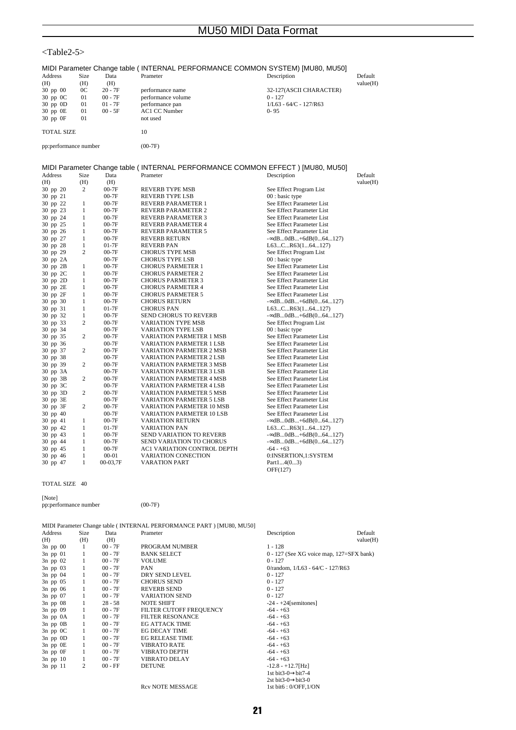## <Table2-5>

### MIDI Parameter Change table ( INTERNAL PERFORMANCE COMMON SYSTEM) [MU80, MU50]

| Address (H) | Size (H) | Data (H) | Prameter | Description | Default value(H) |
|---|---|---|---|---|---|
| 30 pp 00 | 0C | 20 - 7F | performance name | 32-127(ASCII CHARACTER) | |
| 30 pp 0C | 01 | 00 - 7F | performance volume | 0 - 127 | |
| 30 pp 0D | 01 | 01 - 7F | performance pan | 1/L63 - 64/C - 127/R63 | |
| 30 pp 0E | 01 | 00 - 5F | AC1 CC Number | 0- 95 | |
| 30 pp 0F | 01 | | not used | | |
| TOTAL SIZE | | | 10 | | |

pp:performance number (00-7F)

### MIDI Parameter Change table ( INTERNAL PERFORMANCE COMMON EFFECT ) [MU80, MU50]

| Address (H) | Size (H) | Data (H) | Prameter | Description | Default value(H) |
|---|---|---|---|---|---|
| 30 pp 20 | 2 | 00-7F | REVERB TYPE MSB | See Effect Program List | |
| 30 pp 21 | | 00-7F | REVERB TYPE LSB | 00 : basic type | |
| 30 pp 22 | 1 | 00-7F | REVERB PARAMETER 1 | See Effect Parameter List | |
| 30 pp 23 | 1 | 00-7F | REVERB PARAMETER 2 | See Effect Parameter List | |
| 30 pp 24 | 1 | 00-7F | REVERB PARAMETER 3 | See Effect Parameter List | |
| 30 pp 25 | 1 | 00-7F | REVERB PARAMETER 4 | See Effect Parameter List | |
| 30 pp 26 | 1 | 00-7F | REVERB PARAMETER 5 | See Effect Parameter List | |
| 30 pp 27 | 1 | 00-7F | REVERB RETURN | -∞dB...0dB...+6dB(0...64...127) | |
| 30 pp 28 | 1 | 01-7F | REVERB PAN | L63...C...R63(1...64...127) | |
| 30 pp 29 | 2 | 00-7F | CHORUS TYPE MSB | See Effect Program List | |
| 30 pp 2A | | 00-7F | CHORUS TYPE LSB | 00 : basic type | |
| 30 pp 2B | 1 | 00-7F | CHORUS PARMETER 1 | See Effect Parameter List | |
| 30 pp 2C | 1 | 00-7F | CHORUS PARMETER 2 | See Effect Parameter List | |
| 30 pp 2D | 1 | 00-7F | CHORUS PARMETER 3 | See Effect Parameter List | |
| 30 pp 2E | 1 | 00-7F | CHORUS PARMETER 4 | See Effect Parameter List | |
| 30 pp 2F | 1 | 00-7F | CHORUS PARMETER 5 | See Effect Parameter List | |
| 30 pp 30 | 1 | 00-7F | CHORUS RETURN | -∞dB...0dB...+6dB(0...64...127) | |
| 30 pp 31 | 1 | 01-7F | CHORUS PAN | L63...C...R63(1...64...127) | |
| 30 pp 32 | 1 | 00-7F | SEND CHORUS TO REVERB | -∞dB...0dB...+6dB(0...64...127) | |
| 30 pp 33 | 2 | 00-7F | VARIATION TYPE MSB | See Effect Program List | |
| 30 pp 34 | | 00-7F | VARIATION TYPE LSB | 00 : basic type | |
| 30 pp 35 | 2 | 00-7F | VARIATION PARMETER 1 MSB | See Effect Parameter List | |
| 30 pp 36 | | 00-7F | VARIATION PARMETER 1 LSB | See Effect Parameter List | |
| 30 pp 37 | 2 | 00-7F | VARIATION PARMETER 2 MSB | See Effect Parameter List | |
| 30 pp 38 | | 00-7F | VARIATION PARMETER 2 LSB | See Effect Parameter List | |
| 30 pp 39 | 2 | 00-7F | VARIATION PARMETER 3 MSB | See Effect Parameter List | |
| 30 pp 3A | | 00-7F | VARIATION PARMETER 3 LSB | See Effect Parameter List | |
| 30 pp 3B | 2 | 00-7F | VARIATION PARMETER 4 MSB | See Effect Parameter List | |
| 30 pp 3C | | 00-7F | VARIATION PARMETER 4 LSB | See Effect Parameter List | |
| 30 pp 3D | 2 | 00-7F | VARIATION PARMETER 5 MSB | See Effect Parameter List | |
| 30 pp 3E | | 00-7F | VARIATION PARMETER 5 LSB | See Effect Parameter List | |
| 30 pp 3F | 2 | 00-7F | VARIATION PARMETER 10 MSB | See Effect Parameter List | |
| 30 pp 40 | | 00-7F | VARIATION PARMETER 10 LSB | See Effect Parameter List | |
| 30 pp 41 | 1 | 00-7F | VARIATION RETURN | -∞dB...0dB...+6dB(0...64...127) | |
| 30 pp 42 | 1 | 01-7F | VARIATION PAN | L63...C...R63(1...64...127) | |
| 30 pp 43 | 1 | 00-7F | SEND VARIATION TO REVERB | -∞dB...0dB...+6dB(0...64...127) | |
| 30 pp 44 | 1 | 00-7F | SEND VARIATION TO CHORUS | -∞dB...0dB...+6dB(0...64...127) | |
| 30 pp 45 | 1 | 00-7F | AC1 VARIATION CONTROL DEPTH | -64 - +63 | |
| 30 pp 46 | 1 | 00-01 | VARIATION CONECTION | 0:INSERTION,1:SYSTEM | |
| 30 pp 47 | 1 | 00-03,7F | VARATION PART | Part1...4(0...3) OFF(127) | |

TOTAL SIZE 40

[Note]
pp:performance number (00-7F)

### MIDI Parameter Change table ( INTERNAL PERFORMANCE PART ) [MU80, MU50]

| Address (H) | Size (H) | Data (H) | Prameter | Description | Default value(H) |
|---|---|---|---|---|---|
| 3n pp 00 | 1 | 00 - 7F | PROGRAM NUMBER | 1 - 128 | |
| 3n pp 01 | 1 | 00 - 7F | BANK SELECT | 0 - 127 (See XG voice map, 127=SFX bank) | |
| 3n pp 02 | 1 | 00 - 7F | VOLUME | 0 - 127 | |
| 3n pp 03 | 1 | 00 - 7F | PAN | 0/random, 1/L63 - 64/C - 127/R63 | |
| 3n pp 04 | 1 | 00 - 7F | DRY SEND LEVEL | 0 - 127 | |
| 3n pp 05 | 1 | 00 - 7F | CHORUS SEND | 0 - 127 | |
| 3n pp 06 | 1 | 00 - 7F | REVERB SEND | 0 - 127 | |
| 3n pp 07 | 1 | 00 - 7F | VARIATION SEND | 0 - 127 | |
| 3n pp 08 | 1 | 28 - 58 | NOTE SHIFT | -24 - +24[semitones] | |
| 3n pp 09 | 1 | 00 - 7F | FILTER CUTOFF FREQUENCY | -64 - +63 | |
| 3n pp 0A | 1 | 00 - 7F | FILTER RESONANCE | -64 - +63 | |
| 3n pp 0B | 1 | 00 - 7F | EG ATTACK TIME | -64 - +63 | |
| 3n pp 0C | 1 | 00 - 7F | EG DECAY TIME | -64 - +63 | |
| 3n pp 0D | 1 | 00 - 7F | EG RELEASE TIME | -64 - +63 | |
| 3n pp 0E | 1 | 00 - 7F | VIBRATO RATE | -64 - +63 | |
| 3n pp 0F | 1 | 00 - 7F | VIBRATO DEPTH | -64 - +63 | |
| 3n pp 10 | 1 | 00 - 7F | VIBRATO DELAY | -64 - +63 | |
| 3n pp 11 | 2 | 00 - FF | DETUNE | -12.8 - +12.7[Hz] 1st bit3-0→bit7-4 2st bit3-0→bit3-0 | |
| | | | Rcv NOTE MESSAGE | 1st bit6 : 0/OFF,1/ON | |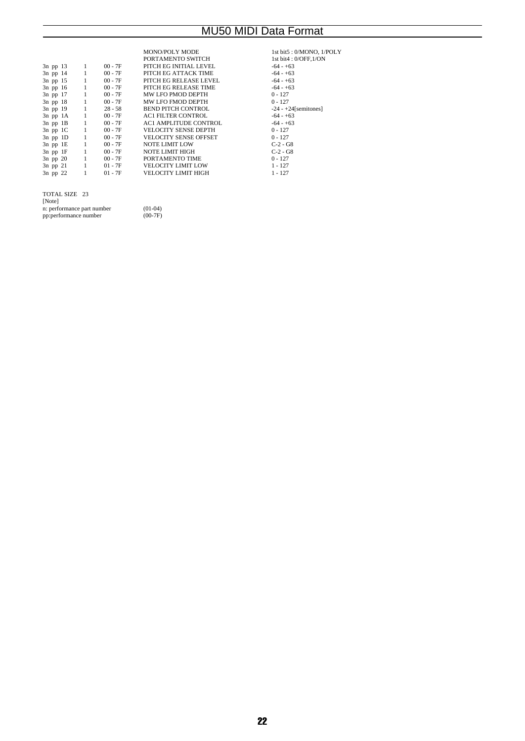| | | | | |
|---|---|---|---|---|
| | | | MONO/POLY MODE | 1st bit5 : 0/MONO, 1/POLY |
| | | | PORTAMENTO SWITCH | 1st bit4 : 0/OFF,1/ON |
| 3n pp 13 | 1 | 00 - 7F | PITCH EG INITIAL LEVEL | -64 - +63 |
| 3n pp 14 | 1 | 00 - 7F | PITCH EG ATTACK TIME | -64 - +63 |
| 3n pp 15 | 1 | 00 - 7F | PITCH EG RELEASE LEVEL | -64 - +63 |
| 3n pp 16 | 1 | 00 - 7F | PITCH EG RELEASE TIME | -64 - +63 |
| 3n pp 17 | 1 | 00 - 7F | MW LFO PMOD DEPTH | 0 - 127 |
| 3n pp 18 | 1 | 00 - 7F | MW LFO FMOD DEPTH | 0 - 127 |
| 3n pp 19 | 1 | 28 - 58 | BEND PITCH CONTROL | -24 - +24[semitones] |
| 3n pp 1A | 1 | 00 - 7F | AC1 FILTER CONTROL | -64 - +63 |
| 3n pp 1B | 1 | 00 - 7F | AC1 AMPLITUDE CONTROL | -64 - +63 |
| 3n pp 1C | 1 | 00 - 7F | VELOCITY SENSE DEPTH | 0 - 127 |
| 3n pp 1D | 1 | 00 - 7F | VELOCITY SENSE OFFSET | 0 - 127 |
| 3n pp 1E | 1 | 00 - 7F | NOTE LIMIT LOW | C-2 - G8 |
| 3n pp 1F | 1 | 00 - 7F | NOTE LIMIT HIGH | C-2 - G8 |
| 3n pp 20 | 1 | 00 - 7F | PORTAMENTO TIME | 0 - 127 |
| 3n pp 21 | 1 | 01 - 7F | VELOCITY LIMIT LOW | 1 - 127 |
| 3n pp 22 | 1 | 01 - 7F | VELOCITY LIMIT HIGH | 1 - 127 |

TOTAL SIZE 23

[Note]

n: performance part number (01-04)

pp:performance number (00-7F)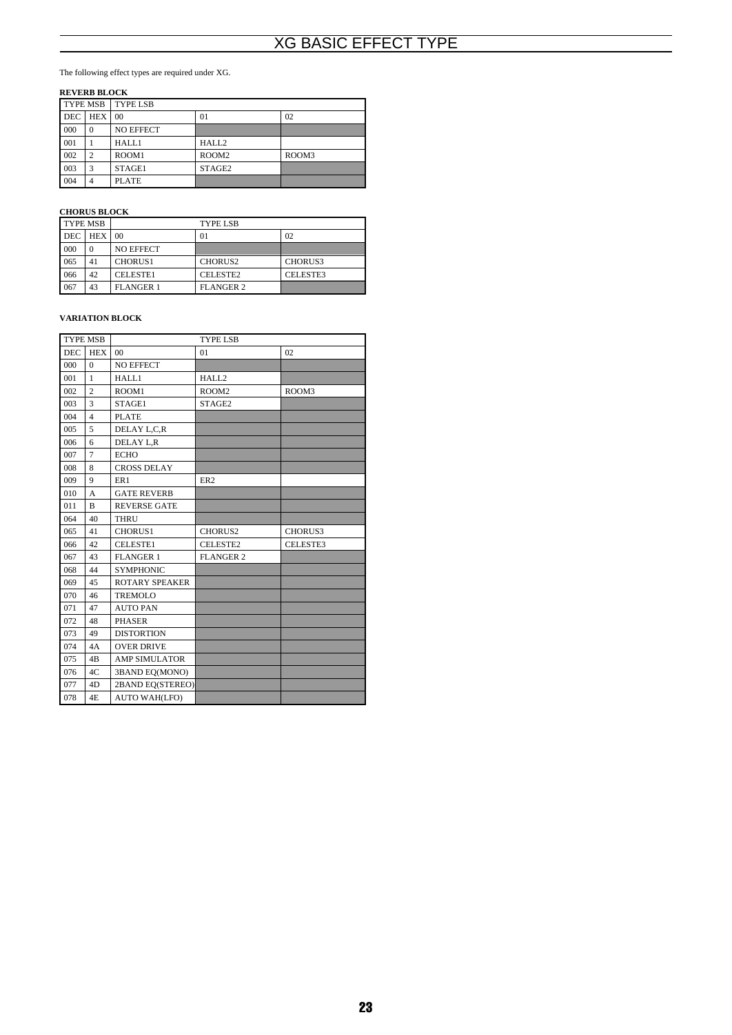# XG BASIC EFFECT TYPE

The following effect types are required under XG.

**REVERB BLOCK**

| TYPE MSB | | TYPE LSB | | |
|---|---|---|---|---|
| DEC | HEX | 00 | 01 | 02 |
| 000 | 0 | NO EFFECT | | |
| 001 | 1 | HALL1 | HALL2 | |
| 002 | 2 | ROOM1 | ROOM2 | ROOM3 |
| 003 | 3 | STAGE1 | STAGE2 | |
| 004 | 4 | PLATE | | |

**CHORUS BLOCK**

| TYPE MSB | | TYPE LSB | | |
|---|---|---|---|---|
| DEC | HEX | 00 | 01 | 02 |
| 000 | 0 | NO EFFECT | | |
| 065 | 41 | CHORUS1 | CHORUS2 | CHORUS3 |
| 066 | 42 | CELESTE1 | CELESTE2 | CELESTE3 |
| 067 | 43 | FLANGER 1 | FLANGER 2 | |

**VARIATION BLOCK**

| TYPE MSB | | TYPE LSB | | |
|---|---|---|---|---|
| DEC | HEX | 00 | 01 | 02 |
| 000 | 0 | NO EFFECT | | |
| 001 | 1 | HALL1 | HALL2 | |
| 002 | 2 | ROOM1 | ROOM2 | ROOM3 |
| 003 | 3 | STAGE1 | STAGE2 | |
| 004 | 4 | PLATE | | |
| 005 | 5 | DELAY L,C,R | | |
| 006 | 6 | DELAY L,R | | |
| 007 | 7 | ECHO | | |
| 008 | 8 | CROSS DELAY | | |
| 009 | 9 | ER1 | ER2 | |
| 010 | A | GATE REVERB | | |
| 011 | B | REVERSE GATE | | |
| 064 | 40 | THRU | | |
| 065 | 41 | CHORUS1 | CHORUS2 | CHORUS3 |
| 066 | 42 | CELESTE1 | CELESTE2 | CELESTE3 |
| 067 | 43 | FLANGER 1 | FLANGER 2 | |
| 068 | 44 | SYMPHONIC | | |
| 069 | 45 | ROTARY SPEAKER | | |
| 070 | 46 | TREMOLO | | |
| 071 | 47 | AUTO PAN | | |
| 072 | 48 | PHASER | | |
| 073 | 49 | DISTORTION | | |
| 074 | 4A | OVER DRIVE | | |
| 075 | 4B | AMP SIMULATOR | | |
| 076 | 4C | 3BAND EQ(MONO) | | |
| 077 | 4D | 2BAND EQ(STEREO) | | |
| 078 | 4E | AUTO WAH(LFO) | | |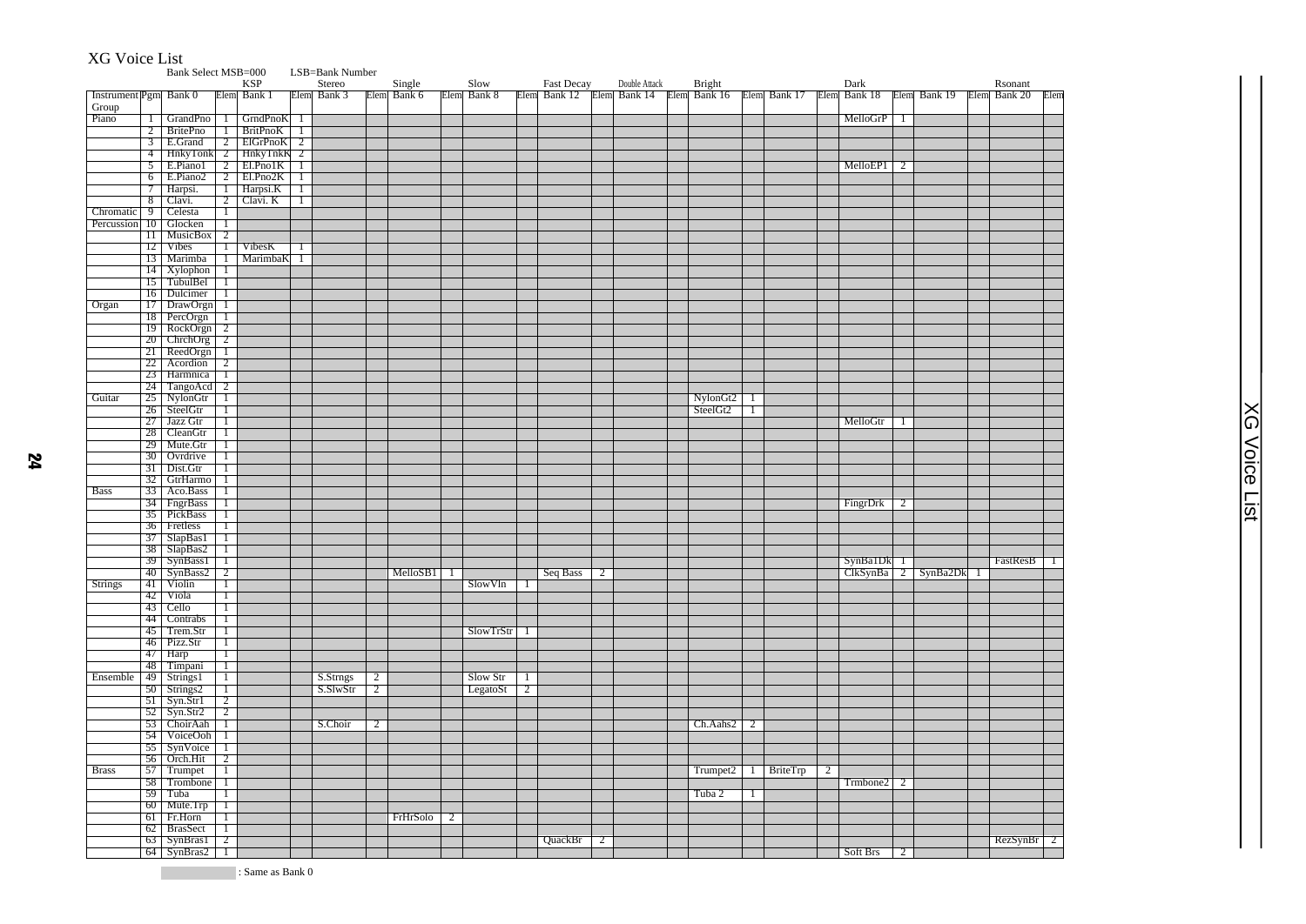# XG Voice List

| | | Bank Select MSB=000 | | KSP | | LSB=Bank Number Stereo | | Single | | Slow | | Fast Decay | | Double Attack | | Bright | | | | Dark | | | | Rsonant | |
|---|---|---|---|---|---|---|---|---|---|---|---|---|---|---|---|---|---|---|---|---|---|---|---|---|---|
| Instrument Group | Pgm | Bank 0 | Elem | Bank 1 | Elem | Bank 3 | Elem | Bank 6 | Elem | Bank 8 | Elem | Bank 12 | Elem | Bank 14 | Elem | Bank 16 | Elem | Bank 17 | Elem | Bank 18 | Elem | Bank 19 | Elem | Bank 20 | Elem |
| Piano | 1 | GrandPno | 1 | GrndPnoK | 1 | | | | | | | | | | | | | | | MelloGrP | 1 | | | | |
| | 2 | BritePno | 1 | BritPnoK | 1 | | | | | | | | | | | | | | | | | | | | |
| | 3 | E.Grand | 2 | ElGrPnoK | 2 | | | | | | | | | | | | | | | | | | | | |
| | 4 | HnkyTonk | 2 | HnkyTnkK | 2 | | | | | | | | | | | | | | | | | | | | |
| | 5 | E.Piano1 | 2 | El.Pno1K | 1 | | | | | | | | | | | | | | | MelloEP1 | 2 | | | | |
| | 6 | E.Piano2 | 2 | El.Pno2K | 1 | | | | | | | | | | | | | | | | | | | | |
| | 7 | Harpsi. | 1 | Harpsi.K | 1 | | | | | | | | | | | | | | | | | | | | |
| | 8 | Clavi. | 2 | Clavi. K | 1 | | | | | | | | | | | | | | | | | | | | |
| Chromatic | 9 | Celesta | 1 | | | | | | | | | | | | | | | | | | | | | | |
| Percussion | 10 | Glocken | 1 | | | | | | | | | | | | | | | | | | | | | | |
| | 11 | MusicBox | 2 | | | | | | | | | | | | | | | | | | | | | | |
| | 12 | Vibes | 1 | VibesK | 1 | | | | | | | | | | | | | | | | | | | | |
| | 13 | Marimba | 1 | MarimbaK | 1 | | | | | | | | | | | | | | | | | | | | |
| | 14 | Xylophon | 1 | | | | | | | | | | | | | | | | | | | | | | |
| | 15 | TubulBel | 1 | | | | | | | | | | | | | | | | | | | | | | |
| | 16 | Dulcimer | 1 | | | | | | | | | | | | | | | | | | | | | | |
| Organ | 17 | DrawOrgn | 1 | | | | | | | | | | | | | | | | | | | | | | |
| | 18 | PercOrgn | 1 | | | | | | | | | | | | | | | | | | | | | | |
| | 19 | RockOrgn | 2 | | | | | | | | | | | | | | | | | | | | | | |
| | 20 | ChrchOrg | 2 | | | | | | | | | | | | | | | | | | | | | | |
| | 21 | ReedOrgn | 1 | | | | | | | | | | | | | | | | | | | | | | |
| | 22 | Acordion | 2 | | | | | | | | | | | | | | | | | | | | | | |
| | 23 | Harmnica | 1 | | | | | | | | | | | | | | | | | | | | | | |
| | 24 | TangoAcd | 2 | | | | | | | | | | | | | | | | | | | | | | |
| Guitar | 25 | NylonGtr | 1 | | | | | | | | | | | | | NylonGt2 | 1 | | | | | | | | |
| | 26 | SteelGtr | 1 | | | | | | | | | | | | | SteelGt2 | 1 | | | | | | | | |
| | 27 | Jazz Gtr | 1 | | | | | | | | | | | | | | | | | MelloGtr | 1 | | | | |
| | 28 | CleanGtr | 1 | | | | | | | | | | | | | | | | | | | | | | |
| | 29 | Mute.Gtr | 1 | | | | | | | | | | | | | | | | | | | | | | |
| | 30 | Ovrdrive | 1 | | | | | | | | | | | | | | | | | | | | | | |
| | 31 | Dist.Gtr | 1 | | | | | | | | | | | | | | | | | | | | | | |
| | 32 | GtrHarmo | 1 | | | | | | | | | | | | | | | | | | | | | | |
| Bass | 33 | Aco.Bass | 1 | | | | | | | | | | | | | | | | | | | | | | |
| | 34 | FngrBass | 1 | | | | | | | | | | | | | | | | | FingrDrk | 2 | | | | |
| | 35 | PickBass | 1 | | | | | | | | | | | | | | | | | | | | | | |
| | 36 | Fretless | 1 | | | | | | | | | | | | | | | | | | | | | | |
| | 37 | SlapBas1 | 1 | | | | | | | | | | | | | | | | | | | | | | |
| | 38 | SlapBas2 | 1 | | | | | | | | | | | | | | | | | | | | | | |
| | 39 | SynBass1 | 1 | | | | | | | | | | | | | | | | | SynBa1Dk | 1 | | | FastResB | 1 |
| | 40 | SynBass2 | 2 | | | | | MelloSB1 | 1 | | | Seq Bass | 2 | | | | | | | ClkSynBa | 2 | SynBa2Dk | 1 | | |
| Strings | 41 | Violin | 1 | | | | | | | SlowVln | 1 | | | | | | | | | | | | | | |
| | 42 | Viola | 1 | | | | | | | | | | | | | | | | | | | | | | |
| | 43 | Cello | 1 | | | | | | | | | | | | | | | | | | | | | | |
| | 44 | Contrabs | 1 | | | | | | | | | | | | | | | | | | | | | | |
| | 45 | Trem.Str | 1 | | | | | | | SlowTrStr | 1 | | | | | | | | | | | | | | |
| | 46 | Pizz.Str | 1 | | | | | | | | | | | | | | | | | | | | | | |
| | 47 | Harp | 1 | | | | | | | | | | | | | | | | | | | | | | |
| | 48 | Timpani | 1 | | | | | | | | | | | | | | | | | | | | | | |
| Ensemble | 49 | Strings1 | 1 | | | S.Strngs | 2 | | | Slow Str | 1 | | | | | | | | | | | | | | |
| | 50 | Strings2 | 1 | | | S.SlwStr | 2 | | | LegatoSt | 2 | | | | | | | | | | | | | | |
| | 51 | Syn.Str1 | 2 | | | | | | | | | | | | | | | | | | | | | | |
| | 52 | Syn.Str2 | 2 | | | | | | | | | | | | | | | | | | | | | | |
| | 53 | ChoirAah | 1 | | | S.Choir | 2 | | | | | | | | | Ch.Aahs2 | 2 | | | | | | | | |
| | 54 | VoiceOoh | 1 | | | | | | | | | | | | | | | | | | | | | | |
| | 55 | SynVoice | 1 | | | | | | | | | | | | | | | | | | | | | | |
| | 56 | Orch.Hit | 2 | | | | | | | | | | | | | | | | | | | | | | |
| Brass | 57 | Trumpet | 1 | | | | | | | | | | | | | Trumpet2 | 1 | BriteTrp | 2 | | | | | | |
| | 58 | Trombone | 1 | | | | | | | | | | | | | | | | | Trmbone2 | 2 | | | | |
| | 59 | Tuba | 1 | | | | | | | | | | | | | Tuba 2 | 1 | | | | | | | | |
| | 60 | Mute.Trp | 1 | | | | | | | | | | | | | | | | | | | | | | |
| | 61 | Fr.Horn | 1 | | | | | FrHrSolo | 2 | | | | | | | | | | | | | | | | |
| | 62 | BrasSect | 1 | | | | | | | | | | | | | | | | | | | | | | |
| | 63 | SynBras1 | 2 | | | | | | | | | QuackBr | 2 | | | | | | | | | | | RezSynBr | 2 |
| | 64 | SynBras2 | 1 | | | | | | | | | | | | | | | | | Soft Brs | 2 | | | | |

(shaded) : Same as Bank 0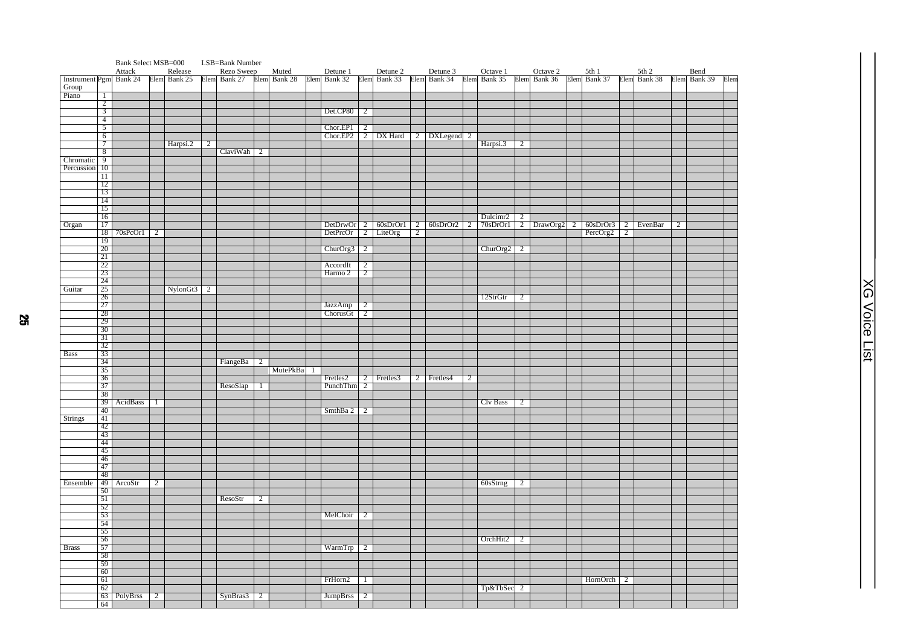| | | Bank Select MSB=000 | | | | LSB=Bank Number | | | | | | | | | | | | | | | | | | | |
|---|---|---|---|---|---|---|---|---|---|---|---|---|---|---|---|---|---|---|---|---|---|---|---|---|---|
| | | Attack | | Release | | Rezo Sweep | | Muted | | Detune 1 | | Detune 2 | | Detune 3 | | Octave 1 | | Octave 2 | | 5th 1 | | 5th 2 | | Bend | |
| Instrument Group | Pgm | Bank 24 | Elem | Bank 25 | Elem | Bank 27 | Elem | Bank 28 | Elem | Bank 32 | Elem | Bank 33 | Elem | Bank 34 | Elem | Bank 35 | Elem | Bank 36 | Elem | Bank 37 | Elem | Bank 38 | Elem | Bank 39 | Elem |
| Piano | 1 | | | | | | | | | | | | | | | | | | | | | | | | |
| | 2 | | | | | | | | | | | | | | | | | | | | | | | | |
| | 3 | | | | | | | | | Det.CP80 | 2 | | | | | | | | | | | | | | |
| | 4 | | | | | | | | | | | | | | | | | | | | | | | | |
| | 5 | | | | | | | | | Chor.EP1 | 2 | | | | | | | | | | | | | | |
| | 6 | | | | | | | | | Chor.EP2 | 2 | DX Hard | 2 | DXLegend | 2 | | | | | | | | | | |
| | 7 | | | Harpsi.2 | 2 | | | | | | | | | | | Harpsi.3 | 2 | | | | | | | | |
| | 8 | | | | | ClaviWah | 2 | | | | | | | | | | | | | | | | | | |
| Chromatic Percussion | 9 | | | | | | | | | | | | | | | | | | | | | | | | |
| | 10 | | | | | | | | | | | | | | | | | | | | | | | | |
| | 11 | | | | | | | | | | | | | | | | | | | | | | | | |
| | 12 | | | | | | | | | | | | | | | | | | | | | | | | |
| | 13 | | | | | | | | | | | | | | | | | | | | | | | | |
| | 14 | | | | | | | | | | | | | | | | | | | | | | | | |
| | 15 | | | | | | | | | | | | | | | | | | | | | | | | |
| | 16 | | | | | | | | | | | | | | | Dulcimr2 | 2 | | | | | | | | |
| Organ | 17 | | | | | | | | | DetDrwOr | 2 | 60sDrOr1 | 2 | 60sDrOr2 | 2 | 70sDrOr1 | 2 | DrawOrg2 | 2 | 60sDrOr3 | 2 | EvenBar | 2 | | |
| | 18 | 70sPcOr1 | 2 | | | | | | | DetPrcOr | 2 | LiteOrg | 2 | | | | | | | PercOrg2 | 2 | | | | |
| | 19 | | | | | | | | | | | | | | | | | | | | | | | | |
| | 20 | | | | | | | | | ChurOrg3 | 2 | | | | | ChurOrg2 | 2 | | | | | | | | |
| | 21 | | | | | | | | | | | | | | | | | | | | | | | | |
| | 22 | | | | | | | | | AccordIt | 2 | | | | | | | | | | | | | | |
| | 23 | | | | | | | | | Harmo 2 | 2 | | | | | | | | | | | | | | |
| | 24 | | | | | | | | | | | | | | | | | | | | | | | | |
| Guitar | 25 | | | NylonGt3 | 2 | | | | | | | | | | | | | | | | | | | | |
| | 26 | | | | | | | | | | | | | | | 12StrGtr | 2 | | | | | | | | |
| | 27 | | | | | | | | | JazzAmp | 2 | | | | | | | | | | | | | | |
| | 28 | | | | | | | | | ChorusGt | 2 | | | | | | | | | | | | | | |
| | 29 | | | | | | | | | | | | | | | | | | | | | | | | |
| | 30 | | | | | | | | | | | | | | | | | | | | | | | | |
| | 31 | | | | | | | | | | | | | | | | | | | | | | | | |
| | 32 | | | | | | | | | | | | | | | | | | | | | | | | |
| Bass | 33 | | | | | | | | | | | | | | | | | | | | | | | | |
| | 34 | | | | | FlangeBa | 2 | | | | | | | | | | | | | | | | | | |
| | 35 | | | | | | | MutePkBa | 1 | | | | | | | | | | | | | | | | |
| | 36 | | | | | | | | | Fretles2 | 2 | Fretles3 | 2 | Fretles4 | 2 | | | | | | | | | | |
| | 37 | | | | | ResoSlap | 1 | | | PunchThm | 2 | | | | | | | | | | | | | | |
| | 38 | | | | | | | | | | | | | | | | | | | | | | | | |
| | 39 | AcidBass | 1 | | | | | | | | | | | | | Clv Bass | 2 | | | | | | | | |
| | 40 | | | | | | | | | SmthBa 2 | 2 | | | | | | | | | | | | | | |
| Strings | 41 | | | | | | | | | | | | | | | | | | | | | | | | |
| | 42 | | | | | | | | | | | | | | | | | | | | | | | | |
| | 43 | | | | | | | | | | | | | | | | | | | | | | | | |
| | 44 | | | | | | | | | | | | | | | | | | | | | | | | |
| | 45 | | | | | | | | | | | | | | | | | | | | | | | | |
| | 46 | | | | | | | | | | | | | | | | | | | | | | | | |
| | 47 | | | | | | | | | | | | | | | | | | | | | | | | |
| | 48 | | | | | | | | | | | | | | | | | | | | | | | | |
| Ensemble | 49 | ArcoStr | 2 | | | | | | | | | | | | | 60sStrng | 2 | | | | | | | | |
| | 50 | | | | | | | | | | | | | | | | | | | | | | | | |
| | 51 | | | | | ResoStr | 2 | | | | | | | | | | | | | | | | | | |
| | 52 | | | | | | | | | | | | | | | | | | | | | | | | |
| | 53 | | | | | | | | | MelChoir | 2 | | | | | | | | | | | | | | |
| | 54 | | | | | | | | | | | | | | | | | | | | | | | | |
| | 55 | | | | | | | | | | | | | | | | | | | | | | | | |
| | 56 | | | | | | | | | | | | | | | OrchHit2 | 2 | | | | | | | | |
| Brass | 57 | | | | | | | | | WarmTrp | 2 | | | | | | | | | | | | | | |
| | 58 | | | | | | | | | | | | | | | | | | | | | | | | |
| | 59 | | | | | | | | | | | | | | | | | | | | | | | | |
| | 60 | | | | | | | | | | | | | | | | | | | | | | | | |
| | 61 | | | | | | | | | FrHorn2 | 1 | | | | | | | | | HornOrch | 2 | | | | |
| | 62 | | | | | | | | | | | | | | | Tp&TbSec | 2 | | | | | | | | |
| | 63 | PolyBrss | 2 | | | SynBras3 | 2 | | | JumpBrss | 2 | | | | | | | | | | | | | | |
| | 64 | | | | | | | | | | | | | | | | | | | | | | | | |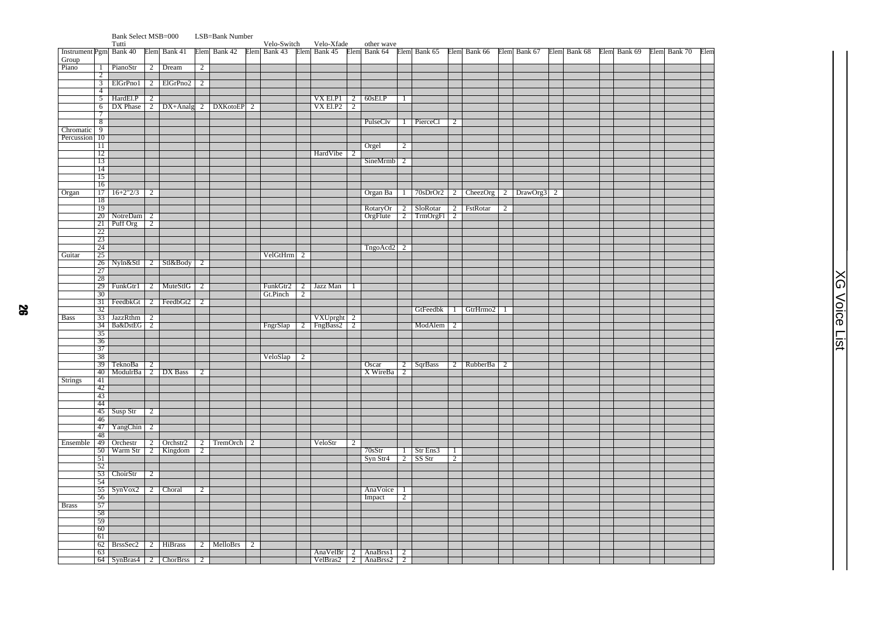Bank Select MSB=000 LSB=Bank Number

| | | Tutti | | | | | | Velo-Switch | | Velo-Xfade | | other wave | | | | | | | | | | | | | |
|---|---|---|---|---|---|---|---|---|---|---|---|---|---|---|---|---|---|---|---|---|---|---|---|---|---|
| Instrument Group | Pgm | Bank 40 | Elem | Bank 41 | Elem | Bank 42 | Elem | Bank 43 | Elem | Bank 45 | Elem | Bank 64 | Elem | Bank 65 | Elem | Bank 66 | Elem | Bank 67 | Elem | Bank 68 | Elem | Bank 69 | Elem | Bank 70 | Elem |
| Piano | 1 | PianoStr | 2 | Dream | 2 | | | | | | | | | | | | | | | | | | | | |
| | 2 | | | | | | | | | | | | | | | | | | | | | | | | |
| | 3 | ElGrPno1 | 2 | ElGrPno2 | 2 | | | | | | | | | | | | | | | | | | | | |
| | 4 | | | | | | | | | | | | | | | | | | | | | | | | |
| | 5 | HardEl.P | 2 | | | | | | | VX El.P1 | 2 | 60sEl.P | 1 | | | | | | | | | | | | |
| | 6 | DX Phase | 2 | DX+Analg | 2 | DXKotoEP | 2 | | | VX El.P2 | 2 | | | | | | | | | | | | | | |
| | 7 | | | | | | | | | | | | | | | | | | | | | | | | |
| | 8 | | | | | | | | | | | PulseClv | 1 | PierceCl | 2 | | | | | | | | | | |
| Chromatic | 9 | | | | | | | | | | | | | | | | | | | | | | | | |
| Percussion | 10 | | | | | | | | | | | | | | | | | | | | | | | | |
| | 11 | | | | | | | | | | | Orgel | 2 | | | | | | | | | | | | |
| | 12 | | | | | | | | | HardVibe | 2 | | | | | | | | | | | | | | |
| | 13 | | | | | | | | | | | SineMrmb | 2 | | | | | | | | | | | | |
| | 14 | | | | | | | | | | | | | | | | | | | | | | | | |
| | 15 | | | | | | | | | | | | | | | | | | | | | | | | |
| | 16 | | | | | | | | | | | | | | | | | | | | | | | | |
| Organ | 17 | 16+2"2/3 | 2 | | | | | | | | | Organ Ba | 1 | 70sDrOr2 | 2 | CheezOrg | 2 | DrawOrg3 | 2 | | | | | | |
| | 18 | | | | | | | | | | | | | | | | | | | | | | | | |
| | 19 | | | | | | | | | | | RotaryOr | 2 | SloRotar | 2 | FstRotar | 2 | | | | | | | | |
| | 20 | NotreDam | 2 | | | | | | | | | OrgFlute | 2 | TrmOrgFl | 2 | | | | | | | | | | |
| | 21 | Puff Org | 2 | | | | | | | | | | | | | | | | | | | | | | |
| | 22 | | | | | | | | | | | | | | | | | | | | | | | | |
| | 23 | | | | | | | | | | | | | | | | | | | | | | | | |
| | 24 | | | | | | | | | | | TngoAcd2 | 2 | | | | | | | | | | | | |
| Guitar | 25 | | | | | | | VelGtHrm | 2 | | | | | | | | | | | | | | | | |
| | 26 | Nyln&Stl | 2 | Stl&Body | 2 | | | | | | | | | | | | | | | | | | | | |
| | 27 | | | | | | | | | | | | | | | | | | | | | | | | |
| | 28 | | | | | | | | | | | | | | | | | | | | | | | | |
| | 29 | FunkGtr1 | 2 | MuteStlG | 2 | | | FunkGtr2 | 2 | Jazz Man | 1 | | | | | | | | | | | | | | |
| | 30 | | | | | | | Gt.Pinch | 2 | | | | | | | | | | | | | | | | |
| | 31 | FeedbkGt | 2 | FeedbGt2 | 2 | | | | | | | | | | | | | | | | | | | | |
| | 32 | | | | | | | | | | | | | GtFeedbk | 1 | GtrHrmo2 | 1 | | | | | | | | |
| Bass | 33 | JazzRthm | 2 | | | | | | | VXUprght | 2 | | | | | | | | | | | | | | |
| | 34 | Ba&DstEG | 2 | | | | | FngrSlap | 2 | FngBass2 | 2 | | | ModAlem | 2 | | | | | | | | | | |
| | 35 | | | | | | | | | | | | | | | | | | | | | | | | |
| | 36 | | | | | | | | | | | | | | | | | | | | | | | | |
| | 37 | | | | | | | | | | | | | | | | | | | | | | | | |
| | 38 | | | | | | | VeloSlap | 2 | | | | | | | | | | | | | | | | |
| | 39 | TeknoBa | 2 | | | | | | | | | Oscar | 2 | SqrBass | 2 | RubberBa | 2 | | | | | | | | |
| | 40 | ModulrBa | 2 | DX Bass | 2 | | | | | | | X WireBa | 2 | | | | | | | | | | | | |
| Strings | 41 | | | | | | | | | | | | | | | | | | | | | | | | |
| | 42 | | | | | | | | | | | | | | | | | | | | | | | | |
| | 43 | | | | | | | | | | | | | | | | | | | | | | | | |
| | 44 | | | | | | | | | | | | | | | | | | | | | | | | |
| | 45 | Susp Str | 2 | | | | | | | | | | | | | | | | | | | | | | |
| | 46 | | | | | | | | | | | | | | | | | | | | | | | | |
| | 47 | YangChin | 2 | | | | | | | | | | | | | | | | | | | | | | |
| | 48 | | | | | | | | | | | | | | | | | | | | | | | | |
| Ensemble | 49 | Orchestr | 2 | Orchstr2 | 2 | TremOrch | 2 | | | VeloStr | 2 | | | | | | | | | | | | | | |
| | 50 | Warm Str | 2 | Kingdom | 2 | | | | | | | 70sStr | 1 | Str Ens3 | 1 | | | | | | | | | | |
| | 51 | | | | | | | | | | | Syn Str4 | 2 | SS Str | 2 | | | | | | | | | | |
| | 52 | | | | | | | | | | | | | | | | | | | | | | | | |
| | 53 | ChoirStr | 2 | | | | | | | | | | | | | | | | | | | | | | |
| | 54 | | | | | | | | | | | | | | | | | | | | | | | | |
| | 55 | SynVox2 | 2 | Choral | 2 | | | | | | | AnaVoice | 1 | | | | | | | | | | | | |
| | 56 | | | | | | | | | | | Impact | 2 | | | | | | | | | | | | |
| Brass | 57 | | | | | | | | | | | | | | | | | | | | | | | | |
| | 58 | | | | | | | | | | | | | | | | | | | | | | | | |
| | 59 | | | | | | | | | | | | | | | | | | | | | | | | |
| | 60 | | | | | | | | | | | | | | | | | | | | | | | | |
| | 61 | | | | | | | | | | | | | | | | | | | | | | | | |
| | 62 | BrssSec2 | 2 | HiBrass | 2 | MelloBrs | 2 | | | | | | | | | | | | | | | | | | |
| | 63 | | | | | | | | | AnaVelBr | 2 | AnaBrss1 | 2 | | | | | | | | | | | | |
| | 64 | SynBras4 | 2 | ChorBrss | 2 | | | | | VelBras2 | 2 | AnaBrss2 | 2 | | | | | | | | | | | | |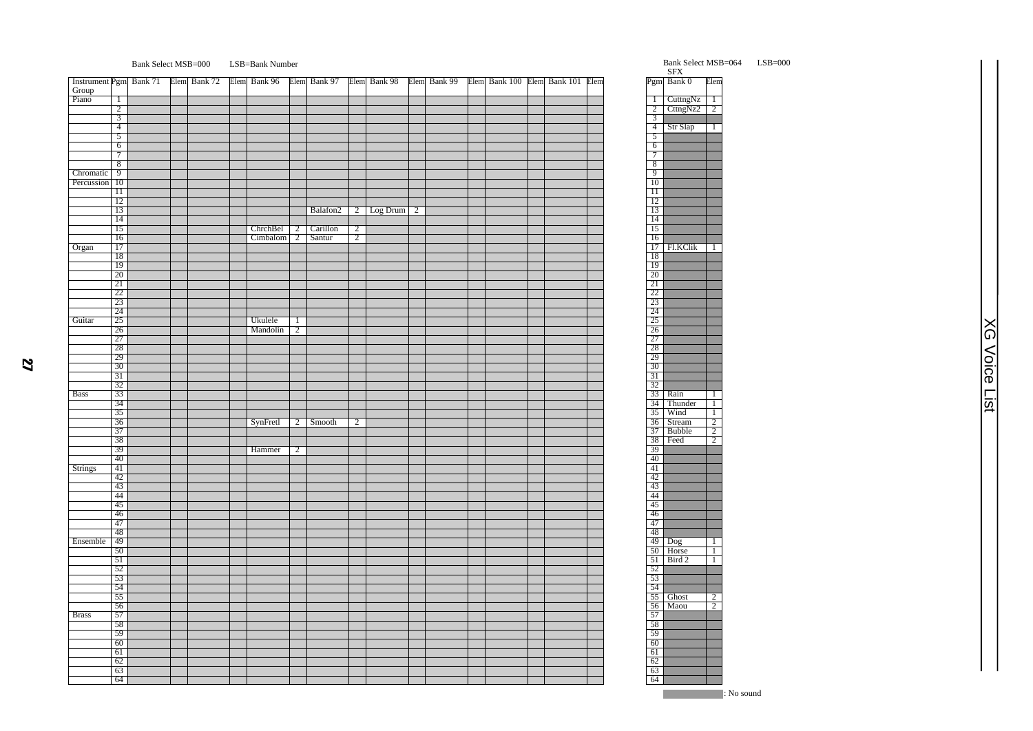Bank Select MSB=000 LSB=Bank Number

| Instrument Group | Pgm | Bank 71 | Elem | Bank 72 | Elem | Bank 96 | Elem | Bank 97 | Elem | Bank 98 | Elem | Bank 99 | Elem | Bank 100 | Elem | Bank 101 | Elem |
|---|---|---|---|---|---|---|---|---|---|---|---|---|---|---|---|---|---|
| Piano | 1 | | | | | | | | | | | | | | | | |
| | 2 | | | | | | | | | | | | | | | | |
| | 3 | | | | | | | | | | | | | | | | |
| | 4 | | | | | | | | | | | | | | | | |
| | 5 | | | | | | | | | | | | | | | | |
| | 6 | | | | | | | | | | | | | | | | |
| | 7 | | | | | | | | | | | | | | | | |
| | 8 | | | | | | | | | | | | | | | | |
| Chromatic Percussion | 9 | | | | | | | | | | | | | | | | |
| | 10 | | | | | | | | | | | | | | | | |
| | 11 | | | | | | | | | | | | | | | | |
| | 12 | | | | | | | | | | | | | | | | |
| | 13 | | | | | | | Balafon2 | 2 | Log Drum | 2 | | | | | | |
| | 14 | | | | | | | | | | | | | | | | |
| | 15 | | | | | ChrchBel | 2 | Carillon | 2 | | | | | | | | |
| | 16 | | | | | Cimbalom | 2 | Santur | 2 | | | | | | | | |
| Organ | 17 | | | | | | | | | | | | | | | | |
| | 18 | | | | | | | | | | | | | | | | |
| | 19 | | | | | | | | | | | | | | | | |
| | 20 | | | | | | | | | | | | | | | | |
| | 21 | | | | | | | | | | | | | | | | |
| | 22 | | | | | | | | | | | | | | | | |
| | 23 | | | | | | | | | | | | | | | | |
| | 24 | | | | | | | | | | | | | | | | |
| Guitar | 25 | | | | | Ukulele | 1 | | | | | | | | | | |
| | 26 | | | | | Mandolin | 2 | | | | | | | | | | |
| | 27 | | | | | | | | | | | | | | | | |
| | 28 | | | | | | | | | | | | | | | | |
| | 29 | | | | | | | | | | | | | | | | |
| | 30 | | | | | | | | | | | | | | | | |
| | 31 | | | | | | | | | | | | | | | | |
| | 32 | | | | | | | | | | | | | | | | |
| Bass | 33 | | | | | | | | | | | | | | | | |
| | 34 | | | | | | | | | | | | | | | | |
| | 35 | | | | | | | | | | | | | | | | |
| | 36 | | | | | SynFretl | 2 | Smooth | 2 | | | | | | | | |
| | 37 | | | | | | | | | | | | | | | | |
| | 38 | | | | | | | | | | | | | | | | |
| | 39 | | | | | Hammer | 2 | | | | | | | | | | |
| | 40 | | | | | | | | | | | | | | | | |
| Strings | 41 | | | | | | | | | | | | | | | | |
| | 42 | | | | | | | | | | | | | | | | |
| | 43 | | | | | | | | | | | | | | | | |
| | 44 | | | | | | | | | | | | | | | | |
| | 45 | | | | | | | | | | | | | | | | |
| | 46 | | | | | | | | | | | | | | | | |
| | 47 | | | | | | | | | | | | | | | | |
| | 48 | | | | | | | | | | | | | | | | |
| Ensemble | 49 | | | | | | | | | | | | | | | | |
| | 50 | | | | | | | | | | | | | | | | |
| | 51 | | | | | | | | | | | | | | | | |
| | 52 | | | | | | | | | | | | | | | | |
| | 53 | | | | | | | | | | | | | | | | |
| | 54 | | | | | | | | | | | | | | | | |
| | 55 | | | | | | | | | | | | | | | | |
| | 56 | | | | | | | | | | | | | | | | |
| Brass | 57 | | | | | | | | | | | | | | | | |
| | 58 | | | | | | | | | | | | | | | | |
| | 59 | | | | | | | | | | | | | | | | |
| | 60 | | | | | | | | | | | | | | | | |
| | 61 | | | | | | | | | | | | | | | | |
| | 62 | | | | | | | | | | | | | | | | |
| | 63 | | | | | | | | | | | | | | | | |
| | 64 | | | | | | | | | | | | | | | | |

Bank Select MSB=064 LSB=000

SFX

| Pgm | Bank 0 | Elem |
|---|---|---|
| 1 | CuttngNz | 1 |
| 2 | CttngNz2 | 2 |
| 3 | | |
| 4 | Str Slap | 1 |
| 5 | | |
| 6 | | |
| 7 | | |
| 8 | | |
| 9 | | |
| 10 | | |
| 11 | | |
| 12 | | |
| 13 | | |
| 14 | | |
| 15 | | |
| 16 | | |
| 17 | Fl.KClik | 1 |
| 18 | | |
| 19 | | |
| 20 | | |
| 21 | | |
| 22 | | |
| 23 | | |
| 24 | | |
| 25 | | |
| 26 | | |
| 27 | | |
| 28 | | |
| 29 | | |
| 30 | | |
| 31 | | |
| 32 | | |
| 33 | Rain | 1 |
| 34 | Thunder | 1 |
| 35 | Wind | 1 |
| 36 | Stream | 2 |
| 37 | Bubble | 2 |
| 38 | Feed | 2 |
| 39 | | |
| 40 | | |
| 41 | | |
| 42 | | |
| 43 | | |
| 44 | | |
| 45 | | |
| 46 | | |
| 47 | | |
| 48 | | |
| 49 | Dog | 1 |
| 50 | Horse | 1 |
| 51 | Bird 2 | 1 |
| 52 | | |
| 53 | | |
| 54 | | |
| 55 | Ghost | 2 |
| 56 | Maou | 2 |
| 57 | | |
| 58 | | |
| 59 | | |
| 60 | | |
| 61 | | |
| 62 | | |
| 63 | | |
| 64 | | |

(dark shading): No sound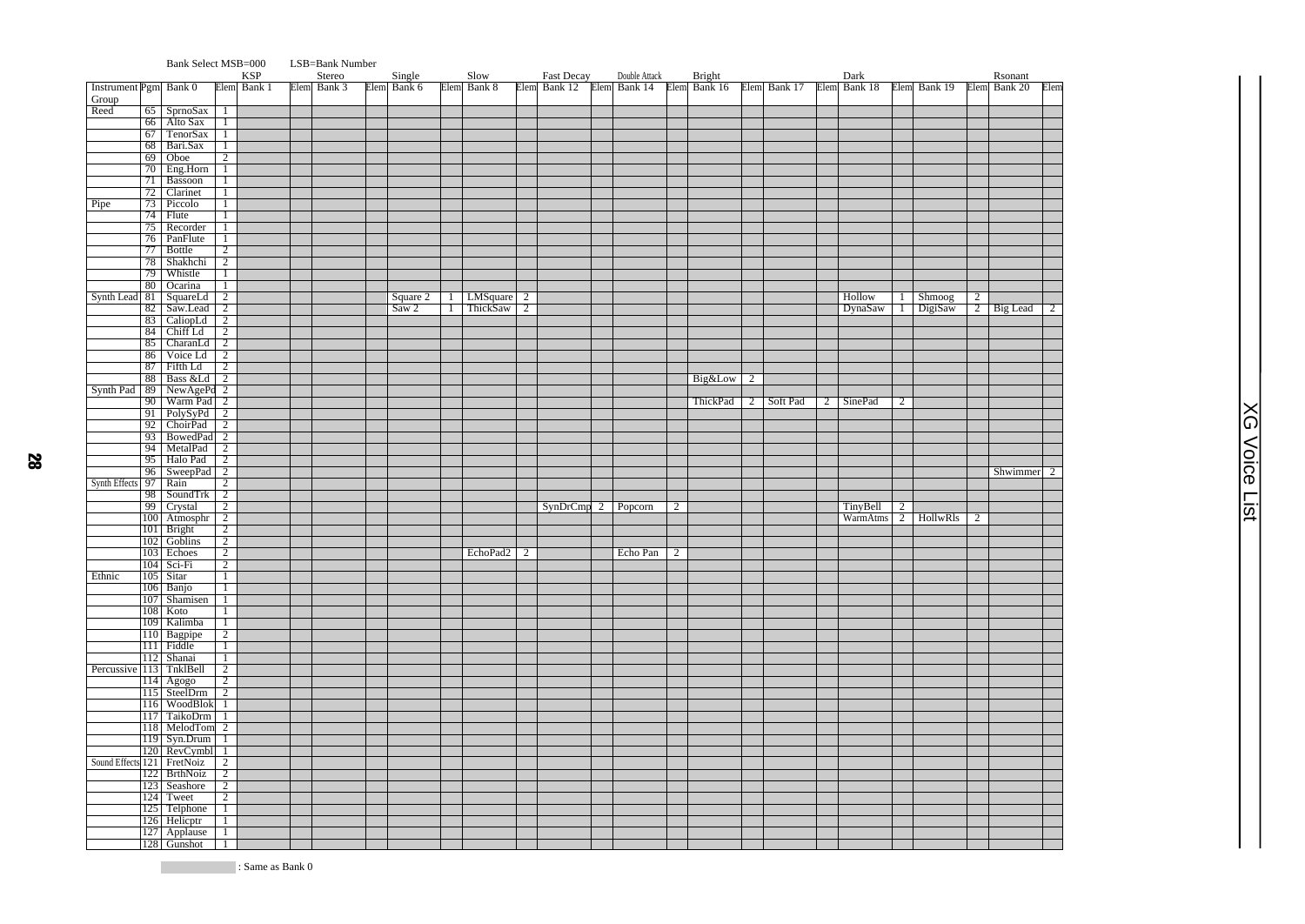| | | Bank Select MSB=000 | | LSB=Bank Number | | | | | | | | | | | | | | | | | | | | | |
|---|---|---|---|---|---|---|---|---|---|---|---|---|---|---|---|---|---|---|---|---|---|---|---|---|---|
| | | | | KSP | | Stereo | | Single | | Slow | | Fast Decay | | Double Attack | | Bright | | | | Dark | | | | Rsonant | |
| Instrument Group | Pgm | Bank 0 | Elem | Bank 1 | Elem | Bank 3 | Elem | Bank 6 | Elem | Bank 8 | Elem | Bank 12 | Elem | Bank 14 | Elem | Bank 16 | Elem | Bank 17 | Elem | Bank 18 | Elem | Bank 19 | Elem | Bank 20 | Elem |
| Reed | 65 | SprnoSax | 1 | | | | | | | | | | | | | | | | | | | | | | |
| | 66 | Alto Sax | 1 | | | | | | | | | | | | | | | | | | | | | | |
| | 67 | TenorSax | 1 | | | | | | | | | | | | | | | | | | | | | | |
| | 68 | Bari.Sax | 1 | | | | | | | | | | | | | | | | | | | | | | |
| | 69 | Oboe | 2 | | | | | | | | | | | | | | | | | | | | | | |
| | 70 | Eng.Horn | 1 | | | | | | | | | | | | | | | | | | | | | | |
| | 71 | Bassoon | 1 | | | | | | | | | | | | | | | | | | | | | | |
| | 72 | Clarinet | 1 | | | | | | | | | | | | | | | | | | | | | | |
| Pipe | 73 | Piccolo | 1 | | | | | | | | | | | | | | | | | | | | | | |
| | 74 | Flute | 1 | | | | | | | | | | | | | | | | | | | | | | |
| | 75 | Recorder | 1 | | | | | | | | | | | | | | | | | | | | | | |
| | 76 | PanFlute | 1 | | | | | | | | | | | | | | | | | | | | | | |
| | 77 | Bottle | 2 | | | | | | | | | | | | | | | | | | | | | | |
| | 78 | Shakhchi | 2 | | | | | | | | | | | | | | | | | | | | | | |
| | 79 | Whistle | 1 | | | | | | | | | | | | | | | | | | | | | | |
| | 80 | Ocarina | 1 | | | | | | | | | | | | | | | | | | | | | | |
| Synth Lead | 81 | SquareLd | 2 | | | | | Square 2 | 1 | LMSquare | 2 | | | | | | | | | Hollow | 1 | Shmoog | 2 | | |
| | 82 | Saw.Lead | 2 | | | | | Saw 2 | 1 | ThickSaw | 2 | | | | | | | | | DynaSaw | 1 | DigiSaw | 2 | Big Lead | 2 |
| | 83 | CaliopLd | 2 | | | | | | | | | | | | | | | | | | | | | | |
| | 84 | Chiff Ld | 2 | | | | | | | | | | | | | | | | | | | | | | |
| | 85 | CharanLd | 2 | | | | | | | | | | | | | | | | | | | | | | |
| | 86 | Voice Ld | 2 | | | | | | | | | | | | | | | | | | | | | | |
| | 87 | Fifth Ld | 2 | | | | | | | | | | | | | | | | | | | | | | |
| | 88 | Bass &Ld | 2 | | | | | | | | | | | | | Big&Low | 2 | | | | | | | | |
| Synth Pad | 89 | NewAgePd | 2 | | | | | | | | | | | | | | | | | | | | | | |
| | 90 | Warm Pad | 2 | | | | | | | | | | | | | ThickPad | 2 | Soft Pad | 2 | SinePad | 2 | | | | |
| | 91 | PolySyPd | 2 | | | | | | | | | | | | | | | | | | | | | | |
| | 92 | ChoirPad | 2 | | | | | | | | | | | | | | | | | | | | | | |
| | 93 | BowedPad | 2 | | | | | | | | | | | | | | | | | | | | | | |
| | 94 | MetalPad | 2 | | | | | | | | | | | | | | | | | | | | | | |
| | 95 | Halo Pad | 2 | | | | | | | | | | | | | | | | | | | | | | |
| | 96 | SweepPad | 2 | | | | | | | | | | | | | | | | | | | | | Shwimmer | 2 |
| Synth Effects | 97 | Rain | 2 | | | | | | | | | | | | | | | | | | | | | | |
| | 98 | SoundTrk | 2 | | | | | | | | | | | | | | | | | | | | | | |
| | 99 | Crystal | 2 | | | | | | | | | SynDrCmp | 2 | Popcorn | 2 | | | | | TinyBell | 2 | | | | |
| | 100 | Atmosphr | 2 | | | | | | | | | | | | | | | | | WarmAtms | 2 | HollwRls | 2 | | |
| | 101 | Bright | 2 | | | | | | | | | | | | | | | | | | | | | | |
| | 102 | Goblins | 2 | | | | | | | | | | | | | | | | | | | | | | |
| | 103 | Echoes | 2 | | | | | | | EchoPad2 | 2 | | | Echo Pan | 2 | | | | | | | | | | |
| | 104 | Sci-Fi | 2 | | | | | | | | | | | | | | | | | | | | | | |
| Ethnic | 105 | Sitar | 1 | | | | | | | | | | | | | | | | | | | | | | |
| | 106 | Banjo | 1 | | | | | | | | | | | | | | | | | | | | | | |
| | 107 | Shamisen | 1 | | | | | | | | | | | | | | | | | | | | | | |
| | 108 | Koto | 1 | | | | | | | | | | | | | | | | | | | | | | |
| | 109 | Kalimba | 1 | | | | | | | | | | | | | | | | | | | | | | |
| | 110 | Bagpipe | 2 | | | | | | | | | | | | | | | | | | | | | | |
| | 111 | Fiddle | 1 | | | | | | | | | | | | | | | | | | | | | | |
| | 112 | Shanai | 1 | | | | | | | | | | | | | | | | | | | | | | |
| Percussive | 113 | TnklBell | 2 | | | | | | | | | | | | | | | | | | | | | | |
| | 114 | Agogo | 2 | | | | | | | | | | | | | | | | | | | | | | |
| | 115 | SteelDrm | 2 | | | | | | | | | | | | | | | | | | | | | | |
| | 116 | WoodBlok | 1 | | | | | | | | | | | | | | | | | | | | | | |
| | 117 | TaikoDrm | 1 | | | | | | | | | | | | | | | | | | | | | | |
| | 118 | MelodTom | 2 | | | | | | | | | | | | | | | | | | | | | | |
| | 119 | Syn.Drum | 1 | | | | | | | | | | | | | | | | | | | | | | |
| | 120 | RevCymbl | 1 | | | | | | | | | | | | | | | | | | | | | | |
| Sound Effects | 121 | FretNoiz | 2 | | | | | | | | | | | | | | | | | | | | | | |
| | 122 | BrthNoiz | 2 | | | | | | | | | | | | | | | | | | | | | | |
| | 123 | Seashore | 2 | | | | | | | | | | | | | | | | | | | | | | |
| | 124 | Tweet | 2 | | | | | | | | | | | | | | | | | | | | | | |
| | 125 | Telphone | 1 | | | | | | | | | | | | | | | | | | | | | | |
| | 126 | Helicptr | 1 | | | | | | | | | | | | | | | | | | | | | | |
| | 127 | Applause | 1 | | | | | | | | | | | | | | | | | | | | | | |
| | 128 | Gunshot | 1 | | | | | | | | | | | | | | | | | | | | | | |

(shaded) : Same as Bank 0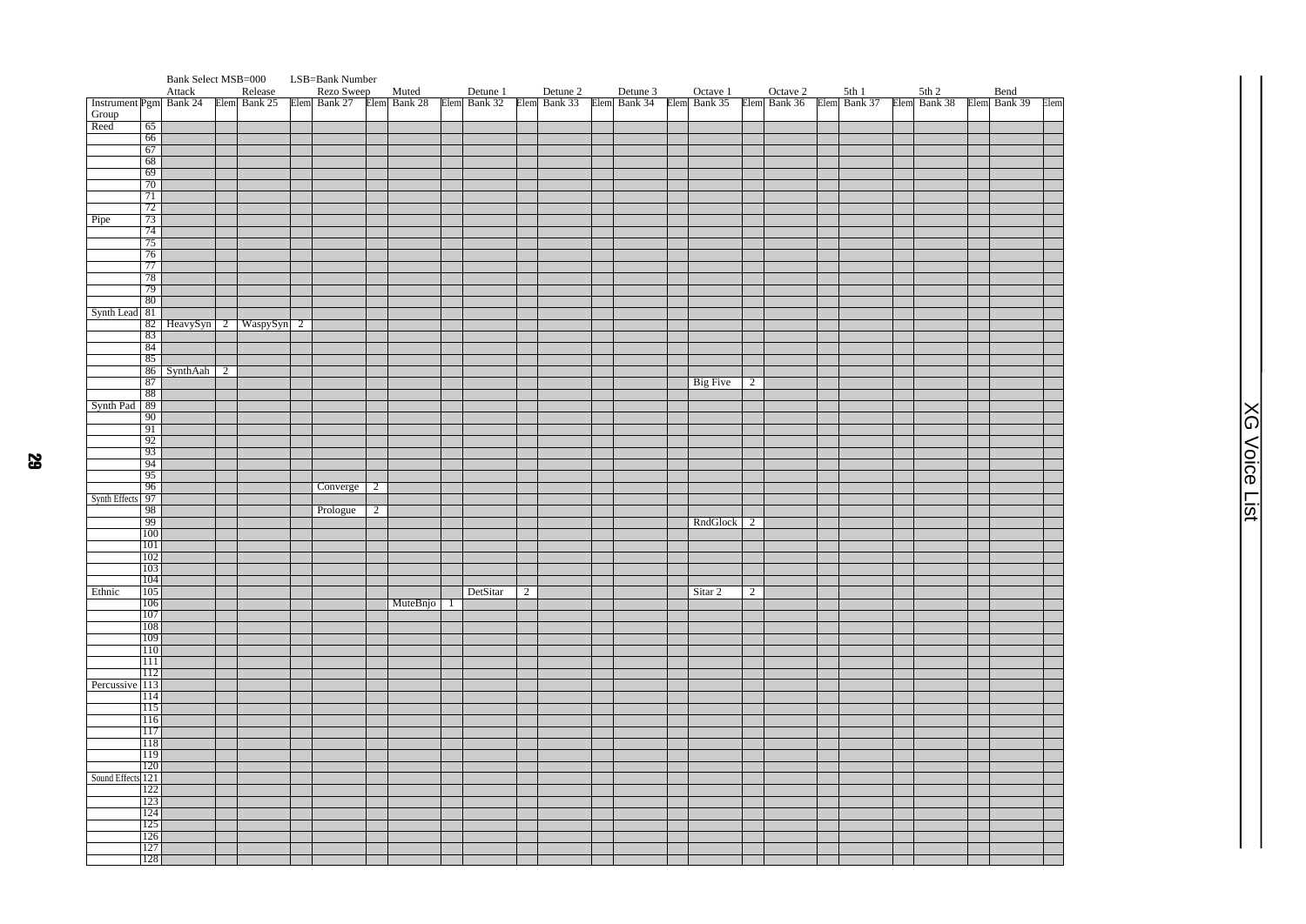| | | Bank Select MSB=000 | | LSB=Bank Number | | | | | | | | | | | | | | | | | | | | | |
|---|---|---|---|---|---|---|---|---|---|---|---|---|---|---|---|---|---|---|---|---|---|---|---|---|---|
| | | Attack | | Release | | Rezo Sweep | | Muted | | Detune 1 | | Detune 2 | | Detune 3 | | Octave 1 | | Octave 2 | | 5th 1 | | 5th 2 | | Bend | |
| Instrument Group | Pgm | Bank 24 | Elem | Bank 25 | Elem | Bank 27 | Elem | Bank 28 | Elem | Bank 32 | Elem | Bank 33 | Elem | Bank 34 | Elem | Bank 35 | Elem | Bank 36 | Elem | Bank 37 | Elem | Bank 38 | Elem | Bank 39 | Elem |
| Reed | 65 | | | | | | | | | | | | | | | | | | | | | | | | |
| | 66 | | | | | | | | | | | | | | | | | | | | | | | | |
| | 67 | | | | | | | | | | | | | | | | | | | | | | | | |
| | 68 | | | | | | | | | | | | | | | | | | | | | | | | |
| | 69 | | | | | | | | | | | | | | | | | | | | | | | | |
| | 70 | | | | | | | | | | | | | | | | | | | | | | | | |
| | 71 | | | | | | | | | | | | | | | | | | | | | | | | |
| | 72 | | | | | | | | | | | | | | | | | | | | | | | | |
| Pipe | 73 | | | | | | | | | | | | | | | | | | | | | | | | |
| | 74 | | | | | | | | | | | | | | | | | | | | | | | | |
| | 75 | | | | | | | | | | | | | | | | | | | | | | | | |
| | 76 | | | | | | | | | | | | | | | | | | | | | | | | |
| | 77 | | | | | | | | | | | | | | | | | | | | | | | | |
| | 78 | | | | | | | | | | | | | | | | | | | | | | | | |
| | 79 | | | | | | | | | | | | | | | | | | | | | | | | |
| | 80 | | | | | | | | | | | | | | | | | | | | | | | | |
| Synth Lead | 81 | | | | | | | | | | | | | | | | | | | | | | | | |
| | 82 | HeavySyn | 2 | WaspySyn | 2 | | | | | | | | | | | | | | | | | | | | |
| | 83 | | | | | | | | | | | | | | | | | | | | | | | | |
| | 84 | | | | | | | | | | | | | | | | | | | | | | | | |
| | 85 | | | | | | | | | | | | | | | | | | | | | | | | |
| | 86 | SynthAah | 2 | | | | | | | | | | | | | | | | | | | | | | |
| | 87 | | | | | | | | | | | | | | | Big Five | 2 | | | | | | | | |
| | 88 | | | | | | | | | | | | | | | | | | | | | | | | |
| Synth Pad | 89 | | | | | | | | | | | | | | | | | | | | | | | | |
| | 90 | | | | | | | | | | | | | | | | | | | | | | | | |
| | 91 | | | | | | | | | | | | | | | | | | | | | | | | |
| | 92 | | | | | | | | | | | | | | | | | | | | | | | | |
| | 93 | | | | | | | | | | | | | | | | | | | | | | | | |
| | 94 | | | | | | | | | | | | | | | | | | | | | | | | |
| | 95 | | | | | | | | | | | | | | | | | | | | | | | | |
| | 96 | | | | | Converge | 2 | | | | | | | | | | | | | | | | | | |
| Synth Effects | 97 | | | | | | | | | | | | | | | | | | | | | | | | |
| | 98 | | | | | Prologue | 2 | | | | | | | | | | | | | | | | | | |
| | 99 | | | | | | | | | | | | | | | RndGlock | 2 | | | | | | | | |
| | 100 | | | | | | | | | | | | | | | | | | | | | | | | |
| | 101 | | | | | | | | | | | | | | | | | | | | | | | | |
| | 102 | | | | | | | | | | | | | | | | | | | | | | | | |
| | 103 | | | | | | | | | | | | | | | | | | | | | | | | |
| | 104 | | | | | | | | | | | | | | | | | | | | | | | | |
| Ethnic | 105 | | | | | | | | | DetSitar | 2 | | | | | Sitar 2 | 2 | | | | | | | | |
| | 106 | | | | | | | MuteBnjo | 1 | | | | | | | | | | | | | | | | |
| | 107 | | | | | | | | | | | | | | | | | | | | | | | | |
| | 108 | | | | | | | | | | | | | | | | | | | | | | | | |
| | 109 | | | | | | | | | | | | | | | | | | | | | | | | |
| | 110 | | | | | | | | | | | | | | | | | | | | | | | | |
| | 111 | | | | | | | | | | | | | | | | | | | | | | | | |
| | 112 | | | | | | | | | | | | | | | | | | | | | | | | |
| Percussive | 113 | | | | | | | | | | | | | | | | | | | | | | | | |
| | 114 | | | | | | | | | | | | | | | | | | | | | | | | |
| | 115 | | | | | | | | | | | | | | | | | | | | | | | | |
| | 116 | | | | | | | | | | | | | | | | | | | | | | | | |
| | 117 | | | | | | | | | | | | | | | | | | | | | | | | |
| | 118 | | | | | | | | | | | | | | | | | | | | | | | | |
| | 119 | | | | | | | | | | | | | | | | | | | | | | | | |
| | 120 | | | | | | | | | | | | | | | | | | | | | | | | |
| Sound Effects | 121 | | | | | | | | | | | | | | | | | | | | | | | | |
| | 122 | | | | | | | | | | | | | | | | | | | | | | | | |
| | 123 | | | | | | | | | | | | | | | | | | | | | | | | |
| | 124 | | | | | | | | | | | | | | | | | | | | | | | | |
| | 125 | | | | | | | | | | | | | | | | | | | | | | | | |
| | 126 | | | | | | | | | | | | | | | | | | | | | | | | |
| | 127 | | | | | | | | | | | | | | | | | | | | | | | | |
| | 128 | | | | | | | | | | | | | | | | | | | | | | | | |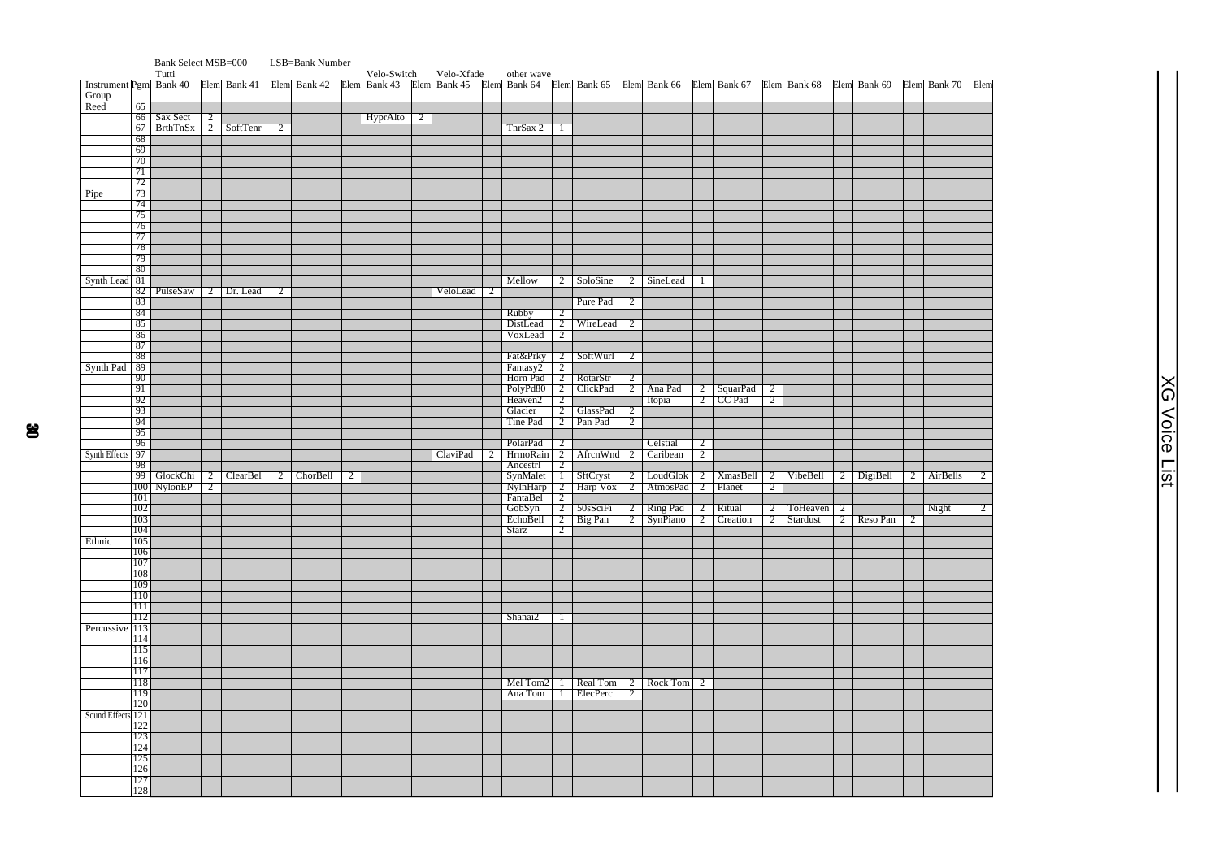Bank Select MSB=000 LSB=Bank Number

| Instrument Group | Pgm | Tutti Bank 40 | Elem | Bank 41 | Elem | Bank 42 | Elem | Velo-Switch Bank 43 | Elem | Velo-Xfade Bank 45 | Elem | other wave Bank 64 | Elem | Bank 65 | Elem | Bank 66 | Elem | Bank 67 | Elem | Bank 68 | Elem | Bank 69 | Elem | Bank 70 | Elem |
|---|---|---|---|---|---|---|---|---|---|---|---|---|---|---|---|---|---|---|---|---|---|---|---|---|---|
| Reed | 65 | | | | | | | | | | | | | | | | | | | | | | | | |
| | 66 | Sax Sect | 2 | | | | | HyprAlto | 2 | | | | | | | | | | | | | | | | |
| | 67 | BrthTnSx | 2 | SoftTenr | 2 | | | | | | | TnrSax 2 | 1 | | | | | | | | | | | | |
| | 68 | | | | | | | | | | | | | | | | | | | | | | | | |
| | 69 | | | | | | | | | | | | | | | | | | | | | | | | |
| | 70 | | | | | | | | | | | | | | | | | | | | | | | | |
| | 71 | | | | | | | | | | | | | | | | | | | | | | | | |
| | 72 | | | | | | | | | | | | | | | | | | | | | | | | |
| Pipe | 73 | | | | | | | | | | | | | | | | | | | | | | | | |
| | 74 | | | | | | | | | | | | | | | | | | | | | | | | |
| | 75 | | | | | | | | | | | | | | | | | | | | | | | | |
| | 76 | | | | | | | | | | | | | | | | | | | | | | | | |
| | 77 | | | | | | | | | | | | | | | | | | | | | | | | |
| | 78 | | | | | | | | | | | | | | | | | | | | | | | | |
| | 79 | | | | | | | | | | | | | | | | | | | | | | | | |
| | 80 | | | | | | | | | | | | | | | | | | | | | | | | |
| Synth Lead | 81 | | | | | | | | | | | Mellow | 2 | SoloSine | 2 | SineLead | 1 | | | | | | | | |
| | 82 | PulseSaw | 2 | Dr. Lead | 2 | | | | | VeloLead | 2 | | | | | | | | | | | | | | |
| | 83 | | | | | | | | | | | | | Pure Pad | 2 | | | | | | | | | | |
| | 84 | | | | | | | | | | | Rubby | 2 | | | | | | | | | | | | |
| | 85 | | | | | | | | | | | DistLead | 2 | WireLead | 2 | | | | | | | | | | |
| | 86 | | | | | | | | | | | VoxLead | 2 | | | | | | | | | | | | |
| | 87 | | | | | | | | | | | | | | | | | | | | | | | | |
| | 88 | | | | | | | | | | | Fat&Prky | 2 | SoftWurl | 2 | | | | | | | | | | |
| Synth Pad | 89 | | | | | | | | | | | Fantasy2 | 2 | | | | | | | | | | | | |
| | 90 | | | | | | | | | | | Horn Pad | 2 | RotarStr | 2 | | | | | | | | | | |
| | 91 | | | | | | | | | | | PolyPd80 | 2 | ClickPad | 2 | Ana Pad | 2 | SquarPad | 2 | | | | | | |
| | 92 | | | | | | | | | | | Heaven2 | 2 | | | Itopia | 2 | CC Pad | 2 | | | | | | |
| | 93 | | | | | | | | | | | Glacier | 2 | GlassPad | 2 | | | | | | | | | | |
| | 94 | | | | | | | | | | | Tine Pad | 2 | Pan Pad | 2 | | | | | | | | | | |
| | 95 | | | | | | | | | | | | | | | | | | | | | | | | |
| | 96 | | | | | | | | | | | PolarPad | 2 | | | Celstial | 2 | | | | | | | | |
| Synth Effects | 97 | | | | | | | | | ClaviPad | 2 | HrmoRain | 2 | AfrcnWnd | 2 | Caribean | 2 | | | | | | | | |
| | 98 | | | | | | | | | | | Ancestrl | 2 | | | | | | | | | | | | |
| | 99 | GlockChi | 2 | ClearBel | 2 | ChorBell | 2 | | | | | SynMalet | 1 | SftCryst | 2 | LoudGlok | 2 | XmasBell | 2 | VibeBell | 2 | DigiBell | 2 | AirBells | 2 |
| | 100 | NylonEP | 2 | | | | | | | | | NylnHarp | 2 | Harp Vox | 2 | AtmosPad | 2 | Planet | 2 | | | | | | |
| | 101 | | | | | | | | | | | FantaBel | 2 | | | | | | | | | | | | |
| | 102 | | | | | | | | | | | GobSyn | 2 | 50sSciFi | 2 | Ring Pad | 2 | Ritual | 2 | ToHeaven | 2 | | | Night | 2 |
| | 103 | | | | | | | | | | | EchoBell | 2 | Big Pan | 2 | SynPiano | 2 | Creation | 2 | Stardust | 2 | Reso Pan | 2 | | |
| | 104 | | | | | | | | | | | Starz | 2 | | | | | | | | | | | | |
| Ethnic | 105 | | | | | | | | | | | | | | | | | | | | | | | | |
| | 106 | | | | | | | | | | | | | | | | | | | | | | | | |
| | 107 | | | | | | | | | | | | | | | | | | | | | | | | |
| | 108 | | | | | | | | | | | | | | | | | | | | | | | | |
| | 109 | | | | | | | | | | | | | | | | | | | | | | | | |
| | 110 | | | | | | | | | | | | | | | | | | | | | | | | |
| | 111 | | | | | | | | | | | | | | | | | | | | | | | | |
| | 112 | | | | | | | | | | | Shanai2 | 1 | | | | | | | | | | | | |
| Percussive | 113 | | | | | | | | | | | | | | | | | | | | | | | | |
| | 114 | | | | | | | | | | | | | | | | | | | | | | | | |
| | 115 | | | | | | | | | | | | | | | | | | | | | | | | |
| | 116 | | | | | | | | | | | | | | | | | | | | | | | | |
| | 117 | | | | | | | | | | | | | | | | | | | | | | | | |
| | 118 | | | | | | | | | | | Mel Tom2 | 1 | Real Tom | 2 | Rock Tom | 2 | | | | | | | | |
| | 119 | | | | | | | | | | | Ana Tom | 1 | ElecPerc | 2 | | | | | | | | | | |
| | 120 | | | | | | | | | | | | | | | | | | | | | | | | |
| Sound Effects | 121 | | | | | | | | | | | | | | | | | | | | | | | | |
| | 122 | | | | | | | | | | | | | | | | | | | | | | | | |
| | 123 | | | | | | | | | | | | | | | | | | | | | | | | |
| | 124 | | | | | | | | | | | | | | | | | | | | | | | | |
| | 125 | | | | | | | | | | | | | | | | | | | | | | | | |
| | 126 | | | | | | | | | | | | | | | | | | | | | | | | |
| | 127 | | | | | | | | | | | | | | | | | | | | | | | | |
| | 128 | | | | | | | | | | | | | | | | | | | | | | | | |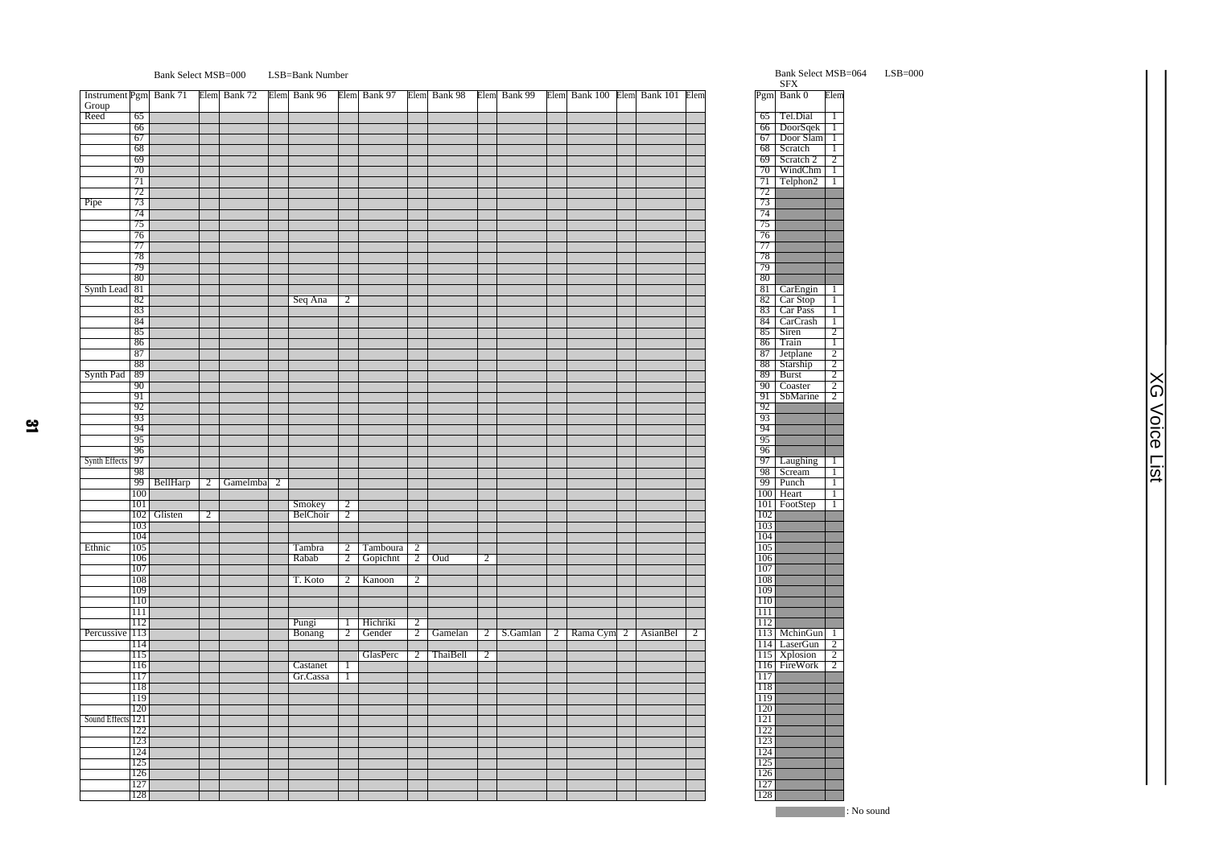Bank Select MSB=000 LSB=Bank Number

| Instrument Group | Pgm | Bank 71 | Elem | Bank 72 | Elem | Bank 96 | Elem | Bank 97 | Elem | Bank 98 | Elem | Bank 99 | Elem | Bank 100 | Elem | Bank 101 | Elem |
|---|---|---|---|---|---|---|---|---|---|---|---|---|---|---|---|---|---|
| Reed | 65 | | | | | | | | | | | | | | | | |
| | 66 | | | | | | | | | | | | | | | | |
| | 67 | | | | | | | | | | | | | | | | |
| | 68 | | | | | | | | | | | | | | | | |
| | 69 | | | | | | | | | | | | | | | | |
| | 70 | | | | | | | | | | | | | | | | |
| | 71 | | | | | | | | | | | | | | | | |
| | 72 | | | | | | | | | | | | | | | | |
| Pipe | 73 | | | | | | | | | | | | | | | | |
| | 74 | | | | | | | | | | | | | | | | |
| | 75 | | | | | | | | | | | | | | | | |
| | 76 | | | | | | | | | | | | | | | | |
| | 77 | | | | | | | | | | | | | | | | |
| | 78 | | | | | | | | | | | | | | | | |
| | 79 | | | | | | | | | | | | | | | | |
| | 80 | | | | | | | | | | | | | | | | |
| Synth Lead | 81 | | | | | | | | | | | | | | | | |
| | 82 | | | | | Seq Ana | 2 | | | | | | | | | | |
| | 83 | | | | | | | | | | | | | | | | |
| | 84 | | | | | | | | | | | | | | | | |
| | 85 | | | | | | | | | | | | | | | | |
| | 86 | | | | | | | | | | | | | | | | |
| | 87 | | | | | | | | | | | | | | | | |
| | 88 | | | | | | | | | | | | | | | | |
| Synth Pad | 89 | | | | | | | | | | | | | | | | |
| | 90 | | | | | | | | | | | | | | | | |
| | 91 | | | | | | | | | | | | | | | | |
| | 92 | | | | | | | | | | | | | | | | |
| | 93 | | | | | | | | | | | | | | | | |
| | 94 | | | | | | | | | | | | | | | | |
| | 95 | | | | | | | | | | | | | | | | |
| | 96 | | | | | | | | | | | | | | | | |
| Synth Effects | 97 | | | | | | | | | | | | | | | | |
| | 98 | | | | | | | | | | | | | | | | |
| | 99 | BellHarp | 2 | GamelmbA | 2 | | | | | | | | | | | | |
| | 100 | | | | | | | | | | | | | | | | |
| | 101 | | | | | Smokey | 2 | | | | | | | | | | |
| | 102 | Glisten | 2 | | | BelChoir | 2 | | | | | | | | | | |
| | 103 | | | | | | | | | | | | | | | | |
| | 104 | | | | | | | | | | | | | | | | |
| Ethnic | 105 | | | | | Tambra | 2 | Tamboura | 2 | | | | | | | | |
| | 106 | | | | | Rabab | 2 | Gopichnt | 2 | Oud | 2 | | | | | | |
| | 107 | | | | | | | | | | | | | | | | |
| | 108 | | | | | T. Koto | 2 | Kanoon | 2 | | | | | | | | |
| | 109 | | | | | | | | | | | | | | | | |
| | 110 | | | | | | | | | | | | | | | | |
| | 111 | | | | | | | | | | | | | | | | |
| | 112 | | | | | Pungi | 1 | Hichriki | 2 | | | | | | | | |
| Percussive | 113 | | | | | Bonang | 2 | Gender | 2 | Gamelan | 2 | S.Gamlan | 2 | Rama Cym | 2 | AsianBel | 2 |
| | 114 | | | | | | | | | | | | | | | | |
| | 115 | | | | | | | GlasPerc | 2 | ThaiBell | 2 | | | | | | |
| | 116 | | | | | Castanet | 1 | | | | | | | | | | |
| | 117 | | | | | Gr.Cassa | 1 | | | | | | | | | | |
| | 118 | | | | | | | | | | | | | | | | |
| | 119 | | | | | | | | | | | | | | | | |
| | 120 | | | | | | | | | | | | | | | | |
| Sound Effects | 121 | | | | | | | | | | | | | | | | |
| | 122 | | | | | | | | | | | | | | | | |
| | 123 | | | | | | | | | | | | | | | | |
| | 124 | | | | | | | | | | | | | | | | |
| | 125 | | | | | | | | | | | | | | | | |
| | 126 | | | | | | | | | | | | | | | | |
| | 127 | | | | | | | | | | | | | | | | |
| | 128 | | | | | | | | | | | | | | | | |

Bank Select MSB=064 LSB=000

SFX

| Pgm | Bank 0 | Elem |
|---|---|---|
| 65 | Tel.Dial | 1 |
| 66 | DoorSqek | 1 |
| 67 | Door Slam | 1 |
| 68 | Scratch | 1 |
| 69 | Scratch 2 | 2 |
| 70 | WindChm | 1 |
| 71 | Telphon2 | 1 |
| 72 | | |
| 73 | | |
| 74 | | |
| 75 | | |
| 76 | | |
| 77 | | |
| 78 | | |
| 79 | | |
| 80 | | |
| 81 | CarEngin | 1 |
| 82 | Car Stop | 1 |
| 83 | Car Pass | 1 |
| 84 | CarCrash | 1 |
| 85 | Siren | 2 |
| 86 | Train | 1 |
| 87 | Jetplane | 2 |
| 88 | Starship | 2 |
| 89 | Burst | 2 |
| 90 | Coaster | 2 |
| 91 | SbMarine | 2 |
| 92 | | |
| 93 | | |
| 94 | | |
| 95 | | |
| 96 | | |
| 97 | Laughing | 1 |
| 98 | Scream | 1 |
| 99 | Punch | 1 |
| 100 | Heart | 1 |
| 101 | FootStep | 1 |
| 102 | | |
| 103 | | |
| 104 | | |
| 105 | | |
| 106 | | |
| 107 | | |
| 108 | | |
| 109 | | |
| 110 | | |
| 111 | | |
| 112 | | |
| 113 | MchinGun | 1 |
| 114 | LaserGun | 2 |
| 115 | Xplosion | 2 |
| 116 | FireWork | 2 |
| 117 | | |
| 118 | | |
| 119 | | |
| 120 | | |
| 121 | | |
| 122 | | |
| 123 | | |
| 124 | | |
| 125 | | |
| 126 | | |
| 127 | | |
| 128 | | |

(shaded cells): No sound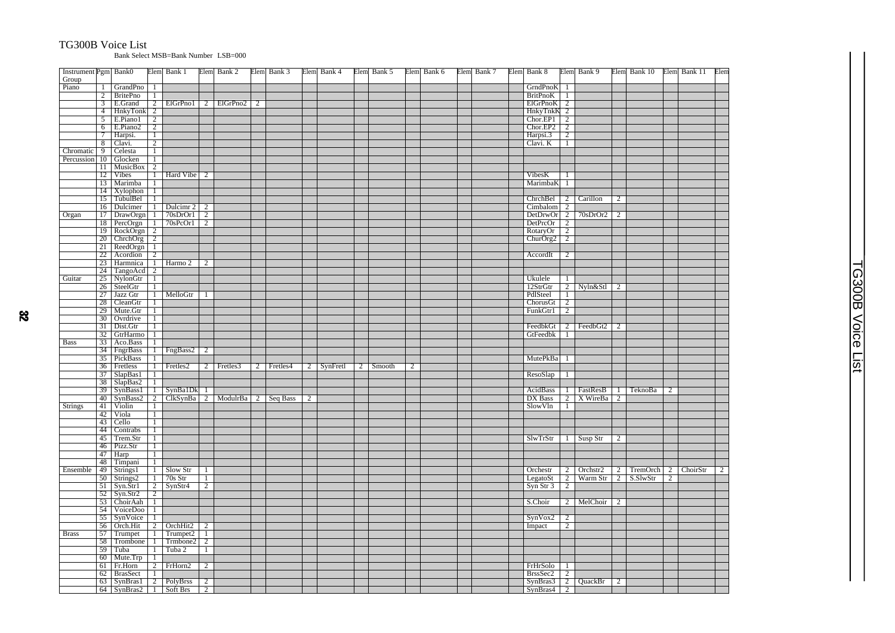# TG300B Voice List

Bank Select MSB=Bank Number LSB=000

| Instrument Group | Pgm | Bank0 | Elem | Bank 1 | Elem | Bank 2 | Elem | Bank 3 | Elem | Bank 4 | Elem | Bank 5 | Elem | Bank 6 | Elem | Bank 7 | Elem | Bank 8 | Elem | Bank 9 | Elem | Bank 10 | Elem | Bank 11 | Elem |
|---|---|---|---|---|---|---|---|---|---|---|---|---|---|---|---|---|---|---|---|---|---|---|---|---|---|
| Piano | 1 | GrandPno | 1 | | | | | | | | | | | | | | | GrndPnoK | 1 | | | | | | |
| | 2 | BritePno | 1 | | | | | | | | | | | | | | | BritPnoK | 1 | | | | | | |
| | 3 | E.Grand | 2 | ElGrPno1 | 2 | ElGrPno2 | 2 | | | | | | | | | | | ElGrPnoK | 2 | | | | | | |
| | 4 | HnkyTonk | 2 | | | | | | | | | | | | | | | HnkyTnkK | 2 | | | | | | |
| | 5 | E.Piano1 | 2 | | | | | | | | | | | | | | | Chor.EP1 | 2 | | | | | | |
| | 6 | E.Piano2 | 2 | | | | | | | | | | | | | | | Chor.EP2 | 2 | | | | | | |
| | 7 | Harpsi. | 1 | | | | | | | | | | | | | | | Harpsi.3 | 2 | | | | | | |
| | 8 | Clavi. | 2 | | | | | | | | | | | | | | | Clavi. K | 1 | | | | | | |
| Chromatic | 9 | Celesta | 1 | | | | | | | | | | | | | | | | | | | | | | |
| Percussion | 10 | Glocken | 1 | | | | | | | | | | | | | | | | | | | | | | |
| | 11 | MusicBox | 2 | | | | | | | | | | | | | | | | | | | | | | |
| | 12 | Vibes | 1 | Hard Vibe | 2 | | | | | | | | | | | | | VibesK | 1 | | | | | | |
| | 13 | Marimba | 1 | | | | | | | | | | | | | | | MarimbaK | 1 | | | | | | |
| | 14 | Xylophon | 1 | | | | | | | | | | | | | | | | | | | | | | |
| | 15 | TubulBel | 1 | | | | | | | | | | | | | | | ChrchBel | 2 | Carillon | 2 | | | | |
| | 16 | Dulcimer | 1 | Dulcimr 2 | 2 | | | | | | | | | | | | | Cimbalom | 2 | | | | | | |
| Organ | 17 | DrawOrgn | 1 | 70sDrOr1 | 2 | | | | | | | | | | | | | DetDrwOr | 2 | 70sDrOr2 | 2 | | | | |
| | 18 | PercOrgn | 1 | 70sPcOr1 | 2 | | | | | | | | | | | | | DetPrcOr | 2 | | | | | | |
| | 19 | RockOrgn | 2 | | | | | | | | | | | | | | | RotaryOr | 2 | | | | | | |
| | 20 | ChrchOrg | 2 | | | | | | | | | | | | | | | ChurOrg2 | 2 | | | | | | |
| | 21 | ReedOrgn | 1 | | | | | | | | | | | | | | | | | | | | | | |
| | 22 | Acordion | 2 | | | | | | | | | | | | | | | AccordIt | 2 | | | | | | |
| | 23 | Harmnica | 1 | Harmo 2 | 2 | | | | | | | | | | | | | | | | | | | | |
| | 24 | TangoAcd | 2 | | | | | | | | | | | | | | | | | | | | | | |
| Guitar | 25 | NylonGtr | 1 | | | | | | | | | | | | | | | Ukulele | 1 | | | | | | |
| | 26 | SteelGtr | 1 | | | | | | | | | | | | | | | 12StrGtr | 2 | Nyln&Stl | 2 | | | | |
| | 27 | Jazz Gtr | 1 | MelloGtr | 1 | | | | | | | | | | | | | PdlSteel | 1 | | | | | | |
| | 28 | CleanGtr | 1 | | | | | | | | | | | | | | | ChorusGt | 2 | | | | | | |
| | 29 | Mute.Gtr | 1 | | | | | | | | | | | | | | | FunkGtr1 | 2 | | | | | | |
| | 30 | Ovrdrive | 1 | | | | | | | | | | | | | | | | | | | | | | |
| | 31 | Dist.Gtr | 1 | | | | | | | | | | | | | | | FeedbkGt | 2 | FeedbGt2 | 2 | | | | |
| | 32 | GtrHarmo | 1 | | | | | | | | | | | | | | | GtFeedbk | 1 | | | | | | |
| Bass | 33 | Aco.Bass | 1 | | | | | | | | | | | | | | | | | | | | | | |
| | 34 | FngrBass | 1 | FngBass2 | 2 | | | | | | | | | | | | | | | | | | | | |
| | 35 | PickBass | 1 | | | | | | | | | | | | | | | MutePkBa | 1 | | | | | | |
| | 36 | Fretless | 1 | Fretles2 | 2 | Fretles3 | 2 | Fretles4 | 2 | SynFretl | 2 | Smooth | 2 | | | | | | | | | | | | |
| | 37 | SlapBas1 | 1 | | | | | | | | | | | | | | | ResoSlap | 1 | | | | | | |
| | 38 | SlapBas2 | 1 | | | | | | | | | | | | | | | | | | | | | | |
| | 39 | SynBass1 | 1 | SynBa1Dk | 1 | | | | | | | | | | | | | AcidBass | 1 | FastResB | 1 | TeknoBa | 2 | | |
| | 40 | SynBass2 | 2 | ClkSynBa | 2 | ModulrBa | 2 | Seq Bass | 2 | | | | | | | | | DX Bass | 2 | X WireBa | 2 | | | | |
| Strings | 41 | Violin | 1 | | | | | | | | | | | | | | | SlowVln | 1 | | | | | | |
| | 42 | Viola | 1 | | | | | | | | | | | | | | | | | | | | | | |
| | 43 | Cello | 1 | | | | | | | | | | | | | | | | | | | | | | |
| | 44 | Contrabs | 1 | | | | | | | | | | | | | | | | | | | | | | |
| | 45 | Trem.Str | 1 | | | | | | | | | | | | | | | SlwTrStr | 1 | Susp Str | 2 | | | | |
| | 46 | Pizz.Str | 1 | | | | | | | | | | | | | | | | | | | | | | |
| | 47 | Harp | 1 | | | | | | | | | | | | | | | | | | | | | | |
| | 48 | Timpani | 1 | | | | | | | | | | | | | | | | | | | | | | |
| Ensemble | 49 | Strings1 | 1 | Slow Str | 1 | | | | | | | | | | | | | Orchestr | 2 | Orchstr2 | 2 | TremOrch | 2 | ChoirStr | 2 |
| | 50 | Strings2 | 1 | 70s Str | 1 | | | | | | | | | | | | | LegatoSt | 2 | Warm Str | 2 | S.SlwStr | 2 | | |
| | 51 | Syn.Str1 | 2 | SynStr4 | 2 | | | | | | | | | | | | | Syn Str 3 | 2 | | | | | | |
| | 52 | Syn.Str2 | 2 | | | | | | | | | | | | | | | | | | | | | | |
| | 53 | ChoirAah | 1 | | | | | | | | | | | | | | | S.Choir | 2 | MelChoir | 2 | | | | |
| | 54 | VoiceDoo | 1 | | | | | | | | | | | | | | | | | | | | | | |
| | 55 | SynVoice | 1 | | | | | | | | | | | | | | | SynVox2 | 2 | | | | | | |
| | 56 | Orch.Hit | 2 | OrchHit2 | 2 | | | | | | | | | | | | | Impact | 2 | | | | | | |
| Brass | 57 | Trumpet | 1 | Trumpet2 | 1 | | | | | | | | | | | | | | | | | | | | |
| | 58 | Trombone | 1 | Trmbone2 | 2 | | | | | | | | | | | | | | | | | | | | |
| | 59 | Tuba | 1 | Tuba 2 | 1 | | | | | | | | | | | | | | | | | | | | |
| | 60 | Mute.Trp | 1 | | | | | | | | | | | | | | | | | | | | | | |
| | 61 | Fr.Horn | 2 | FrHorn2 | 2 | | | | | | | | | | | | | FrHrSolo | 1 | | | | | | |
| | 62 | BrasSect | 1 | | | | | | | | | | | | | | | BrssSec2 | 2 | | | | | | |
| | 63 | SynBras1 | 2 | PolyBrss | 2 | | | | | | | | | | | | | SynBras3 | 2 | QuackBr | 2 | | | | |
| | 64 | SynBras2 | 1 | Soft Brs | 2 | | | | | | | | | | | | | SynBras4 | 2 | | | | | | |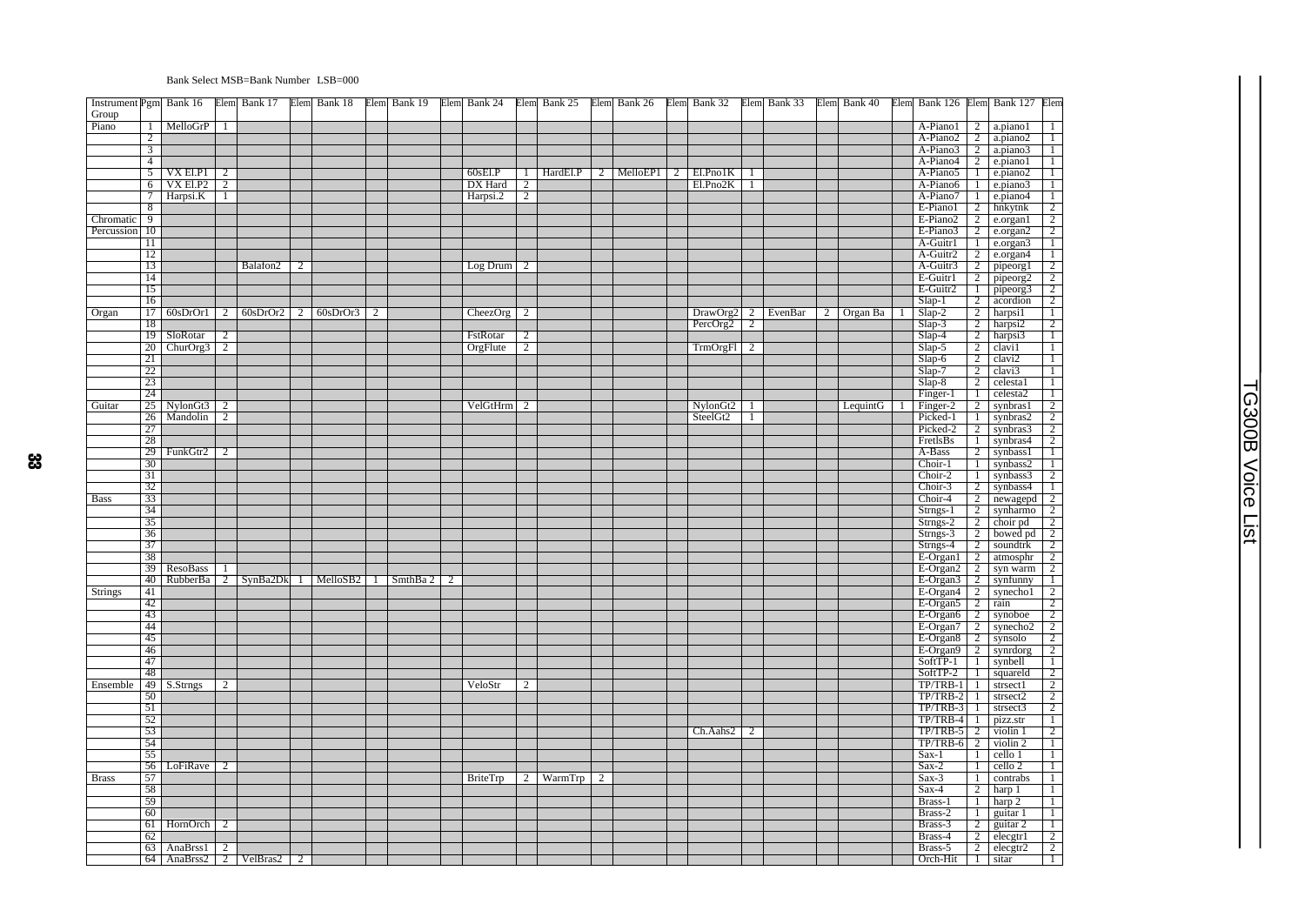Bank Select MSB=Bank Number LSB=000

| Instrument Group | Pgm | Bank 16 | Elem | Bank 17 | Elem | Bank 18 | Elem | Bank 19 | Elem | Bank 24 | Elem | Bank 25 | Elem | Bank 26 | Elem | Bank 32 | Elem | Bank 33 | Elem | Bank 40 | Elem | Bank 126 | Elem | Bank 127 | Elem |
|---|---|---|---|---|---|---|---|---|---|---|---|---|---|---|---|---|---|---|---|---|---|---|---|---|---|
| Piano | 1 | MelloGrP | 1 | | | | | | | | | | | | | | | | | | | A-Piano1 | 2 | a.piano1 | 1 |
| | 2 | | | | | | | | | | | | | | | | | | | | | A-Piano2 | 2 | a.piano2 | 1 |
| | 3 | | | | | | | | | | | | | | | | | | | | | A-Piano3 | 2 | a.piano3 | 1 |
| | 4 | | | | | | | | | | | | | | | | | | | | | A-Piano4 | 2 | e.piano1 | 1 |
| | 5 | VX El.P1 | 2 | | | | | | | 60sEl.P | 1 | HardEl.P | 2 | MelloEP1 | 2 | El.Pno1K | 1 | | | | | A-Piano5 | 1 | e.piano2 | 1 |
| | 6 | VX El.P2 | 2 | | | | | | | DX Hard | 2 | | | | | El.Pno2K | 1 | | | | | A-Piano6 | 1 | e.piano3 | 1 |
| | 7 | Harpsi.K | 1 | | | | | | | Harpsi.2 | 2 | | | | | | | | | | | A-Piano7 | 1 | e.piano4 | 1 |
| | 8 | | | | | | | | | | | | | | | | | | | | | E-Piano1 | 2 | hnkytnk | 2 |
| Chromatic | 9 | | | | | | | | | | | | | | | | | | | | | E-Piano2 | 2 | e.organ1 | 1 |
| Percussion | 10 | | | | | | | | | | | | | | | | | | | | | E-Piano3 | 2 | e.organ2 | 2 |
| | 11 | | | | | | | | | | | | | | | | | | | | | A-Guitr1 | 1 | e.organ3 | 1 |
| | 12 | | | | | | | | | | | | | | | | | | | | | A-Guitr2 | 2 | e.organ4 | 1 |
| | 13 | | | Balafon2 | 2 | | | | | Log Drum | 2 | | | | | | | | | | | A-Guitr3 | 2 | pipeorg1 | 2 |
| | 14 | | | | | | | | | | | | | | | | | | | | | E-Guitr1 | 2 | pipeorg2 | 2 |
| | 15 | | | | | | | | | | | | | | | | | | | | | E-Guitr2 | 1 | pipeorg3 | 2 |
| | 16 | | | | | | | | | | | | | | | | | | | | | Slap-1 | 2 | acordion | 2 |
| Organ | 17 | 60sDrOr1 | 2 | 60sDrOr2 | 2 | 60sDrOr3 | 2 | | | CheezOrg | 2 | | | | | DrawOrg2 | 2 | EvenBar | 2 | Organ Ba | 1 | Slap-2 | 2 | harpsi1 | 1 |
| | 18 | | | | | | | | | | | | | | | PercOrg2 | 2 | | | | | Slap-3 | 2 | harpsi2 | 2 |
| | 19 | SloRotar | 2 | | | | | | | FstRotar | 2 | | | | | | | | | | | Slap-4 | 2 | harpsi3 | 1 |
| | 20 | ChurOrg3 | 2 | | | | | | | OrgFlute | 2 | | | | | TrmOrgFl | 2 | | | | | Slap-5 | 2 | clavi1 | 1 |
| | 21 | | | | | | | | | | | | | | | | | | | | | Slap-6 | 2 | clavi2 | 1 |
| | 22 | | | | | | | | | | | | | | | | | | | | | Slap-7 | 2 | clavi3 | 1 |
| | 23 | | | | | | | | | | | | | | | | | | | | | Slap-8 | 2 | celesta1 | 1 |
| | 24 | | | | | | | | | | | | | | | | | | | | | Finger-1 | 1 | celesta2 | 1 |
| Guitar | 25 | NylonGt3 | 2 | | | | | | | VelGtHrm | 2 | | | | | NylonGt2 | 1 | | | LequintG | 1 | Finger-2 | 2 | synbras1 | 2 |
| | 26 | Mandolin | 2 | | | | | | | | | | | | | SteelGt2 | 1 | | | | | Picked-1 | 1 | synbras2 | 2 |
| | 27 | | | | | | | | | | | | | | | | | | | | | Picked-2 | 2 | synbras3 | 2 |
| | 28 | | | | | | | | | | | | | | | | | | | | | FretlsBs | 1 | synbras4 | 2 |
| | 29 | FunkGtr2 | 2 | | | | | | | | | | | | | | | | | | | A-Bass | 2 | synbass1 | 1 |
| | 30 | | | | | | | | | | | | | | | | | | | | | Choir-1 | 1 | synbass2 | 1 |
| | 31 | | | | | | | | | | | | | | | | | | | | | Choir-2 | 1 | synbass3 | 2 |
| | 32 | | | | | | | | | | | | | | | | | | | | | Choir-3 | 2 | synbass4 | 1 |
| Bass | 33 | | | | | | | | | | | | | | | | | | | | | Choir-4 | 2 | newagepd | 2 |
| | 34 | | | | | | | | | | | | | | | | | | | | | Strngs-1 | 2 | synharmo | 2 |
| | 35 | | | | | | | | | | | | | | | | | | | | | Strngs-2 | 2 | choir pd | 2 |
| | 36 | | | | | | | | | | | | | | | | | | | | | Strngs-3 | 2 | bowed pd | 2 |
| | 37 | | | | | | | | | | | | | | | | | | | | | Strngs-4 | 2 | soundtrk | 2 |
| | 38 | | | | | | | | | | | | | | | | | | | | | E-Organ1 | 2 | atmosphr | 2 |
| | 39 | ResoBass | 1 | | | | | | | | | | | | | | | | | | | E-Organ2 | 2 | syn warm | 2 |
| | 40 | RubberBa | 2 | SynBa2Dk | 1 | MelloSB2 | 1 | SmthBa 2 | 2 | | | | | | | | | | | | | E-Organ3 | 2 | synfunny | 1 |
| Strings | 41 | | | | | | | | | | | | | | | | | | | | | E-Organ4 | 2 | synecho1 | 2 |
| | 42 | | | | | | | | | | | | | | | | | | | | | E-Organ5 | 2 | rain | 2 |
| | 43 | | | | | | | | | | | | | | | | | | | | | E-Organ6 | 2 | synoboe | 2 |
| | 44 | | | | | | | | | | | | | | | | | | | | | E-Organ7 | 2 | synecho2 | 2 |
| | 45 | | | | | | | | | | | | | | | | | | | | | E-Organ8 | 2 | synsolo | 2 |
| | 46 | | | | | | | | | | | | | | | | | | | | | E-Organ9 | 2 | synrdorg | 2 |
| | 47 | | | | | | | | | | | | | | | | | | | | | SoftTP-1 | 1 | synbell | 1 |
| | 48 | | | | | | | | | | | | | | | | | | | | | SoftTP-2 | 1 | squareld | 2 |
| Ensemble | 49 | S.Strngs | 2 | | | | | | | VeloStr | 2 | | | | | | | | | | | TP/TRB-1 | 1 | strsect1 | 2 |
| | 50 | | | | | | | | | | | | | | | | | | | | | TP/TRB-2 | 1 | strsect2 | 2 |
| | 51 | | | | | | | | | | | | | | | | | | | | | TP/TRB-3 | 1 | strsect3 | 2 |
| | 52 | | | | | | | | | | | | | | | | | | | | | TP/TRB-4 | 1 | pizz.str | 1 |
| | 53 | | | | | | | | | | | | | | | Ch.Aahs2 | 2 | | | | | TP/TRB-5 | 2 | violin 1 | 2 |
| | 54 | | | | | | | | | | | | | | | | | | | | | TP/TRB-6 | 2 | violin 2 | 1 |
| | 55 | | | | | | | | | | | | | | | | | | | | | Sax-1 | 1 | cello 1 | 1 |
| | 56 | LoFiRave | 2 | | | | | | | | | | | | | | | | | | | Sax-2 | 1 | cello 2 | 1 |
| Brass | 57 | | | | | | | | | BriteTrp | 2 | WarmTrp | 2 | | | | | | | | | Sax-3 | 1 | contrabs | 1 |
| | 58 | | | | | | | | | | | | | | | | | | | | | Sax-4 | 2 | harp 1 | 1 |
| | 59 | | | | | | | | | | | | | | | | | | | | | Brass-1 | 1 | harp 2 | 1 |
| | 60 | | | | | | | | | | | | | | | | | | | | | Brass-2 | 1 | guitar 1 | 1 |
| | 61 | HornOrch | 2 | | | | | | | | | | | | | | | | | | | Brass-3 | 2 | guitar 2 | 1 |
| | 62 | | | | | | | | | | | | | | | | | | | | | Brass-4 | 2 | elecgtr1 | 2 |
| | 63 | AnaBrss1 | 2 | | | | | | | | | | | | | | | | | | | Brass-5 | 2 | elecgtr2 | 2 |
| | 64 | AnaBrss2 | 2 | VelBras2 | 2 | | | | | | | | | | | | | | | | | Orch-Hit | 1 | sitar | 1 |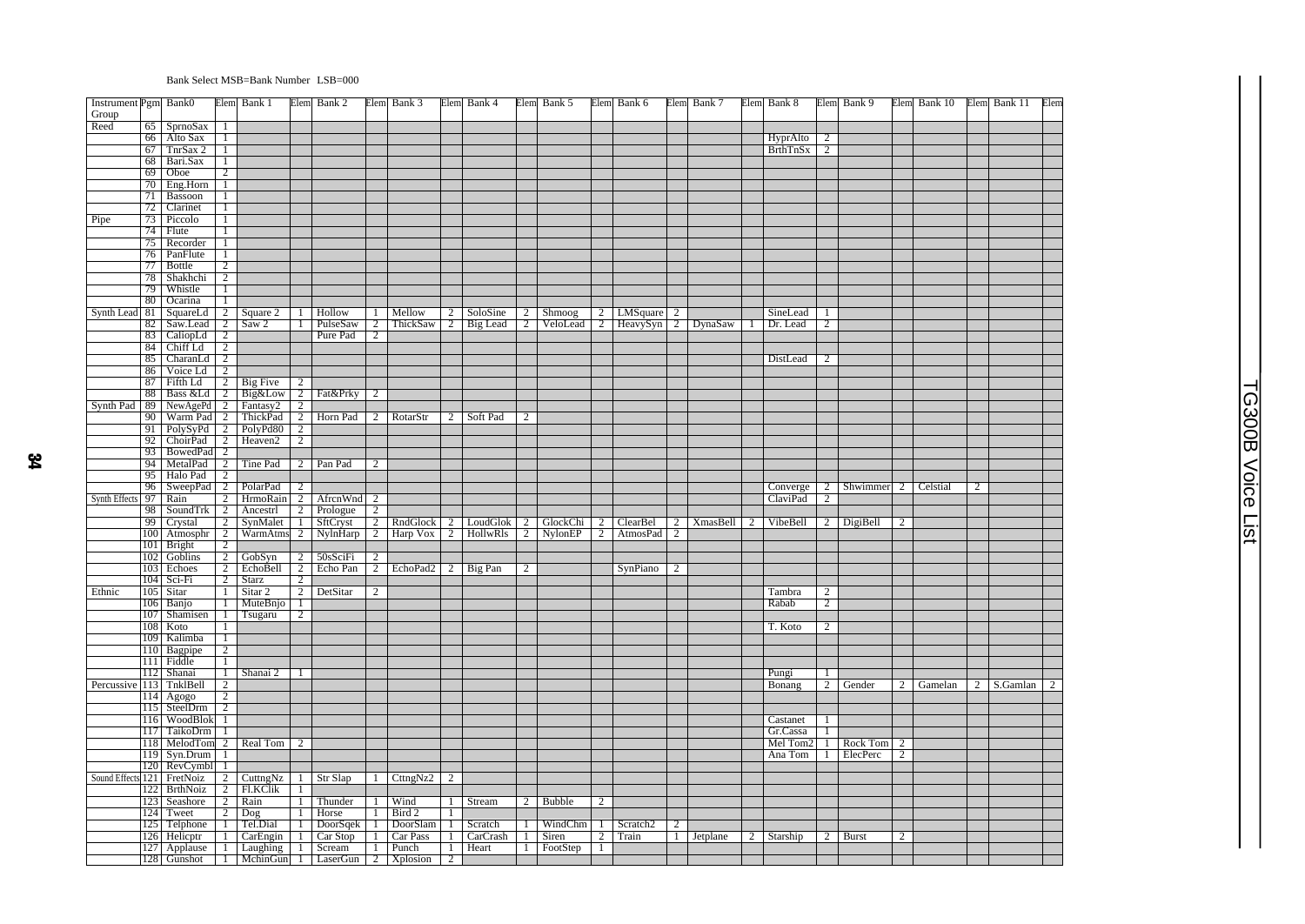Bank Select MSB=Bank Number LSB=000

| Instrument Group | Pgm | Bank0 | Elem | Bank 1 | Elem | Bank 2 | Elem | Bank 3 | Elem | Bank 4 | Elem | Bank 5 | Elem | Bank 6 | Elem | Bank 7 | Elem | Bank 8 | Elem | Bank 9 | Elem | Bank 10 | Elem | Bank 11 | Elem |
|---|---|---|---|---|---|---|---|---|---|---|---|---|---|---|---|---|---|---|---|---|---|---|---|---|---|
| Reed | 65 | SprnoSax | 1 | | | | | | | | | | | | | | | | | | | | | | |
| | 66 | Alto Sax | 1 | | | | | | | | | | | | | | | HyprAlto | 2 | | | | | | |
| | 67 | TnrSax 2 | 1 | | | | | | | | | | | | | | | BrthTnSx | 2 | | | | | | |
| | 68 | Bari.Sax | 1 | | | | | | | | | | | | | | | | | | | | | | |
| | 69 | Oboe | 2 | | | | | | | | | | | | | | | | | | | | | | |
| | 70 | Eng.Horn | 1 | | | | | | | | | | | | | | | | | | | | | | |
| | 71 | Bassoon | 1 | | | | | | | | | | | | | | | | | | | | | | |
| | 72 | Clarinet | 1 | | | | | | | | | | | | | | | | | | | | | | |
| Pipe | 73 | Piccolo | 1 | | | | | | | | | | | | | | | | | | | | | | |
| | 74 | Flute | 1 | | | | | | | | | | | | | | | | | | | | | | |
| | 75 | Recorder | 1 | | | | | | | | | | | | | | | | | | | | | | |
| | 76 | PanFlute | 1 | | | | | | | | | | | | | | | | | | | | | | |
| | 77 | Bottle | 2 | | | | | | | | | | | | | | | | | | | | | | |
| | 78 | Shakhchi | 2 | | | | | | | | | | | | | | | | | | | | | | |
| | 79 | Whistle | 1 | | | | | | | | | | | | | | | | | | | | | | |
| | 80 | Ocarina | 1 | | | | | | | | | | | | | | | | | | | | | | |
| Synth Lead | 81 | SquareLd | 2 | Square 2 | 1 | Hollow | 1 | Mellow | 2 | SoloSine | 2 | Shmoog | 2 | LMSquare | 2 | | | SineLead | 1 | | | | | | |
| | 82 | Saw.Lead | 2 | Saw 2 | 1 | PulseSaw | 2 | ThickSaw | 2 | Big Lead | 2 | VeloLead | 2 | HeavySyn | 2 | DynaSaw | 1 | Dr. Lead | 2 | | | | | | |
| | 83 | CaliopLd | 2 | | | Pure Pad | 2 | | | | | | | | | | | | | | | | | | |
| | 84 | Chiff Ld | 2 | | | | | | | | | | | | | | | | | | | | | | |
| | 85 | CharanLd | 2 | | | | | | | | | | | | | | | DistLead | 2 | | | | | | |
| | 86 | Voice Ld | 2 | | | | | | | | | | | | | | | | | | | | | | |
| | 87 | Fifth Ld | 2 | Big Five | 2 | | | | | | | | | | | | | | | | | | | | |
| | 88 | Bass &Ld | 2 | Big&Low | 2 | Fat&Prky | 2 | | | | | | | | | | | | | | | | | | |
| Synth Pad | 89 | NewAgePd | 2 | Fantasy2 | 2 | | | | | | | | | | | | | | | | | | | | |
| | 90 | Warm Pad | 2 | ThickPad | 2 | Horn Pad | 2 | RotarStr | 2 | Soft Pad | 2 | | | | | | | | | | | | | | |
| | 91 | PolySyPd | 2 | PolyPd80 | 2 | | | | | | | | | | | | | | | | | | | | |
| | 92 | ChoirPad | 2 | Heaven2 | 2 | | | | | | | | | | | | | | | | | | | | |
| | 93 | BowedPad | 2 | | | | | | | | | | | | | | | | | | | | | | |
| | 94 | MetalPad | 2 | Tine Pad | 2 | Pan Pad | 2 | | | | | | | | | | | | | | | | | | |
| | 95 | Halo Pad | 2 | | | | | | | | | | | | | | | | | | | | | | |
| | 96 | SweepPad | 2 | PolarPad | 2 | | | | | | | | | | | | | Converge | 2 | Shwimmer | 2 | Celstial | 2 | | |
| Synth Effects | 97 | Rain | 2 | HrmoRain | 2 | AfrcnWnd | 2 | | | | | | | | | | | ClaviPad | 2 | | | | | | |
| | 98 | SoundTrk | 2 | Ancestrl | 2 | Prologue | 2 | | | | | | | | | | | | | | | | | | |
| | 99 | Crystal | 2 | SynMalet | 1 | SftCryst | 2 | RndGlock | 2 | LoudGlok | 2 | GlockChi | 2 | ClearBel | 2 | XmasBell | 2 | VibeBell | 2 | DigiBell | 2 | | | | |
| | 100 | Atmosphr | 2 | WarmAtms | 2 | NylnHarp | 2 | Harp Vox | 2 | HollwRls | 2 | NylonEP | 2 | AtmosPad | 2 | | | | | | | | | | |
| | 101 | Bright | 2 | | | | | | | | | | | | | | | | | | | | | | |
| | 102 | Goblins | 2 | GobSyn | 2 | 50sSciFi | 2 | | | | | | | | | | | | | | | | | | |
| | 103 | Echoes | 2 | EchoBell | 2 | Echo Pan | 2 | EchoPad2 | 2 | Big Pan | 2 | | | SynPiano | 2 | | | | | | | | | | |
| | 104 | Sci-Fi | 2 | Starz | 2 | | | | | | | | | | | | | | | | | | | | |
| Ethnic | 105 | Sitar | 1 | Sitar 2 | 2 | DetSitar | 2 | | | | | | | | | | | Tambra | 2 | | | | | | |
| | 106 | Banjo | 1 | MuteBnjo | 1 | | | | | | | | | | | | | Rabab | 2 | | | | | | |
| | 107 | Shamisen | 1 | Tsugaru | 2 | | | | | | | | | | | | | | | | | | | | |
| | 108 | Koto | 1 | | | | | | | | | | | | | | | T. Koto | 2 | | | | | | |
| | 109 | Kalimba | 1 | | | | | | | | | | | | | | | | | | | | | | |
| | 110 | Bagpipe | 2 | | | | | | | | | | | | | | | | | | | | | | |
| | 111 | Fiddle | 1 | | | | | | | | | | | | | | | | | | | | | | |
| | 112 | Shanai | 1 | Shanai 2 | 1 | | | | | | | | | | | | | Pungi | 1 | | | | | | |
| Percussive | 113 | TnklBell | 2 | | | | | | | | | | | | | | | Bonang | 2 | Gender | 2 | Gamelan | 2 | S.Gamlan | 2 |
| | 114 | Agogo | 2 | | | | | | | | | | | | | | | | | | | | | | |
| | 115 | SteelDrm | 2 | | | | | | | | | | | | | | | | | | | | | | |
| | 116 | WoodBlok | 1 | | | | | | | | | | | | | | | Castanet | 1 | | | | | | |
| | 117 | TaikoDrm | 1 | | | | | | | | | | | | | | | Gr.Cassa | 1 | | | | | | |
| | 118 | MelodTom | 2 | Real Tom | 2 | | | | | | | | | | | | | Mel Tom2 | 1 | Rock Tom | 2 | | | | |
| | 119 | Syn.Drum | 1 | | | | | | | | | | | | | | | Ana Tom | 1 | ElecPerc | 2 | | | | |
| | 120 | RevCymbl | 1 | | | | | | | | | | | | | | | | | | | | | | |
| Sound Effects | 121 | FretNoiz | 2 | CuttngNz | 1 | Str Slap | 1 | CttngNz2 | 2 | | | | | | | | | | | | | | | | |
| | 122 | BrthNoiz | 2 | Fl.KClik | 1 | | | | | | | | | | | | | | | | | | | | |
| | 123 | Seashore | 2 | Rain | 1 | Thunder | 1 | Wind | 1 | Stream | 2 | Bubble | 2 | | | | | | | | | | | | |
| | 124 | Tweet | 2 | Dog | 1 | Horse | 1 | Bird 2 | 1 | | | | | | | | | | | | | | | | |
| | 125 | Telphone | 1 | Tel.Dial | 1 | DoorSqek | 1 | DoorSlam | 1 | Scratch | 1 | WindChm | 1 | Scratch2 | 2 | | | | | | | | | | |
| | 126 | Helicptr | 1 | CarEngin | 1 | Car Stop | 1 | Car Pass | 1 | CarCrash | 1 | Siren | 2 | Train | 1 | Jetplane | 2 | Starship | 2 | Burst | 2 | | | | |
| | 127 | Applause | 1 | Laughing | 1 | Scream | 1 | Punch | 1 | Heart | 1 | FootStep | 1 | | | | | | | | | | | | |
| | 128 | Gunshot | 1 | MchinGun | 1 | LaserGun | 2 | Xplosion | 2 | | | | | | | | | | | | | | | | |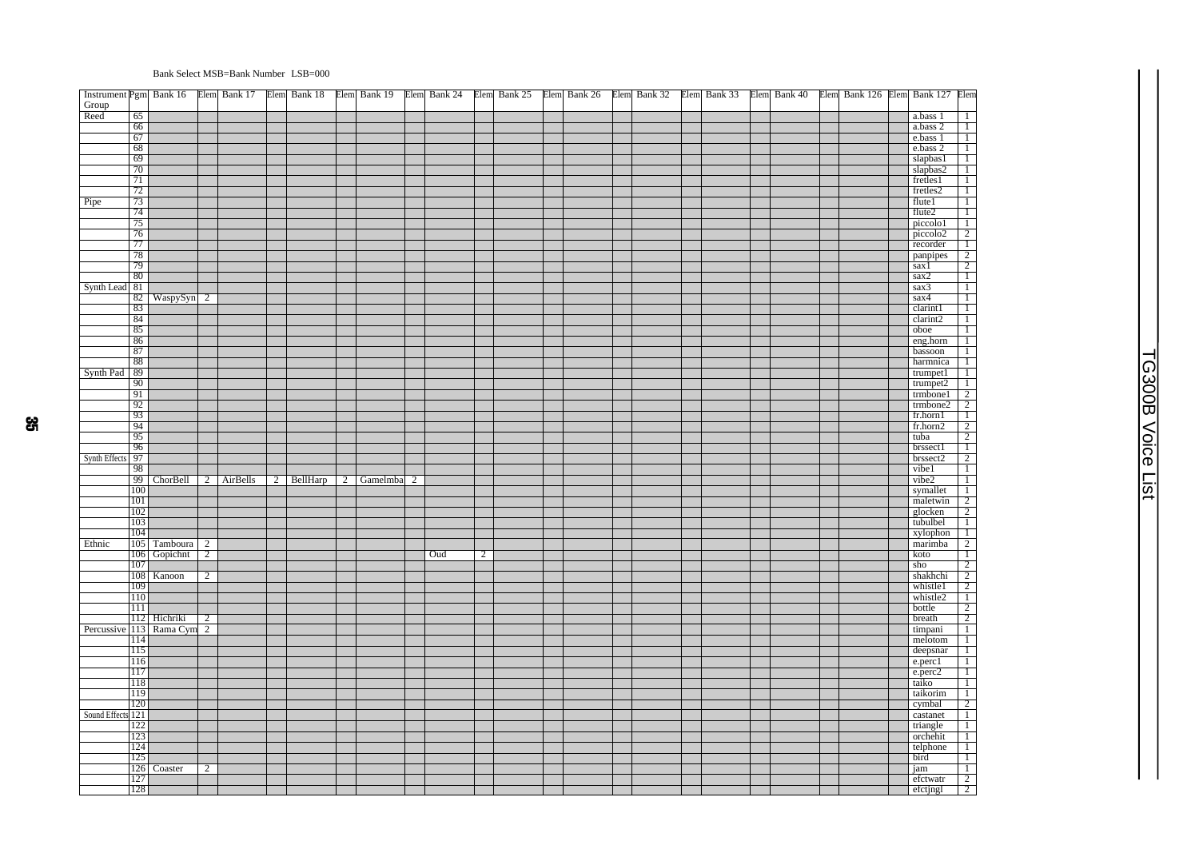Bank Select MSB=Bank Number LSB=000

| Instrument Group | Pgm | Bank 16 | Elem | Bank 17 | Elem | Bank 18 | Elem | Bank 19 | Elem | Bank 24 | Elem | Bank 25 | Elem | Bank 26 | Elem | Bank 32 | Elem | Bank 33 | Elem | Bank 40 | Elem | Bank 126 | Elem | Bank 127 | Elem |
|---|---|---|---|---|---|---|---|---|---|---|---|---|---|---|---|---|---|---|---|---|---|---|---|---|---|
| Reed | 65 | | | | | | | | | | | | | | | | | | | | | | | a.bass 1 | 1 |
| | 66 | | | | | | | | | | | | | | | | | | | | | | | a.bass 2 | 1 |
| | 67 | | | | | | | | | | | | | | | | | | | | | | | e.bass 1 | 1 |
| | 68 | | | | | | | | | | | | | | | | | | | | | | | e.bass 2 | 1 |
| | 69 | | | | | | | | | | | | | | | | | | | | | | | slapbas1 | 1 |
| | 70 | | | | | | | | | | | | | | | | | | | | | | | slapbas2 | 1 |
| | 71 | | | | | | | | | | | | | | | | | | | | | | | fretles1 | 1 |
| | 72 | | | | | | | | | | | | | | | | | | | | | | | fretles2 | 1 |
| Pipe | 73 | | | | | | | | | | | | | | | | | | | | | | | flute1 | 1 |
| | 74 | | | | | | | | | | | | | | | | | | | | | | | flute2 | 1 |
| | 75 | | | | | | | | | | | | | | | | | | | | | | | piccolo1 | 1 |
| | 76 | | | | | | | | | | | | | | | | | | | | | | | piccolo2 | 2 |
| | 77 | | | | | | | | | | | | | | | | | | | | | | | recorder | 1 |
| | 78 | | | | | | | | | | | | | | | | | | | | | | | panpipes | 2 |
| | 79 | | | | | | | | | | | | | | | | | | | | | | | sax1 | 2 |
| | 80 | | | | | | | | | | | | | | | | | | | | | | | sax2 | 1 |
| Synth Lead | 81 | | | | | | | | | | | | | | | | | | | | | | | sax3 | 1 |
| | 82 | WaspySyn | 2 | | | | | | | | | | | | | | | | | | | | | sax4 | 1 |
| | 83 | | | | | | | | | | | | | | | | | | | | | | | clarint1 | 1 |
| | 84 | | | | | | | | | | | | | | | | | | | | | | | clarint2 | 1 |
| | 85 | | | | | | | | | | | | | | | | | | | | | | | oboe | 1 |
| | 86 | | | | | | | | | | | | | | | | | | | | | | | eng.horn | 1 |
| | 87 | | | | | | | | | | | | | | | | | | | | | | | bassoon | 1 |
| | 88 | | | | | | | | | | | | | | | | | | | | | | | harmnica | 1 |
| Synth Pad | 89 | | | | | | | | | | | | | | | | | | | | | | | trumpet1 | 1 |
| | 90 | | | | | | | | | | | | | | | | | | | | | | | trumpet2 | 1 |
| | 91 | | | | | | | | | | | | | | | | | | | | | | | trmbone1 | 2 |
| | 92 | | | | | | | | | | | | | | | | | | | | | | | trmbone2 | 2 |
| | 93 | | | | | | | | | | | | | | | | | | | | | | | fr.horn1 | 1 |
| | 94 | | | | | | | | | | | | | | | | | | | | | | | fr.horn2 | 2 |
| | 95 | | | | | | | | | | | | | | | | | | | | | | | tuba | 2 |
| | 96 | | | | | | | | | | | | | | | | | | | | | | | brssect1 | 1 |
| Synth Effects | 97 | | | | | | | | | | | | | | | | | | | | | | | brssect2 | 2 |
| | 98 | | | | | | | | | | | | | | | | | | | | | | | vibe1 | 1 |
| | 99 | ChorBell | 2 | AirBells | 2 | BellHarp | 2 | Gamelmba | 2 | | | | | | | | | | | | | | | vibe2 | 1 |
| | 100 | | | | | | | | | | | | | | | | | | | | | | | symallet | 1 |
| | 101 | | | | | | | | | | | | | | | | | | | | | | | maletwin | 2 |
| | 102 | | | | | | | | | | | | | | | | | | | | | | | glocken | 2 |
| | 103 | | | | | | | | | | | | | | | | | | | | | | | tubulbel | 1 |
| | 104 | | | | | | | | | | | | | | | | | | | | | | | xylophon | 1 |
| Ethnic | 105 | Tamboura | 2 | | | | | | | | | | | | | | | | | | | | | marimba | 2 |
| | 106 | Gopichnt | 2 | | | | | | | Oud | 2 | | | | | | | | | | | | | koto | 1 |
| | 107 | | | | | | | | | | | | | | | | | | | | | | | sho | 2 |
| | 108 | Kanoon | 2 | | | | | | | | | | | | | | | | | | | | | shakhchi | 2 |
| | 109 | | | | | | | | | | | | | | | | | | | | | | | whistle1 | 2 |
| | 110 | | | | | | | | | | | | | | | | | | | | | | | whistle2 | 1 |
| | 111 | | | | | | | | | | | | | | | | | | | | | | | bottle | 2 |
| | 112 | Hichriki | 2 | | | | | | | | | | | | | | | | | | | | | breath | 2 |
| Percussive | 113 | Rama Cym | 2 | | | | | | | | | | | | | | | | | | | | | timpani | 1 |
| | 114 | | | | | | | | | | | | | | | | | | | | | | | melotom | 1 |
| | 115 | | | | | | | | | | | | | | | | | | | | | | | deepsnar | 1 |
| | 116 | | | | | | | | | | | | | | | | | | | | | | | e.perc1 | 1 |
| | 117 | | | | | | | | | | | | | | | | | | | | | | | e.perc2 | 1 |
| | 118 | | | | | | | | | | | | | | | | | | | | | | | taiko | 1 |
| | 119 | | | | | | | | | | | | | | | | | | | | | | | taikorim | 1 |
| | 120 | | | | | | | | | | | | | | | | | | | | | | | cymbal | 2 |
| Sound Effects | 121 | | | | | | | | | | | | | | | | | | | | | | | castanet | 1 |
| | 122 | | | | | | | | | | | | | | | | | | | | | | | triangle | 1 |
| | 123 | | | | | | | | | | | | | | | | | | | | | | | orchehit | 1 |
| | 124 | | | | | | | | | | | | | | | | | | | | | | | telphone | 1 |
| | 125 | | | | | | | | | | | | | | | | | | | | | | | bird | 1 |
| | 126 | Coaster | 2 | | | | | | | | | | | | | | | | | | | | | jam | 1 |
| | 127 | | | | | | | | | | | | | | | | | | | | | | | efctwatr | 2 |
| | 128 | | | | | | | | | | | | | | | | | | | | | | | efctjngl | 2 |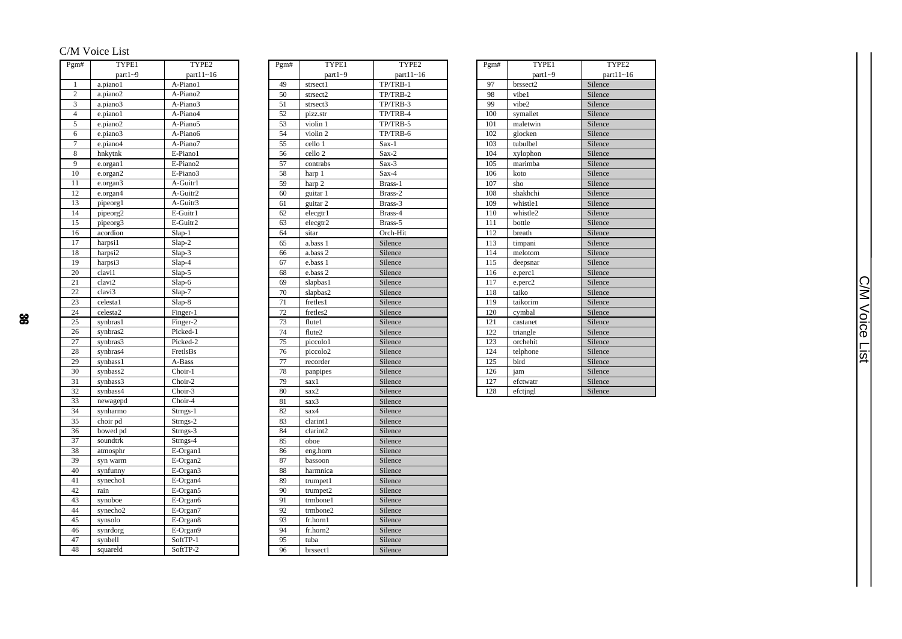# C/M Voice List

| Pgm# | TYPE1 part1~9 | TYPE2 part11~16 |
|---|---|---|
| 1 | a.piano1 | A-Piano1 |
| 2 | a.piano2 | A-Piano2 |
| 3 | a.piano3 | A-Piano3 |
| 4 | e.piano1 | A-Piano4 |
| 5 | e.piano2 | A-Piano5 |
| 6 | e.piano3 | A-Piano6 |
| 7 | e.piano4 | A-Piano7 |
| 8 | hnkytnk | E-Piano1 |
| 9 | e.organ1 | E-Piano2 |
| 10 | e.organ2 | E-Piano3 |
| 11 | e.organ3 | A-Guitr1 |
| 12 | e.organ4 | A-Guitr2 |
| 13 | pipeorg1 | A-Guitr3 |
| 14 | pipeorg2 | E-Guitr1 |
| 15 | pipeorg3 | E-Guitr2 |
| 16 | acordion | Slap-1 |
| 17 | harpsi1 | Slap-2 |
| 18 | harpsi2 | Slap-3 |
| 19 | harpsi3 | Slap-4 |
| 20 | clavi1 | Slap-5 |
| 21 | clavi2 | Slap-6 |
| 22 | clavi3 | Slap-7 |
| 23 | celesta1 | Slap-8 |
| 24 | celesta2 | Finger-1 |
| 25 | synbras1 | Finger-2 |
| 26 | synbras2 | Picked-1 |
| 27 | synbras3 | Picked-2 |
| 28 | synbras4 | FretlsBs |
| 29 | synbass1 | A-Bass |
| 30 | synbass2 | Choir-1 |
| 31 | synbass3 | Choir-2 |
| 32 | synbass4 | Choir-3 |
| 33 | newagepd | Choir-4 |
| 34 | synharmo | Strngs-1 |
| 35 | choir pd | Strngs-2 |
| 36 | bowed pd | Strngs-3 |
| 37 | soundtrk | Strngs-4 |
| 38 | atmosphr | E-Organ1 |
| 39 | syn warm | E-Organ2 |
| 40 | synfunny | E-Organ3 |
| 41 | synecho1 | E-Organ4 |
| 42 | rain | E-Organ5 |
| 43 | synoboe | E-Organ6 |
| 44 | synecho2 | E-Organ7 |
| 45 | synsolo | E-Organ8 |
| 46 | synrdorg | E-Organ9 |
| 47 | synbell | SoftTP-1 |
| 48 | squareld | SoftTP-2 |
| 49 | strsect1 | TP/TRB-1 |
| 50 | strsect2 | TP/TRB-2 |
| 51 | strsect3 | TP/TRB-3 |
| 52 | pizz.str | TP/TRB-4 |
| 53 | violin 1 | TP/TRB-5 |
| 54 | violin 2 | TP/TRB-6 |
| 55 | cello 1 | Sax-1 |
| 56 | cello 2 | Sax-2 |
| 57 | contrabs | Sax-3 |
| 58 | harp 1 | Sax-4 |
| 59 | harp 2 | Brass-1 |
| 60 | guitar 1 | Brass-2 |
| 61 | guitar 2 | Brass-3 |
| 62 | elecgtr1 | Brass-4 |
| 63 | elecgtr2 | Brass-5 |
| 64 | sitar | Orch-Hit |
| 65 | a.bass 1 | Silence |
| 66 | a.bass 2 | Silence |
| 67 | e.bass 1 | Silence |
| 68 | e.bass 2 | Silence |
| 69 | slapbas1 | Silence |
| 70 | slapbas2 | Silence |
| 71 | fretles1 | Silence |
| 72 | fretles2 | Silence |
| 73 | flute1 | Silence |
| 74 | flute2 | Silence |
| 75 | piccolo1 | Silence |
| 76 | piccolo2 | Silence |
| 77 | recorder | Silence |
| 78 | panpipes | Silence |
| 79 | sax1 | Silence |
| 80 | sax2 | Silence |
| 81 | sax3 | Silence |
| 82 | sax4 | Silence |
| 83 | clarint1 | Silence |
| 84 | clarint2 | Silence |
| 85 | oboe | Silence |
| 86 | eng.horn | Silence |
| 87 | bassoon | Silence |
| 88 | harmnica | Silence |
| 89 | trumpet1 | Silence |
| 90 | trumpet2 | Silence |
| 91 | trmbone1 | Silence |
| 92 | trmbone2 | Silence |
| 93 | fr.horn1 | Silence |
| 94 | fr.horn2 | Silence |
| 95 | tuba | Silence |
| 96 | brssect1 | Silence |
| 97 | brssect2 | Silence |
| 98 | vibe1 | Silence |
| 99 | vibe2 | Silence |
| 100 | symallet | Silence |
| 101 | maletwin | Silence |
| 102 | glocken | Silence |
| 103 | tubulbel | Silence |
| 104 | xylophon | Silence |
| 105 | marimba | Silence |
| 106 | koto | Silence |
| 107 | sho | Silence |
| 108 | shakhchi | Silence |
| 109 | whistle1 | Silence |
| 110 | whistle2 | Silence |
| 111 | bottle | Silence |
| 112 | breath | Silence |
| 113 | timpani | Silence |
| 114 | melotom | Silence |
| 115 | deepsnar | Silence |
| 116 | e.perc1 | Silence |
| 117 | e.perc2 | Silence |
| 118 | taiko | Silence |
| 119 | taikorim | Silence |
| 120 | cymbal | Silence |
| 121 | castanet | Silence |
| 122 | triangle | Silence |
| 123 | orchehit | Silence |
| 124 | telphone | Silence |
| 125 | bird | Silence |
| 126 | jam | Silence |
| 127 | efctwatr | Silence |
| 128 | efctjngl | Silence |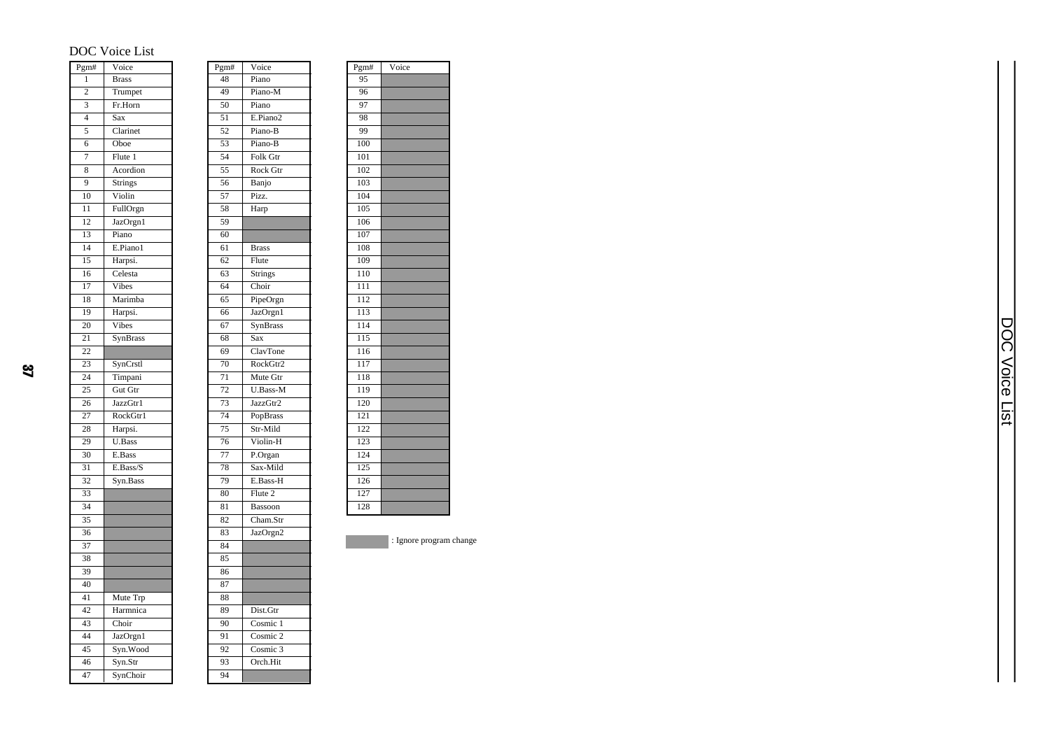# DOC Voice List

| Pgm# | Voice |
|---|---|
| 1 | Brass |
| 2 | Trumpet |
| 3 | Fr.Horn |
| 4 | Sax |
| 5 | Clarinet |
| 6 | Oboe |
| 7 | Flute 1 |
| 8 | Acordion |
| 9 | Strings |
| 10 | Violin |
| 11 | FullOrgn |
| 12 | JazOrgn1 |
| 13 | Piano |
| 14 | E.Piano1 |
| 15 | Harpsi. |
| 16 | Celesta |
| 17 | Vibes |
| 18 | Marimba |
| 19 | Harpsi. |
| 20 | Vibes |
| 21 | SynBrass |
| 22 | |
| 23 | SynCrstl |
| 24 | Timpani |
| 25 | Gut Gtr |
| 26 | JazzGtr1 |
| 27 | RockGtr1 |
| 28 | Harpsi. |
| 29 | U.Bass |
| 30 | E.Bass |
| 31 | E.Bass/S |
| 32 | Syn.Bass |
| 33 | |
| 34 | |
| 35 | |
| 36 | |
| 37 | |
| 38 | |
| 39 | |
| 40 | |
| 41 | Mute Trp |
| 42 | Harmnica |
| 43 | Choir |
| 44 | JazOrgn1 |
| 45 | Syn.Wood |
| 46 | Syn.Str |
| 47 | SynChoir |
| 48 | Piano |
| 49 | Piano-M |
| 50 | Piano |
| 51 | E.Piano2 |
| 52 | Piano-B |
| 53 | Piano-B |
| 54 | Folk Gtr |
| 55 | Rock Gtr |
| 56 | Banjo |
| 57 | Pizz. |
| 58 | Harp |
| 59 | |
| 60 | |
| 61 | Brass |
| 62 | Flute |
| 63 | Strings |
| 64 | Choir |
| 65 | PipeOrgn |
| 66 | JazOrgn1 |
| 67 | SynBrass |
| 68 | Sax |
| 69 | ClavTone |
| 70 | RockGtr2 |
| 71 | Mute Gtr |
| 72 | U.Bass-M |
| 73 | JazzGtr2 |
| 74 | PopBrass |
| 75 | Str-Mild |
| 76 | Violin-H |
| 77 | P.Organ |
| 78 | Sax-Mild |
| 79 | E.Bass-H |
| 80 | Flute 2 |
| 81 | Bassoon |
| 82 | Cham.Str |
| 83 | JazOrgn2 |
| 84 | |
| 85 | |
| 86 | |
| 87 | |
| 88 | |
| 89 | Dist.Gtr |
| 90 | Cosmic 1 |
| 91 | Cosmic 2 |
| 92 | Cosmic 3 |
| 93 | Orch.Hit |
| 94 | |
| 95 | |
| 96 | |
| 97 | |
| 98 | |
| 99 | |
| 100 | |
| 101 | |
| 102 | |
| 103 | |
| 104 | |
| 105 | |
| 106 | |
| 107 | |
| 108 | |
| 109 | |
| 110 | |
| 111 | |
| 112 | |
| 113 | |
| 114 | |
| 115 | |
| 116 | |
| 117 | |
| 118 | |
| 119 | |
| 120 | |
| 121 | |
| 122 | |
| 123 | |
| 124 | |
| 125 | |
| 126 | |
| 127 | |
| 128 | |

(Shaded/blank entries) : Ignore program change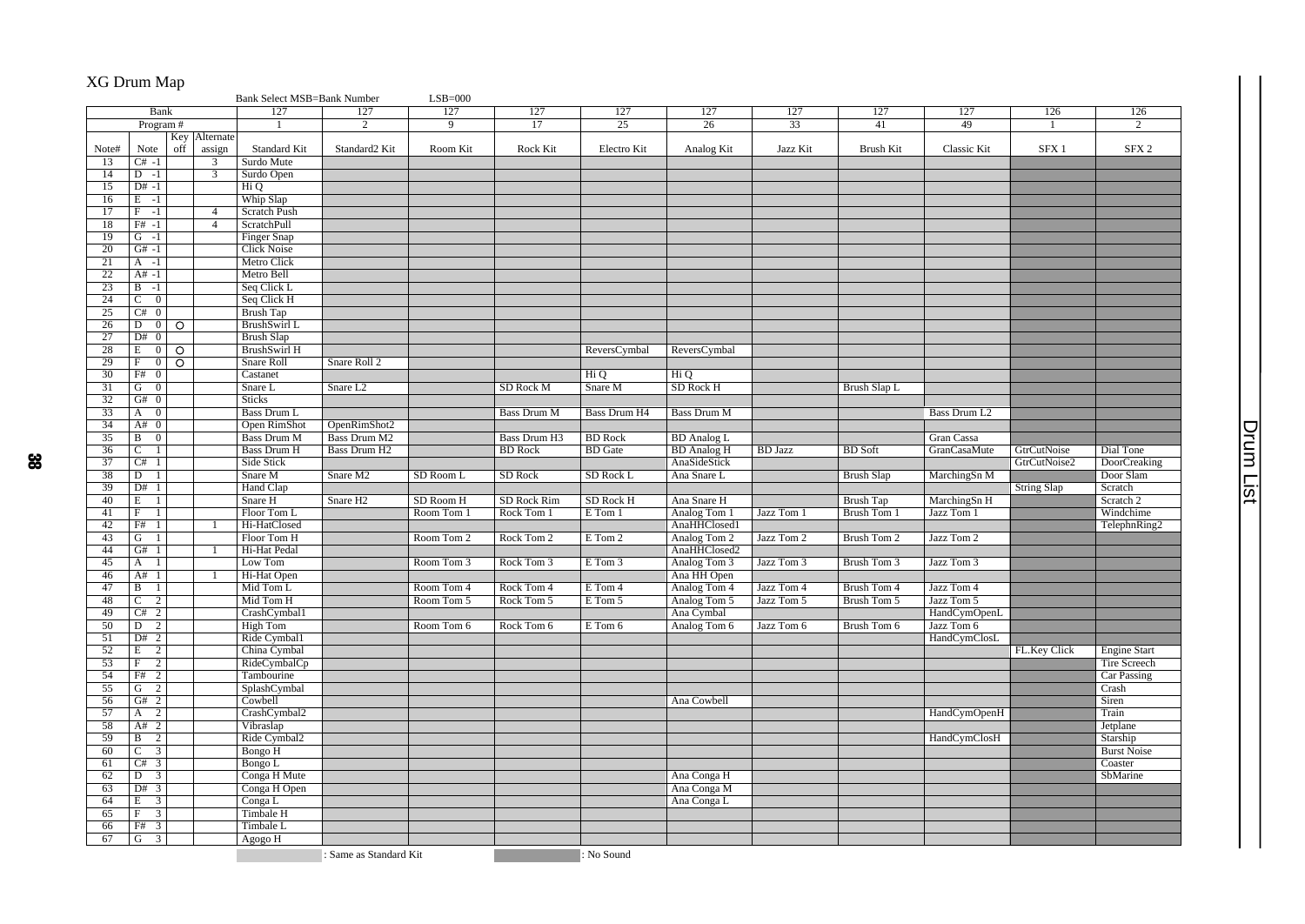# XG Drum Map

| | | | | Bank Select MSB=Bank Number | | LSB=000 | | | | | | | | |
|---|---|---|---|---|---|---|---|---|---|---|---|---|---|---|
| Bank | | | | 127 | 127 | 127 | 127 | 127 | 127 | 127 | 127 | 127 | 126 | 126 |
| Program # | | | | 1 | 2 | 9 | 17 | 25 | 26 | 33 | 41 | 49 | 1 | 2 |
| Note# | Note | Key off | Alternate assign | Standard Kit | Standard2 Kit | Room Kit | Rock Kit | Electro Kit | Analog Kit | Jazz Kit | Brush Kit | Classic Kit | SFX 1 | SFX 2 |
| 13 | C# -1 | | 3 | Surdo Mute | | | | | | | | | | |
| 14 | D -1 | | 3 | Surdo Open | | | | | | | | | | |
| 15 | D# -1 | | | Hi Q | | | | | | | | | | |
| 16 | E -1 | | | Whip Slap | | | | | | | | | | |
| 17 | F -1 | | 4 | Scratch Push | | | | | | | | | | |
| 18 | F# -1 | | 4 | ScratchPull | | | | | | | | | | |
| 19 | G -1 | | | Finger Snap | | | | | | | | | | |
| 20 | G# -1 | | | Click Noise | | | | | | | | | | |
| 21 | A -1 | | | Metro Click | | | | | | | | | | |
| 22 | A# -1 | | | Metro Bell | | | | | | | | | | |
| 23 | B -1 | | | Seq Click L | | | | | | | | | | |
| 24 | C 0 | | | Seq Click H | | | | | | | | | | |
| 25 | C# 0 | | | Brush Tap | | | | | | | | | | |
| 26 | D 0 | O | | BrushSwirl L | | | | | | | | | | |
| 27 | D# 0 | | | Brush Slap | | | | | | | | | | |
| 28 | E 0 | O | | BrushSwirl H | | | | ReversCymbal | ReversCymbal | | | | | |
| 29 | F 0 | O | | Snare Roll | Snare Roll 2 | | | | | | | | | |
| 30 | F# 0 | | | Castanet | | | | Hi Q | Hi Q | | | | | |
| 31 | G 0 | | | Snare L | Snare L2 | | SD Rock M | Snare M | SD Rock H | | Brush Slap L | | | |
| 32 | G# 0 | | | Sticks | | | | | | | | | | |
| 33 | A 0 | | | Bass Drum L | | | Bass Drum M | Bass Drum H4 | Bass Drum M | | | Bass Drum L2 | | |
| 34 | A# 0 | | | Open RimShot | OpenRimShot2 | | | | | | | | | |
| 35 | B 0 | | | Bass Drum M | Bass Drum M2 | | Bass Drum H3 | BD Rock | BD Analog L | | | Gran Cassa | | |
| 36 | C 1 | | | Bass Drum H | Bass Drum H2 | | BD Rock | BD Gate | BD Analog H | BD Jazz | BD Soft | GranCasaMute | GtrCutNoise | Dial Tone |
| 37 | C# 1 | | | Side Stick | | | | | AnaSideStick | | | | GtrCutNoise2 | DoorCreaking |
| 38 | D 1 | | | Snare M | Snare M2 | SD Room L | SD Rock | SD Rock L | Ana Snare L | | Brush Slap | MarchingSn M | | Door Slam |
| 39 | D# 1 | | | Hand Clap | | | | | | | | | String Slap | Scratch |
| 40 | E 1 | | | Snare H | Snare H2 | SD Room H | SD Rock Rim | SD Rock H | Ana Snare H | | Brush Tap | MarchingSn H | | Scratch 2 |
| 41 | F 1 | | | Floor Tom L | | Room Tom 1 | Rock Tom 1 | E Tom 1 | Analog Tom 1 | Jazz Tom 1 | Brush Tom 1 | Jazz Tom 1 | | Windchime |
| 42 | F# 1 | | 1 | Hi-HatClosed | | | | | AnaHHClosed1 | | | | | TelephnRing2 |
| 43 | G 1 | | | Floor Tom H | | Room Tom 2 | Rock Tom 2 | E Tom 2 | Analog Tom 2 | Jazz Tom 2 | Brush Tom 2 | Jazz Tom 2 | | |
| 44 | G# 1 | | 1 | Hi-Hat Pedal | | | | | AnaHHClosed2 | | | | | |
| 45 | A 1 | | | Low Tom | | Room Tom 3 | Rock Tom 3 | E Tom 3 | Analog Tom 3 | Jazz Tom 3 | Brush Tom 3 | Jazz Tom 3 | | |
| 46 | A# 1 | | 1 | Hi-Hat Open | | | | | Ana HH Open | | | | | |
| 47 | B 1 | | | Mid Tom L | | Room Tom 4 | Rock Tom 4 | E Tom 4 | Analog Tom 4 | Jazz Tom 4 | Brush Tom 4 | Jazz Tom 4 | | |
| 48 | C 2 | | | Mid Tom H | | Room Tom 5 | Rock Tom 5 | E Tom 5 | Analog Tom 5 | Jazz Tom 5 | Brush Tom 5 | Jazz Tom 5 | | |
| 49 | C# 2 | | | CrashCymbal1 | | | | | Ana Cymbal | | | HandCymOpenL | | |
| 50 | D 2 | | | High Tom | | Room Tom 6 | Rock Tom 6 | E Tom 6 | Analog Tom 6 | Jazz Tom 6 | Brush Tom 6 | Jazz Tom 6 | | |
| 51 | D# 2 | | | Ride Cymbal1 | | | | | | | | HandCymClosL | | |
| 52 | E 2 | | | China Cymbal | | | | | | | | | FL.Key Click | Engine Start |
| 53 | F 2 | | | RideCymbalCp | | | | | | | | | | Tire Screech |
| 54 | F# 2 | | | Tambourine | | | | | | | | | | Car Passing |
| 55 | G 2 | | | SplashCymbal | | | | | | | | | | Crash |
| 56 | G# 2 | | | Cowbell | | | | | Ana Cowbell | | | | | Siren |
| 57 | A 2 | | | CrashCymbal2 | | | | | | | | HandCymOpenH | | Train |
| 58 | A# 2 | | | Vibraslap | | | | | | | | | | Jetplane |
| 59 | B 2 | | | Ride Cymbal2 | | | | | | | | HandCymClosH | | Starship |
| 60 | C 3 | | | Bongo H | | | | | | | | | | Burst Noise |
| 61 | C# 3 | | | Bongo L | | | | | | | | | | Coaster |
| 62 | D 3 | | | Conga H Mute | | | | | Ana Conga H | | | | | SbMarine |
| 63 | D# 3 | | | Conga H Open | | | | | Ana Conga M | | | | | |
| 64 | E 3 | | | Conga L | | | | | Ana Conga L | | | | | |
| 65 | F 3 | | | Timbale H | | | | | | | | | | |
| 66 | F# 3 | | | Timbale L | | | | | | | | | | |
| 67 | G 3 | | | Agogo H | | | | | | | | | | |

: Same as Standard Kit : No Sound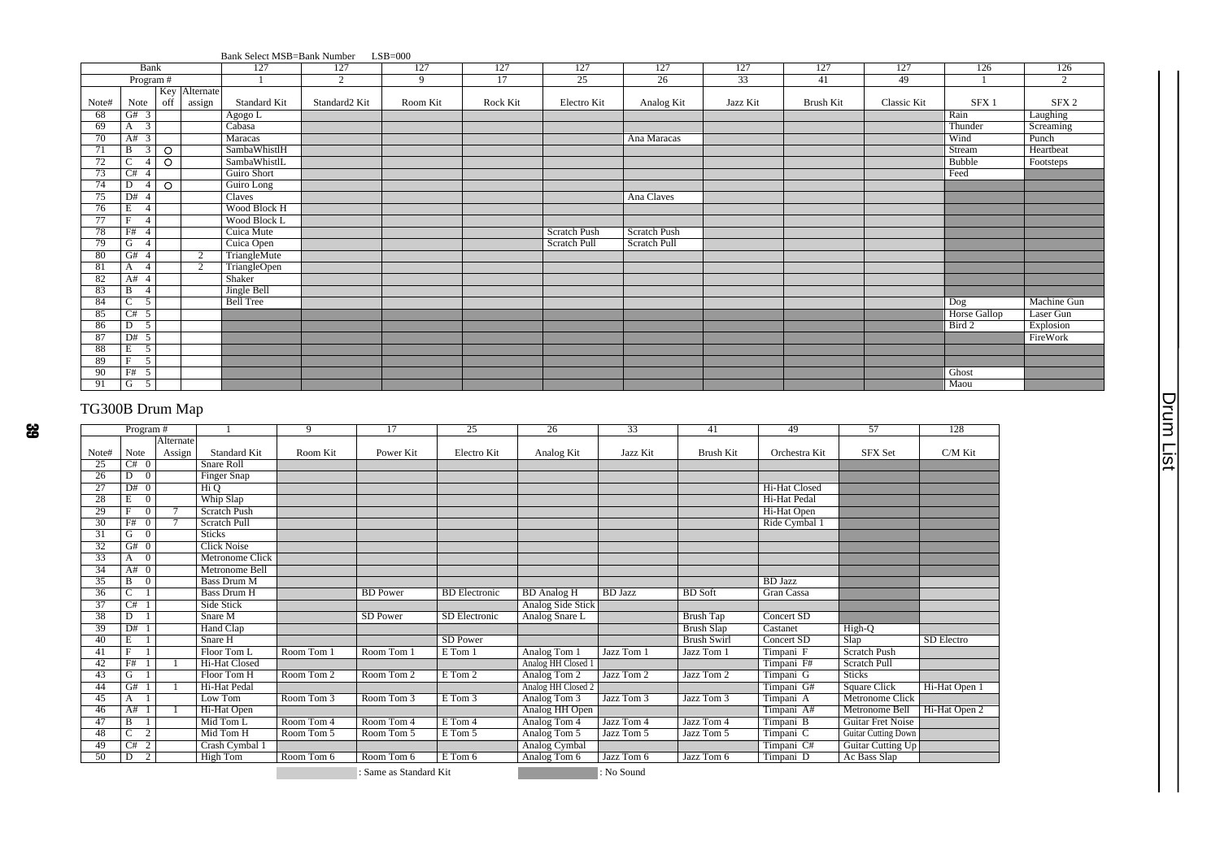Bank Select MSB=Bank Number LSB=000

| Bank | | | | 127 | 127 | 127 | 127 | 127 | 127 | 127 | 127 | 127 | 126 | 126 |
|---|---|---|---|---|---|---|---|---|---|---|---|---|---|---|
| Program # | | | | 1 | 2 | 9 | 17 | 25 | 26 | 33 | 41 | 49 | 1 | 2 |
| Note# | Note | Key off | Alternate assign | Standard Kit | Standard2 Kit | Room Kit | Rock Kit | Electro Kit | Analog Kit | Jazz Kit | Brush Kit | Classic Kit | SFX 1 | SFX 2 |
| 68 | G# 3 | | | Agogo L | | | | | | | | | Rain | Laughing |
| 69 | A 3 | | | Cabasa | | | | | | | | | Thunder | Screaming |
| 70 | A# 3 | | | Maracas | | | | | Ana Maracas | | | | Wind | Punch |
| 71 | B 3 | O | | SambaWhistlH | | | | | | | | | Stream | Heartbeat |
| 72 | C 4 | O | | SambaWhistlL | | | | | | | | | Bubble | Footsteps |
| 73 | C# 4 | | | Guiro Short | | | | | | | | | Feed | |
| 74 | D 4 | O | | Guiro Long | | | | | | | | | | |
| 75 | D# 4 | | | Claves | | | | | Ana Claves | | | | | |
| 76 | E 4 | | | Wood Block H | | | | | | | | | | |
| 77 | F 4 | | | Wood Block L | | | | | | | | | | |
| 78 | F# 4 | | | Cuica Mute | | | | Scratch Push | Scratch Push | | | | | |
| 79 | G 4 | | | Cuica Open | | | | Scratch Pull | Scratch Pull | | | | | |
| 80 | G# 4 | | 2 | TriangleMute | | | | | | | | | | |
| 81 | A 4 | | 2 | TriangleOpen | | | | | | | | | | |
| 82 | A# 4 | | | Shaker | | | | | | | | | | |
| 83 | B 4 | | | Jingle Bell | | | | | | | | | | |
| 84 | C 5 | | | Bell Tree | | | | | | | | | Dog | Machine Gun |
| 85 | C# 5 | | | | | | | | | | | | Horse Gallop | Laser Gun |
| 86 | D 5 | | | | | | | | | | | | Bird 2 | Explosion |
| 87 | D# 5 | | | | | | | | | | | | | FireWork |
| 88 | E 5 | | | | | | | | | | | | | |
| 89 | F 5 | | | | | | | | | | | | | |
| 90 | F# 5 | | | | | | | | | | | | Ghost | |
| 91 | G 5 | | | | | | | | | | | | Maou | |

## TG300B Drum Map

| Program # | | | 1 | 9 | 17 | 25 | 26 | 33 | 41 | 49 | 57 | 128 |
|---|---|---|---|---|---|---|---|---|---|---|---|---|
| Note# | Note | Alternate Assign | Standard Kit | Room Kit | Power Kit | Electro Kit | Analog Kit | Jazz Kit | Brush Kit | Orchestra Kit | SFX Set | C/M Kit |
| 25 | C# 0 | | Snare Roll | | | | | | | | | |
| 26 | D 0 | | Finger Snap | | | | | | | | | |
| 27 | D# 0 | | Hi Q | | | | | | | Hi-Hat Closed | | |
| 28 | E 0 | | Whip Slap | | | | | | | Hi-Hat Pedal | | |
| 29 | F 0 | 7 | Scratch Push | | | | | | | Hi-Hat Open | | |
| 30 | F# 0 | 7 | Scratch Pull | | | | | | | Ride Cymbal 1 | | |
| 31 | G 0 | | Sticks | | | | | | | | | |
| 32 | G# 0 | | Click Noise | | | | | | | | | |
| 33 | A 0 | | Metronome Click | | | | | | | | | |
| 34 | A# 0 | | Metronome Bell | | | | | | | | | |
| 35 | B 0 | | Bass Drum M | | | | | | | BD Jazz | | |
| 36 | C 1 | | Bass Drum H | | BD Power | BD Electronic | BD Analog H | BD Jazz | BD Soft | Gran Cassa | | |
| 37 | C# 1 | | Side Stick | | | | Analog Side Stick | | | | | |
| 38 | D 1 | | Snare M | | SD Power | SD Electronic | Analog Snare L | | Brush Tap | Concert SD | | |
| 39 | D# 1 | | Hand Clap | | | | | | Brush Slap | Castanet | High-Q | |
| 40 | E 1 | | Snare H | | | SD Power | | | Brush Swirl | Concert SD | Slap | SD Electro |
| 41 | F 1 | | Floor Tom L | Room Tom 1 | Room Tom 1 | E Tom 1 | Analog Tom 1 | Jazz Tom 1 | Jazz Tom 1 | Timpani F | Scratch Push | |
| 42 | F# 1 | 1 | Hi-Hat Closed | | | | Analog HH Closed 1 | | | Timpani F# | Scratch Pull | |
| 43 | G 1 | | Floor Tom H | Room Tom 2 | Room Tom 2 | E Tom 2 | Analog Tom 2 | Jazz Tom 2 | Jazz Tom 2 | Timpani G | Sticks | |
| 44 | G# 1 | 1 | Hi-Hat Pedal | | | | Analog HH Closed 2 | | | Timpani G# | Square Click | Hi-Hat Open 1 |
| 45 | A 1 | | Low Tom | Room Tom 3 | Room Tom 3 | E Tom 3 | Analog Tom 3 | Jazz Tom 3 | Jazz Tom 3 | Timpani A | Metronome Click | |
| 46 | A# 1 | 1 | Hi-Hat Open | | | | Analog HH Open | | | Timpani A# | Metronome Bell | Hi-Hat Open 2 |
| 47 | B 1 | | Mid Tom L | Room Tom 4 | Room Tom 4 | E Tom 4 | Analog Tom 4 | Jazz Tom 4 | Jazz Tom 4 | Timpani B | Guitar Fret Noise | |
| 48 | C 2 | | Mid Tom H | Room Tom 5 | Room Tom 5 | E Tom 5 | Analog Tom 5 | Jazz Tom 5 | Jazz Tom 5 | Timpani C | Guitar Cutting Down | |
| 49 | C# 2 | | Crash Cymbal 1 | | | | Analog Cymbal | | | Timpani C# | Guitar Cutting Up | |
| 50 | D 2 | | High Tom | Room Tom 6 | Room Tom 6 | E Tom 6 | Analog Tom 6 | Jazz Tom 6 | Jazz Tom 6 | Timpani D | Ac Bass Slap | |

(light gray): Same as Standard Kit (dark gray): No Sound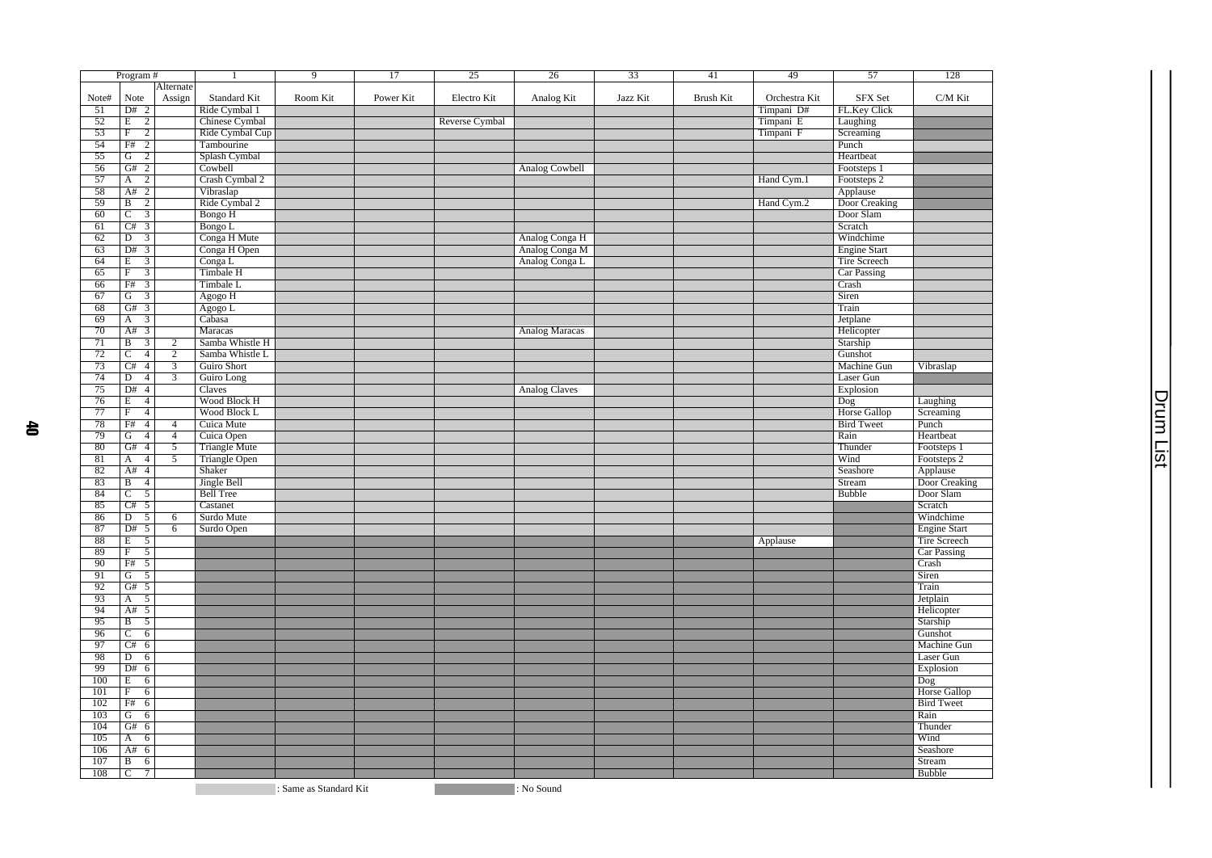# Drum List

| Program # | | | 1 | 9 | 17 | 25 | 26 | 33 | 41 | 49 | 57 | 128 |
|---|---|---|---|---|---|---|---|---|---|---|---|---|
| Note# | Note | Alternate Assign | Standard Kit | Room Kit | Power Kit | Electro Kit | Analog Kit | Jazz Kit | Brush Kit | Orchestra Kit | SFX Set | C/M Kit |
| 51 | D# 2 | | Ride Cymbal 1 | | | | | | | Timpani D# | FL.Key Click | |
| 52 | E 2 | | Chinese Cymbal | | | Reverse Cymbal | | | | Timpani E | Laughing | |
| 53 | F 2 | | Ride Cymbal Cup | | | | | | | Timpani F | Screaming | |
| 54 | F# 2 | | Tambourine | | | | | | | | Punch | |
| 55 | G 2 | | Splash Cymbal | | | | | | | | Heartbeat | |
| 56 | G# 2 | | Cowbell | | | | Analog Cowbell | | | | Footsteps 1 | |
| 57 | A 2 | | Crash Cymbal 2 | | | | | | | Hand Cym.1 | Footsteps 2 | |
| 58 | A# 2 | | Vibraslap | | | | | | | | Applause | |
| 59 | B 2 | | Ride Cymbal 2 | | | | | | | Hand Cym.2 | Door Creaking | |
| 60 | C 3 | | Bongo H | | | | | | | | Door Slam | |
| 61 | C# 3 | | Bongo L | | | | | | | | Scratch | |
| 62 | D 3 | | Conga H Mute | | | | Analog Conga H | | | | Windchime | |
| 63 | D# 3 | | Conga H Open | | | | Analog Conga M | | | | Engine Start | |
| 64 | E 3 | | Conga L | | | | Analog Conga L | | | | Tire Screech | |
| 65 | F 3 | | Timbale H | | | | | | | | Car Passing | |
| 66 | F# 3 | | Timbale L | | | | | | | | Crash | |
| 67 | G 3 | | Agogo H | | | | | | | | Siren | |
| 68 | G# 3 | | Agogo L | | | | | | | | Train | |
| 69 | A 3 | | Cabasa | | | | | | | | Jetplane | |
| 70 | A# 3 | | Maracas | | | | Analog Maracas | | | | Helicopter | |
| 71 | B 3 | 2 | Samba Whistle H | | | | | | | | Starship | |
| 72 | C 4 | 2 | Samba Whistle L | | | | | | | | Gunshot | |
| 73 | C# 4 | 3 | Guiro Short | | | | | | | | Machine Gun | Vibraslap |
| 74 | D 4 | 3 | Guiro Long | | | | | | | | Laser Gun | |
| 75 | D# 4 | | Claves | | | | Analog Claves | | | | Explosion | |
| 76 | E 4 | | Wood Block H | | | | | | | | Dog | Laughing |
| 77 | F 4 | | Wood Block L | | | | | | | | Horse Gallop | Screaming |
| 78 | F# 4 | 4 | Cuica Mute | | | | | | | | Bird Tweet | Punch |
| 79 | G 4 | 4 | Cuica Open | | | | | | | | Rain | Heartbeat |
| 80 | G# 4 | 5 | Triangle Mute | | | | | | | | Thunder | Footsteps 1 |
| 81 | A 4 | 5 | Triangle Open | | | | | | | | Wind | Footsteps 2 |
| 82 | A# 4 | | Shaker | | | | | | | | Seashore | Applause |
| 83 | B 4 | | Jingle Bell | | | | | | | | Stream | Door Creaking |
| 84 | C 5 | | Bell Tree | | | | | | | | Bubble | Door Slam |
| 85 | C# 5 | | Castanet | | | | | | | | | Scratch |
| 86 | D 5 | 6 | Surdo Mute | | | | | | | | | Windchime |
| 87 | D# 5 | 6 | Surdo Open | | | | | | | | | Engine Start |
| 88 | E 5 | | | | | | | | | Applause | | Tire Screech |
| 89 | F 5 | | | | | | | | | | | Car Passing |
| 90 | F# 5 | | | | | | | | | | | Crash |
| 91 | G 5 | | | | | | | | | | | Siren |
| 92 | G# 5 | | | | | | | | | | | Train |
| 93 | A 5 | | | | | | | | | | | Jetplain |
| 94 | A# 5 | | | | | | | | | | | Helicopter |
| 95 | B 5 | | | | | | | | | | | Starship |
| 96 | C 6 | | | | | | | | | | | Gunshot |
| 97 | C# 6 | | | | | | | | | | | Machine Gun |
| 98 | D 6 | | | | | | | | | | | Laser Gun |
| 99 | D# 6 | | | | | | | | | | | Explosion |
| 100 | E 6 | | | | | | | | | | | Dog |
| 101 | F 6 | | | | | | | | | | | Horse Gallop |
| 102 | F# 6 | | | | | | | | | | | Bird Tweet |
| 103 | G 6 | | | | | | | | | | | Rain |
| 104 | G# 6 | | | | | | | | | | | Thunder |
| 105 | A 6 | | | | | | | | | | | Wind |
| 106 | A# 6 | | | | | | | | | | | Seashore |
| 107 | B 6 | | | | | | | | | | | Stream |
| 108 | C 7 | | | | | | | | | | | Bubble |

(light shading): Same as Standard Kit    (dark shading): No Sound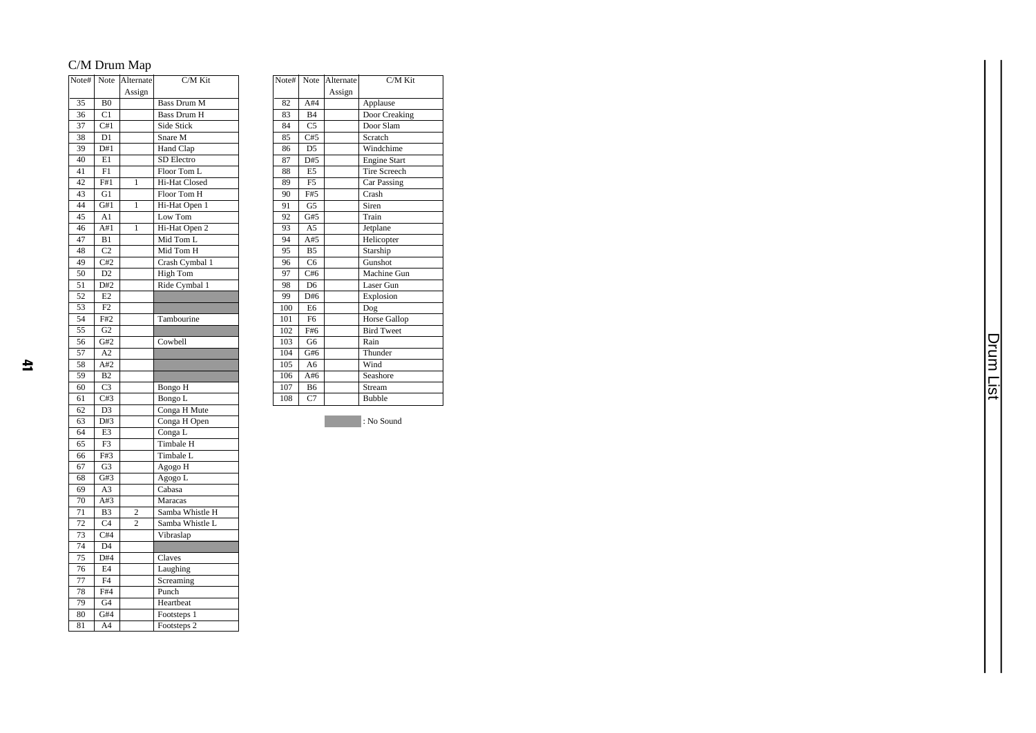## C/M Drum Map

| Note# | Note | Alternate Assign | C/M Kit |
|---|---|---|---|
| 35 | B0 | | Bass Drum M |
| 36 | C1 | | Bass Drum H |
| 37 | C#1 | | Side Stick |
| 38 | D1 | | Snare M |
| 39 | D#1 | | Hand Clap |
| 40 | E1 | | SD Electro |
| 41 | F1 | | Floor Tom L |
| 42 | F#1 | 1 | Hi-Hat Closed |
| 43 | G1 | | Floor Tom H |
| 44 | G#1 | 1 | Hi-Hat Open 1 |
| 45 | A1 | | Low Tom |
| 46 | A#1 | 1 | Hi-Hat Open 2 |
| 47 | B1 | | Mid Tom L |
| 48 | C2 | | Mid Tom H |
| 49 | C#2 | | Crash Cymbal 1 |
| 50 | D2 | | High Tom |
| 51 | D#2 | | Ride Cymbal 1 |
| 52 | E2 | | |
| 53 | F2 | | |
| 54 | F#2 | | Tambourine |
| 55 | G2 | | |
| 56 | G#2 | | Cowbell |
| 57 | A2 | | |
| 58 | A#2 | | |
| 59 | B2 | | |
| 60 | C3 | | Bongo H |
| 61 | C#3 | | Bongo L |
| 62 | D3 | | Conga H Mute |
| 63 | D#3 | | Conga H Open |
| 64 | E3 | | Conga L |
| 65 | F3 | | Timbale H |
| 66 | F#3 | | Timbale L |
| 67 | G3 | | Agogo H |
| 68 | G#3 | | Agogo L |
| 69 | A3 | | Cabasa |
| 70 | A#3 | | Maracas |
| 71 | B3 | 2 | Samba Whistle H |
| 72 | C4 | 2 | Samba Whistle L |
| 73 | C#4 | | Vibraslap |
| 74 | D4 | | |
| 75 | D#4 | | Claves |
| 76 | E4 | | Laughing |
| 77 | F4 | | Screaming |
| 78 | F#4 | | Punch |
| 79 | G4 | | Heartbeat |
| 80 | G#4 | | Footsteps 1 |
| 81 | A4 | | Footsteps 2 |
| 82 | A#4 | | Applause |
| 83 | B4 | | Door Creaking |
| 84 | C5 | | Door Slam |
| 85 | C#5 | | Scratch |
| 86 | D5 | | Windchime |
| 87 | D#5 | | Engine Start |
| 88 | E5 | | Tire Screech |
| 89 | F5 | | Car Passing |
| 90 | F#5 | | Crash |
| 91 | G5 | | Siren |
| 92 | G#5 | | Train |
| 93 | A5 | | Jetplane |
| 94 | A#5 | | Helicopter |
| 95 | B5 | | Starship |
| 96 | C6 | | Gunshot |
| 97 | C#6 | | Machine Gun |
| 98 | D6 | | Laser Gun |
| 99 | D#6 | | Explosion |
| 100 | E6 | | Dog |
| 101 | F6 | | Horse Gallop |
| 102 | F#6 | | Bird Tweet |
| 103 | G6 | | Rain |
| 104 | G#6 | | Thunder |
| 105 | A6 | | Wind |
| 106 | A#6 | | Seashore |
| 107 | B6 | | Stream |
| 108 | C7 | | Bubble |

(shaded cell) : No Sound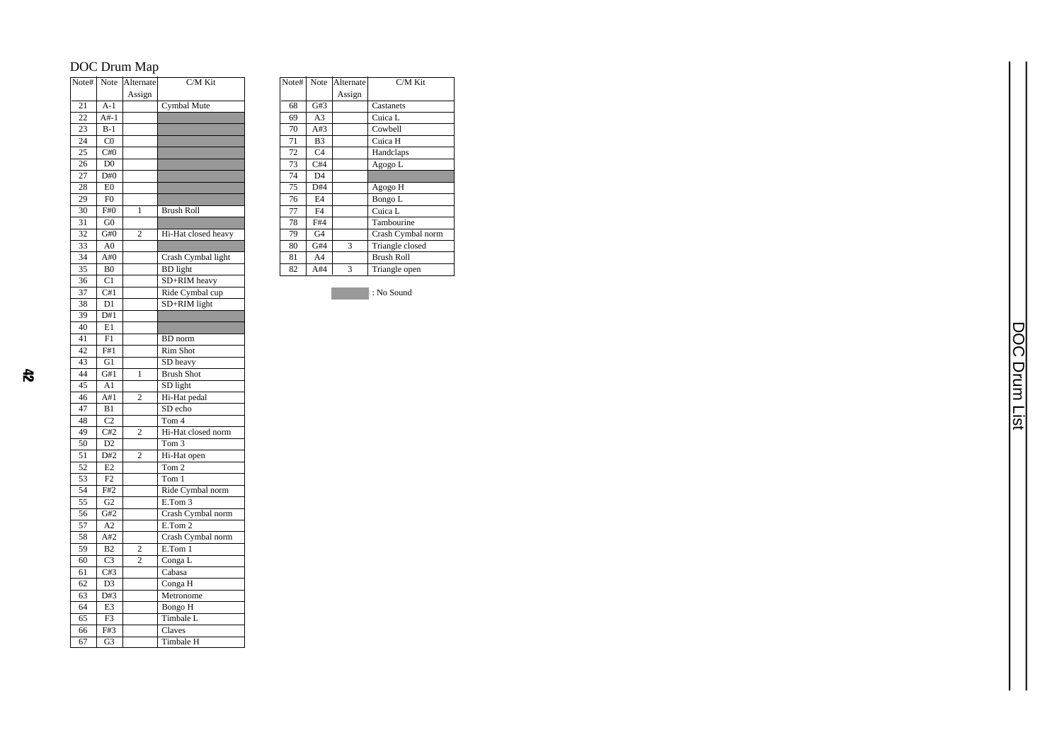# DOC Drum Map

| Note# | Note | Alternate Assign | C/M Kit |
|---|---|---|---|
| 21 | A-1 | | Cymbal Mute |
| 22 | A#-1 | | |
| 23 | B-1 | | |
| 24 | C0 | | |
| 25 | C#0 | | |
| 26 | D0 | | |
| 27 | D#0 | | |
| 28 | E0 | | |
| 29 | F0 | | |
| 30 | F#0 | 1 | Brush Roll |
| 31 | G0 | | |
| 32 | G#0 | 2 | Hi-Hat closed heavy |
| 33 | A0 | | |
| 34 | A#0 | | Crash Cymbal light |
| 35 | B0 | | BD light |
| 36 | C1 | | SD+RIM heavy |
| 37 | C#1 | | Ride Cymbal cup |
| 38 | D1 | | SD+RIM light |
| 39 | D#1 | | |
| 40 | E1 | | |
| 41 | F1 | | BD norm |
| 42 | F#1 | | Rim Shot |
| 43 | G1 | | SD heavy |
| 44 | G#1 | 1 | Brush Shot |
| 45 | A1 | | SD light |
| 46 | A#1 | 2 | Hi-Hat pedal |
| 47 | B1 | | SD echo |
| 48 | C2 | | Tom 4 |
| 49 | C#2 | 2 | Hi-Hat closed norm |
| 50 | D2 | | Tom 3 |
| 51 | D#2 | 2 | Hi-Hat open |
| 52 | E2 | | Tom 2 |
| 53 | F2 | | Tom 1 |
| 54 | F#2 | | Ride Cymbal norm |
| 55 | G2 | | E.Tom 3 |
| 56 | G#2 | | Crash Cymbal norm |
| 57 | A2 | | E.Tom 2 |
| 58 | A#2 | | Crash Cymbal norm |
| 59 | B2 | 2 | E.Tom 1 |
| 60 | C3 | 2 | Conga L |
| 61 | C#3 | | Cabasa |
| 62 | D3 | | Conga H |
| 63 | D#3 | | Metronome |
| 64 | E3 | | Bongo H |
| 65 | F3 | | Timbale L |
| 66 | F#3 | | Claves |
| 67 | G3 | | Timbale H |
| 68 | G#3 | | Castanets |
| 69 | A3 | | Cuica L |
| 70 | A#3 | | Cowbell |
| 71 | B3 | | Cuica H |
| 72 | C4 | | Handclaps |
| 73 | C#4 | | Agogo L |
| 74 | D4 | | |
| 75 | D#4 | | Agogo H |
| 76 | E4 | | Bongo L |
| 77 | F4 | | Cuica L |
| 78 | F#4 | | Tambourine |
| 79 | G4 | | Crash Cymbal norm |
| 80 | G#4 | 3 | Triangle closed |
| 81 | A4 | | Brush Roll |
| 82 | A#4 | 3 | Triangle open |

(shaded) : No Sound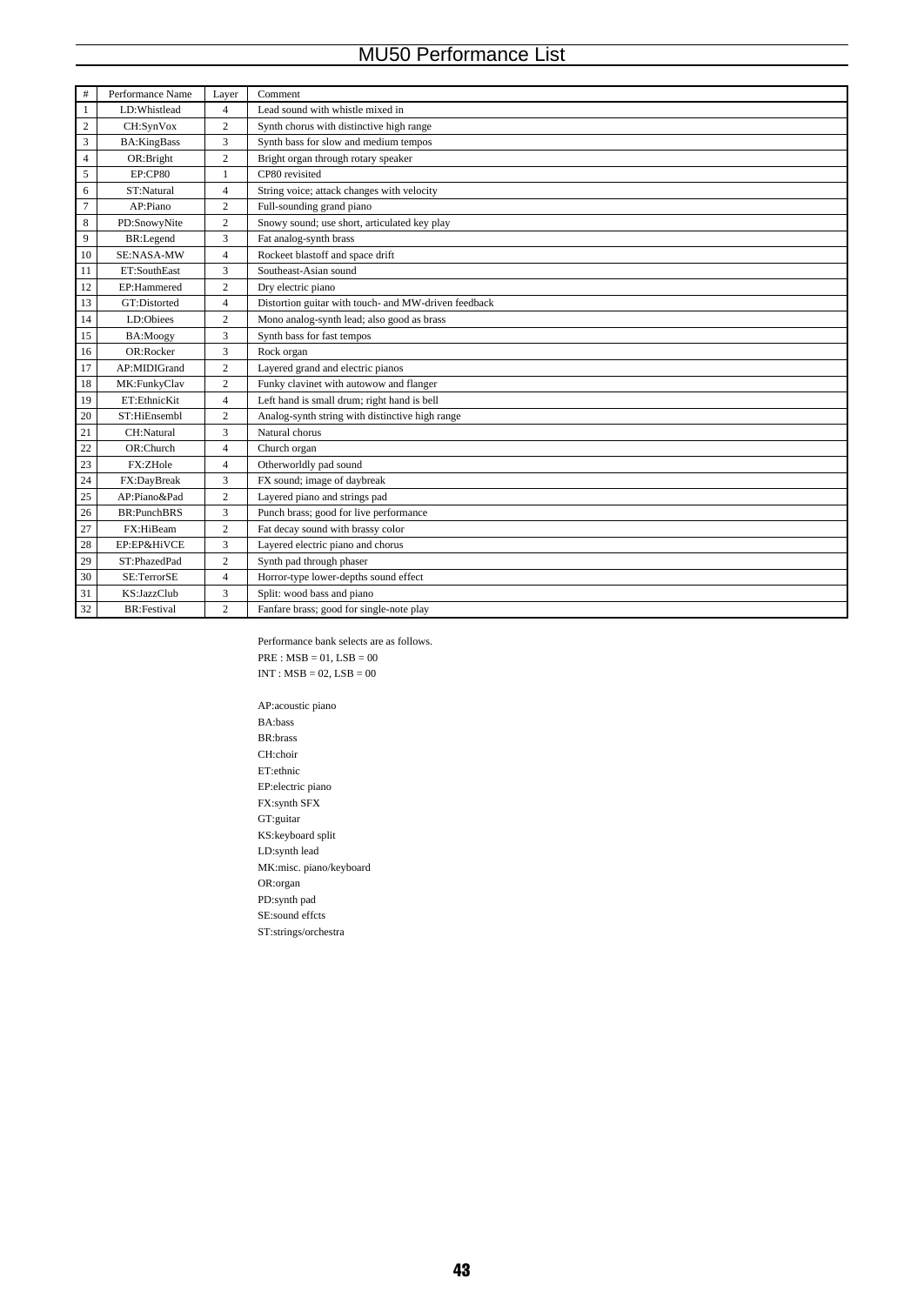# MU50 Performance List

| # | Performance Name | Layer | Comment |
|---|---|---|---|
| 1 | LD:Whistlead | 4 | Lead sound with whistle mixed in |
| 2 | CH:SynVox | 2 | Synth chorus with distinctive high range |
| 3 | BA:KingBass | 3 | Synth bass for slow and medium tempos |
| 4 | OR:Bright | 2 | Bright organ through rotary speaker |
| 5 | EP:CP80 | 1 | CP80 revisited |
| 6 | ST:Natural | 4 | String voice; attack changes with velocity |
| 7 | AP:Piano | 2 | Full-sounding grand piano |
| 8 | PD:SnowyNite | 2 | Snowy sound; use short, articulated key play |
| 9 | BR:Legend | 3 | Fat analog-synth brass |
| 10 | SE:NASA-MW | 4 | Rockeet blastoff and space drift |
| 11 | ET:SouthEast | 3 | Southeast-Asian sound |
| 12 | EP:Hammered | 2 | Dry electric piano |
| 13 | GT:Distorted | 4 | Distortion guitar with touch- and MW-driven feedback |
| 14 | LD:Obiees | 2 | Mono analog-synth lead; also good as brass |
| 15 | BA:Moogy | 3 | Synth bass for fast tempos |
| 16 | OR:Rocker | 3 | Rock organ |
| 17 | AP:MIDIGrand | 2 | Layered grand and electric pianos |
| 18 | MK:FunkyClav | 2 | Funky clavinet with autowow and flanger |
| 19 | ET:EthnicKit | 4 | Left hand is small drum; right hand is bell |
| 20 | ST:HiEnsembl | 2 | Analog-synth string with distinctive high range |
| 21 | CH:Natural | 3 | Natural chorus |
| 22 | OR:Church | 4 | Church organ |
| 23 | FX:ZHole | 4 | Otherworldly pad sound |
| 24 | FX:DayBreak | 3 | FX sound; image of daybreak |
| 25 | AP:Piano&Pad | 2 | Layered piano and strings pad |
| 26 | BR:PunchBRS | 3 | Punch brass; good for live performance |
| 27 | FX:HiBeam | 2 | Fat decay sound with brassy color |
| 28 | EP:EP&HiVCE | 3 | Layered electric piano and chorus |
| 29 | ST:PhazedPad | 2 | Synth pad through phaser |
| 30 | SE:TerrorSE | 4 | Horror-type lower-depths sound effect |
| 31 | KS:JazzClub | 3 | Split: wood bass and piano |
| 32 | BR:Festival | 2 | Fanfare brass; good for single-note play |

Performance bank selects are as follows.
PRE : MSB = 01, LSB = 00
INT : MSB = 02, LSB = 00

AP:acoustic piano
BA:bass
BR:brass
CH:choir
ET:ethnic
EP:electric piano
FX:synth SFX
GT:guitar
KS:keyboard split
LD:synth lead
MK:misc. piano/keyboard
OR:organ
PD:synth pad
SE:sound effcts
ST:strings/orchestra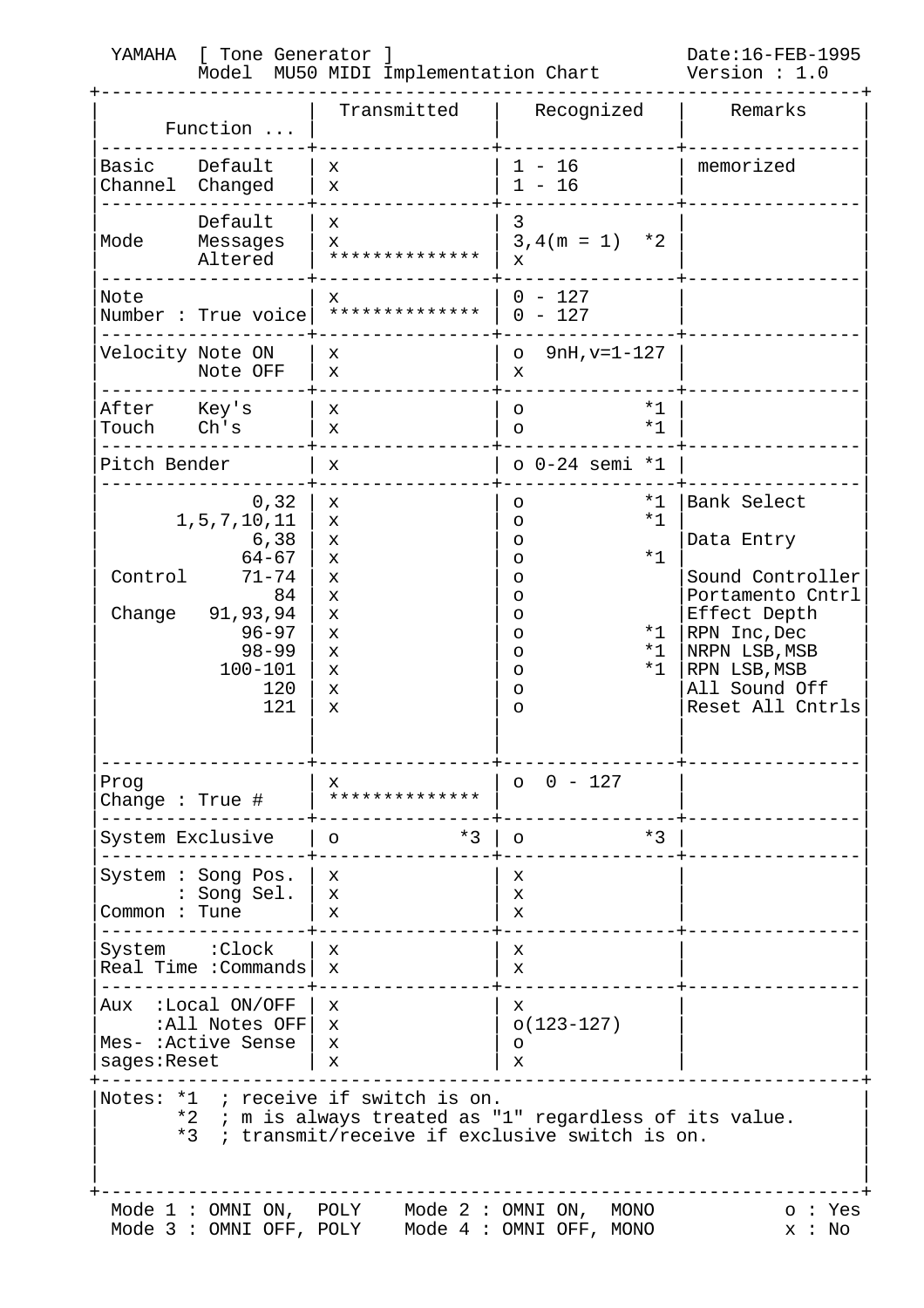YAMAHA [ Tone Generator ] Date:16-FEB-1995
Model MU50 MIDI Implementation Chart Version : 1.0

| Function ... | | Transmitted | Recognized | Remarks |
|---|---|---|---|---|
| Basic Channel | Default | x | 1 - 16 | memorized |
| | Changed | x | 1 - 16 | |
| Mode | Default | x | 3 | |
| | Messages | x | 3,4(m = 1) *2 | |
| | Altered | ************** | x | |
| Note Number : | True voice | x<br>************** | 0 - 127<br>0 - 127 | |
| Velocity | Note ON | x | o 9nH,v=1-127 | |
| | Note OFF | x | x | |
| After Touch | Key's | x | o *1 | |
| | Ch's | x | o *1 | |
| Pitch Bender | | x | o 0-24 semi *1 | |
| Control Change | 0,32 | x | o *1 | Bank Select |
| | 1,5,7,10,11 | x | o *1 | |
| | 6,38 | x | o | Data Entry |
| | 64-67 | x | o *1 | |
| | 71-74 | x | o | Sound Controller |
| | 84 | x | o | Portamento Cntrl |
| | 91,93,94 | x | o | Effect Depth |
| | 96-97 | x | o *1 | RPN Inc,Dec |
| | 98-99 | x | o *1 | NRPN LSB,MSB |
| | 100-101 | x | o *1 | RPN LSB,MSB |
| | 120 | x | o | All Sound Off |
| | 121 | x | o | Reset All Cntrls |
| Prog Change : | True # | x<br>************** | o 0 - 127 | |
| System Exclusive | | o *3 | o *3 | |
| System Common | : Song Pos. | x | x | |
| | : Song Sel. | x | x | |
| | : Tune | x | x | |
| System Real Time | :Clock | x | x | |
| | :Commands | x | x | |
| Aux Mes-sages | :Local ON/OFF | x | x | |
| | :All Notes OFF | x | o(123-127) | |
| | :Active Sense | x | o | |
| | :Reset | x | x | |

Notes: *1 ; receive if switch is on.
*2 ; m is always treated as "1" regardless of its value.
*3 ; transmit/receive if exclusive switch is on.

Mode 1 : OMNI ON, POLY    Mode 2 : OMNI ON, MONO    o : Yes
Mode 3 : OMNI OFF, POLY    Mode 4 : OMNI OFF, MONO    x : No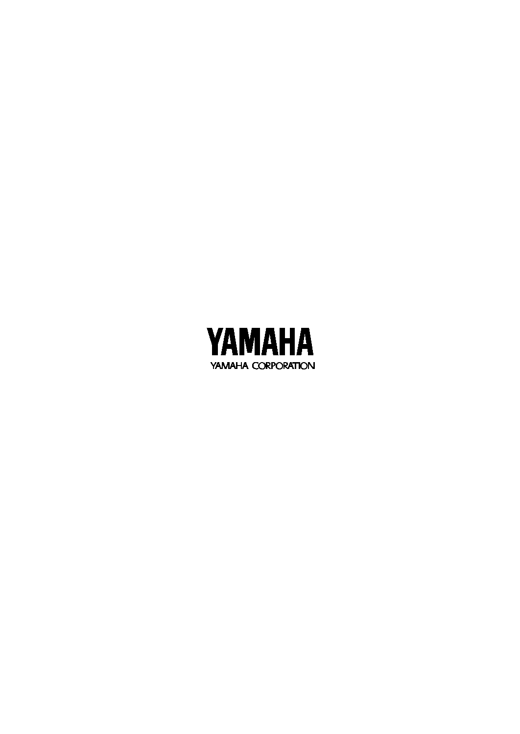YAMAHA

YAMAHA CORPORATION